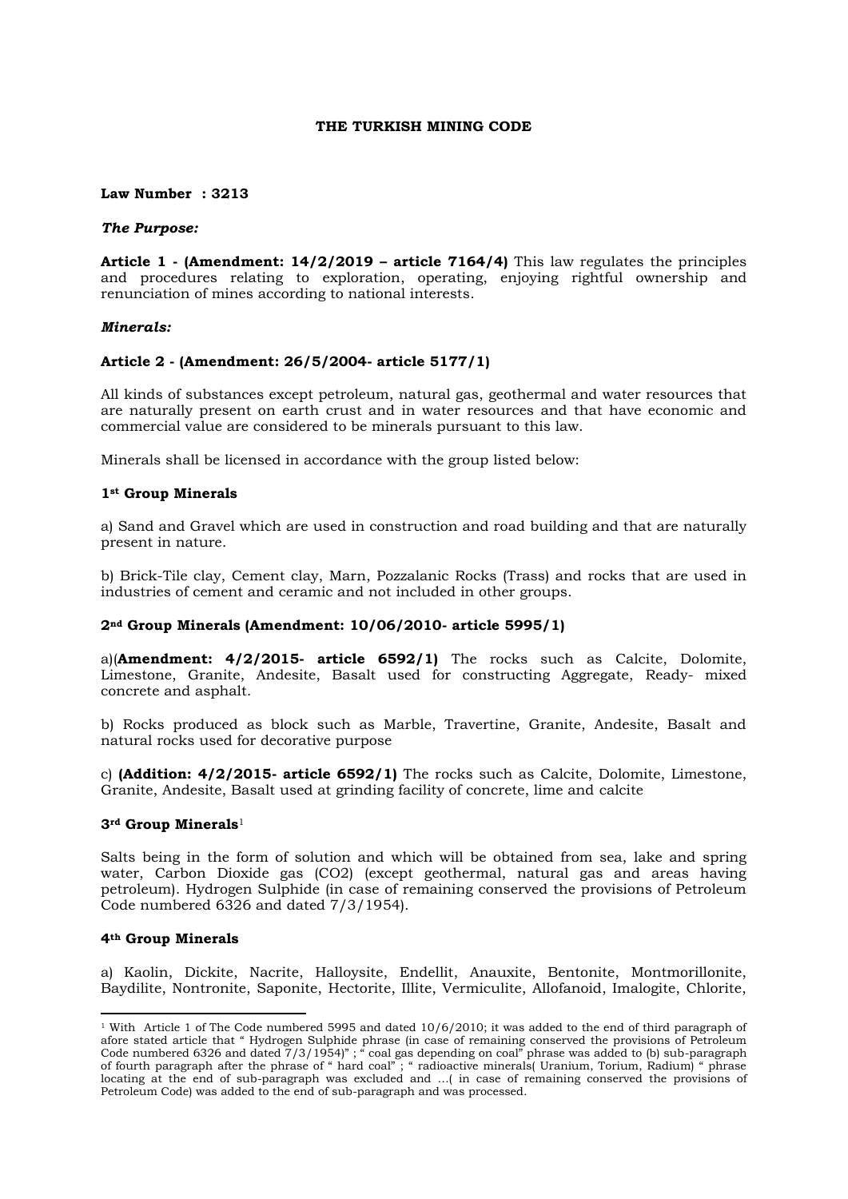# THE TURKISH MINING CODE

**Law Number : 3213**

***The Purpose:***

**Article 1 - (Amendment: 14/2/2019 – article 7164/4)** This law regulates the principles and procedures relating to exploration, operating, enjoying rightful ownership and renunciation of mines according to national interests.

***Minerals:***

**Article 2 - (Amendment: 26/5/2004- article 5177/1)**

All kinds of substances except petroleum, natural gas, geothermal and water resources that are naturally present on earth crust and in water resources and that have economic and commercial value are considered to be minerals pursuant to this law.

Minerals shall be licensed in accordance with the group listed below:

**1st Group Minerals**

a) Sand and Gravel which are used in construction and road building and that are naturally present in nature.

b) Brick-Tile clay, Cement clay, Marn, Pozzalanic Rocks (Trass) and rocks that are used in industries of cement and ceramic and not included in other groups.

**2nd Group Minerals (Amendment: 10/06/2010- article 5995/1)**

a)(**Amendment: 4/2/2015- article 6592/1)** The rocks such as Calcite, Dolomite, Limestone, Granite, Andesite, Basalt used for constructing Aggregate, Ready- mixed concrete and asphalt.

b) Rocks produced as block such as Marble, Travertine, Granite, Andesite, Basalt and natural rocks used for decorative purpose

c) **(Addition: 4/2/2015- article 6592/1)** The rocks such as Calcite, Dolomite, Limestone, Granite, Andesite, Basalt used at grinding facility of concrete, lime and calcite

**3rd Group Minerals**[1]

Salts being in the form of solution and which will be obtained from sea, lake and spring water, Carbon Dioxide gas (CO2) (except geothermal, natural gas and areas having petroleum). Hydrogen Sulphide (in case of remaining conserved the provisions of Petroleum Code numbered 6326 and dated 7/3/1954).

**4th Group Minerals**

a) Kaolin, Dickite, Nacrite, Halloysite, Endellit, Anauxite, Bentonite, Montmorillonite, Baydilite, Nontronite, Saponite, Hectorite, Illite, Vermiculite, Allofanoid, Imalogite, Chlorite,

---

[1] With Article 1 of The Code numbered 5995 and dated 10/6/2010; it was added to the end of third paragraph of afore stated article that " Hydrogen Sulphide phrase (in case of remaining conserved the provisions of Petroleum Code numbered 6326 and dated 7/3/1954)" ; " coal gas depending on coal" phrase was added to (b) sub-paragraph of fourth paragraph after the phrase of " hard coal" ; " radioactive minerals( Uranium, Torium, Radium) " phrase locating at the end of sub-paragraph was excluded and …( in case of remaining conserved the provisions of Petroleum Code) was added to the end of sub-paragraph and was processed.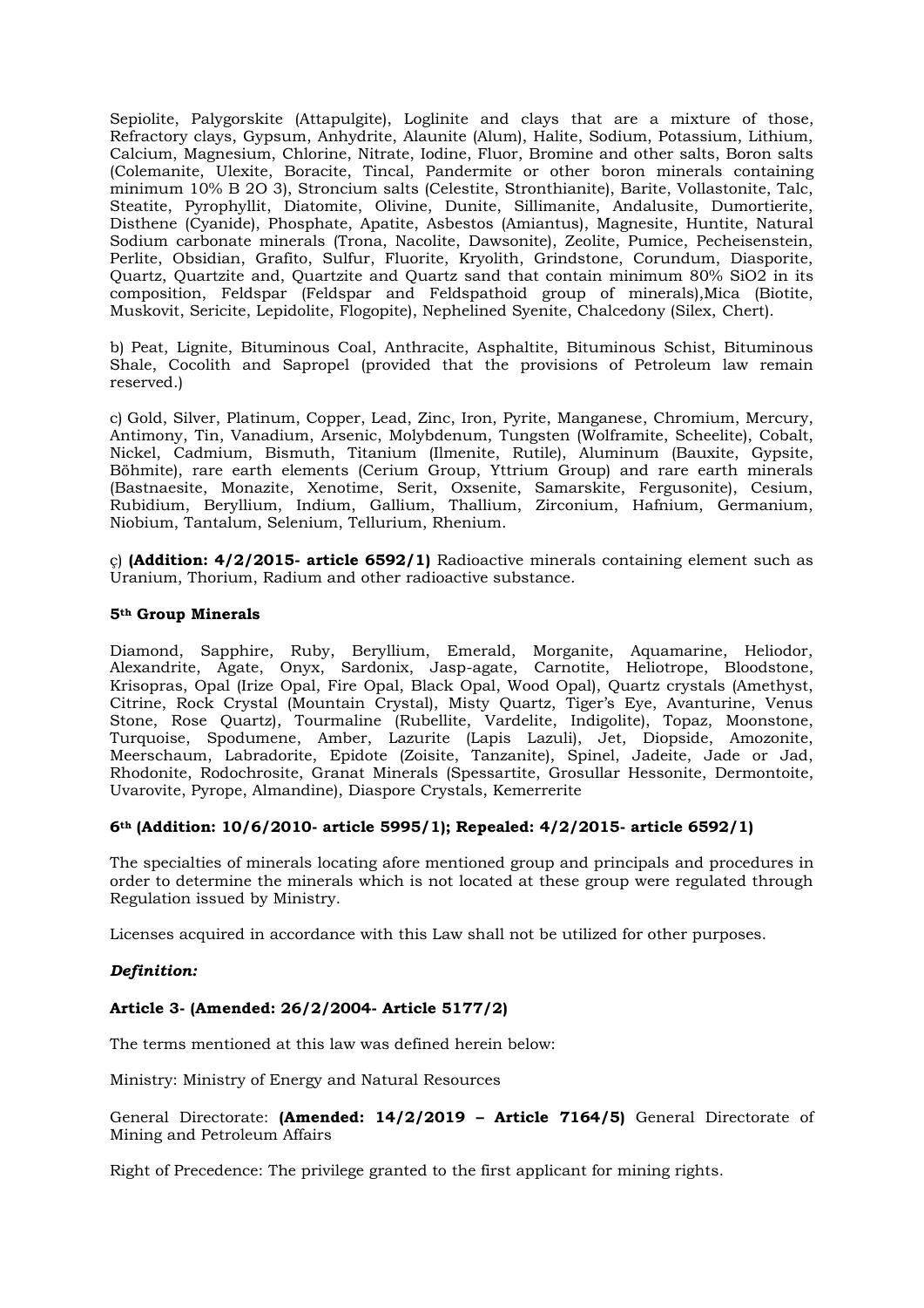Sepiolite, Palygorskite (Attapulgite), Loglinite and clays that are a mixture of those, Refractory clays, Gypsum, Anhydrite, Alaunite (Alum), Halite, Sodium, Potassium, Lithium, Calcium, Magnesium, Chlorine, Nitrate, Iodine, Fluor, Bromine and other salts, Boron salts (Colemanite, Ulexite, Boracite, Tincal, Pandermite or other boron minerals containing minimum 10% B 2O 3), Stroncium salts (Celestite, Stronthianite), Barite, Vollastonite, Talc, Steatite, Pyrophyllit, Diatomite, Olivine, Dunite, Sillimanite, Andalusite, Dumortierite, Disthene (Cyanide), Phosphate, Apatite, Asbestos (Amiantus), Magnesite, Huntite, Natural Sodium carbonate minerals (Trona, Nacolite, Dawsonite), Zeolite, Pumice, Pecheisenstein, Perlite, Obsidian, Grafito, Sulfur, Fluorite, Kryolith, Grindstone, Corundum, Diasporite, Quartz, Quartzite and, Quartzite and Quartz sand that contain minimum 80% SiO2 in its composition, Feldspar (Feldspar and Feldspathoid group of minerals),Mica (Biotite, Muskovit, Sericite, Lepidolite, Flogopite), Nephelined Syenite, Chalcedony (Silex, Chert).

b) Peat, Lignite, Bituminous Coal, Anthracite, Asphaltite, Bituminous Schist, Bituminous Shale, Cocolith and Sapropel (provided that the provisions of Petroleum law remain reserved.)

c) Gold, Silver, Platinum, Copper, Lead, Zinc, Iron, Pyrite, Manganese, Chromium, Mercury, Antimony, Tin, Vanadium, Arsenic, Molybdenum, Tungsten (Wolframite, Scheelite), Cobalt, Nickel, Cadmium, Bismuth, Titanium (Ilmenite, Rutile), Aluminum (Bauxite, Gypsite, Böhmite), rare earth elements (Cerium Group, Yttrium Group) and rare earth minerals (Bastnaesite, Monazite, Xenotime, Serit, Oxsenite, Samarskite, Fergusonite), Cesium, Rubidium, Beryllium, Indium, Gallium, Thallium, Zirconium, Hafnium, Germanium, Niobium, Tantalum, Selenium, Tellurium, Rhenium.

ç) **(Addition: 4/2/2015- article 6592/1)** Radioactive minerals containing element such as Uranium, Thorium, Radium and other radioactive substance.

**5th Group Minerals**

Diamond, Sapphire, Ruby, Beryllium, Emerald, Morganite, Aquamarine, Heliodor, Alexandrite, Agate, Onyx, Sardonix, Jasp-agate, Carnotite, Heliotrope, Bloodstone, Krisopras, Opal (Irize Opal, Fire Opal, Black Opal, Wood Opal), Quartz crystals (Amethyst, Citrine, Rock Crystal (Mountain Crystal), Misty Quartz, Tiger's Eye, Avanturine, Venus Stone, Rose Quartz), Tourmaline (Rubellite, Vardelite, Indigolite), Topaz, Moonstone, Turquoise, Spodumene, Amber, Lazurite (Lapis Lazuli), Jet, Diopside, Amozonite, Meerschaum, Labradorite, Epidote (Zoisite, Tanzanite), Spinel, Jadeite, Jade or Jad, Rhodonite, Rodochrosite, Granat Minerals (Spessartite, Grosullar Hessonite, Dermontoite, Uvarovite, Pyrope, Almandine), Diaspore Crystals, Kemererite

**6th (Addition: 10/6/2010- article 5995/1); Repealed: 4/2/2015- article 6592/1)**

The specialties of minerals locating afore mentioned group and principals and procedures in order to determine the minerals which is not located at these group were regulated through Regulation issued by Ministry.

Licenses acquired in accordance with this Law shall not be utilized for other purposes.

***Definition:***

**Article 3- (Amended: 26/2/2004- Article 5177/2)**

The terms mentioned at this law was defined herein below:

Ministry: Ministry of Energy and Natural Resources

General Directorate: **(Amended: 14/2/2019 – Article 7164/5)** General Directorate of Mining and Petroleum Affairs

Right of Precedence: The privilege granted to the first applicant for mining rights.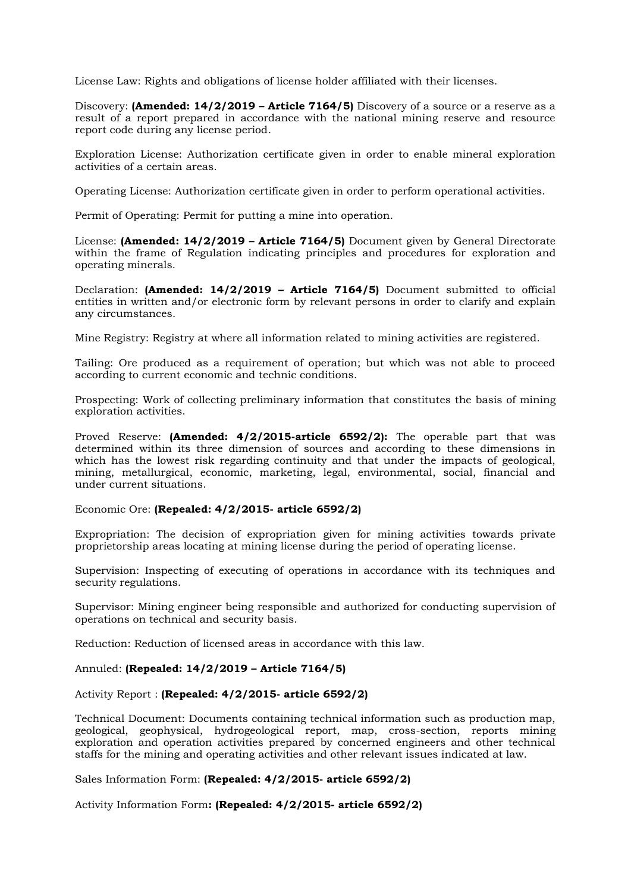License Law: Rights and obligations of license holder affiliated with their licenses.

Discovery: **(Amended: 14/2/2019 – Article 7164/5)** Discovery of a source or a reserve as a result of a report prepared in accordance with the national mining reserve and resource report code during any license period.

Exploration License: Authorization certificate given in order to enable mineral exploration activities of a certain areas.

Operating License: Authorization certificate given in order to perform operational activities.

Permit of Operating: Permit for putting a mine into operation.

License: **(Amended: 14/2/2019 – Article 7164/5)** Document given by General Directorate within the frame of Regulation indicating principles and procedures for exploration and operating minerals.

Declaration: **(Amended: 14/2/2019 – Article 7164/5)** Document submitted to official entities in written and/or electronic form by relevant persons in order to clarify and explain any circumstances.

Mine Registry: Registry at where all information related to mining activities are registered.

Tailing: Ore produced as a requirement of operation; but which was not able to proceed according to current economic and technic conditions.

Prospecting: Work of collecting preliminary information that constitutes the basis of mining exploration activities.

Proved Reserve: **(Amended: 4/2/2015-article 6592/2):** The operable part that was determined within its three dimension of sources and according to these dimensions in which has the lowest risk regarding continuity and that under the impacts of geological, mining, metallurgical, economic, marketing, legal, environmental, social, financial and under current situations.

Economic Ore: **(Repealed: 4/2/2015- article 6592/2)**

Expropriation: The decision of expropriation given for mining activities towards private proprietorship areas locating at mining license during the period of operating license.

Supervision: Inspecting of executing of operations in accordance with its techniques and security regulations.

Supervisor: Mining engineer being responsible and authorized for conducting supervision of operations on technical and security basis.

Reduction: Reduction of licensed areas in accordance with this law.

Annuled: **(Repealed: 14/2/2019 – Article 7164/5)**

Activity Report : **(Repealed: 4/2/2015- article 6592/2)**

Technical Document: Documents containing technical information such as production map, geological, geophysical, hydrogeological report, map, cross-section, reports mining exploration and operation activities prepared by concerned engineers and other technical staffs for the mining and operating activities and other relevant issues indicated at law.

Sales Information Form: **(Repealed: 4/2/2015- article 6592/2)**

Activity Information Form**: (Repealed: 4/2/2015- article 6592/2)**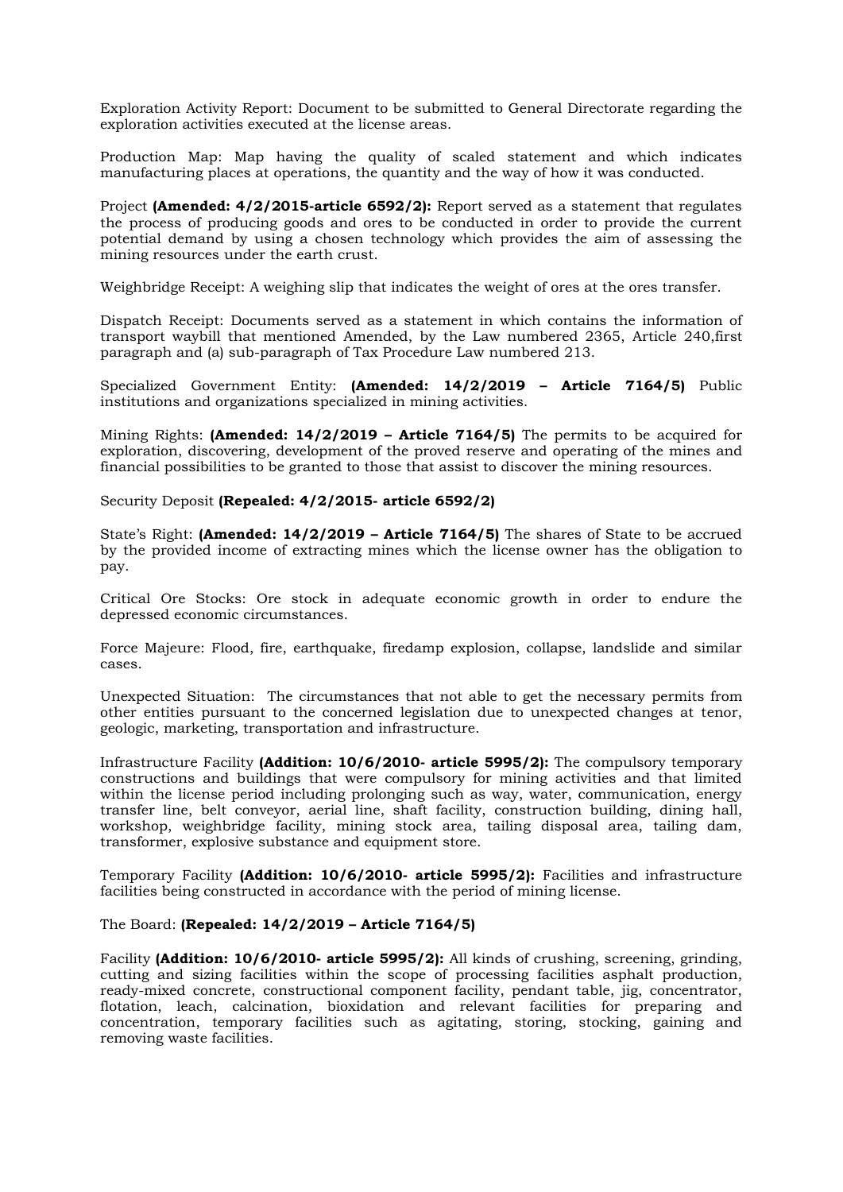Exploration Activity Report: Document to be submitted to General Directorate regarding the exploration activities executed at the license areas.

Production Map: Map having the quality of scaled statement and which indicates manufacturing places at operations, the quantity and the way of how it was conducted.

Project **(Amended: 4/2/2015-article 6592/2):** Report served as a statement that regulates the process of producing goods and ores to be conducted in order to provide the current potential demand by using a chosen technology which provides the aim of assessing the mining resources under the earth crust.

Weighbridge Receipt: A weighing slip that indicates the weight of ores at the ores transfer.

Dispatch Receipt: Documents served as a statement in which contains the information of transport waybill that mentioned Amended, by the Law numbered 2365, Article 240,first paragraph and (a) sub-paragraph of Tax Procedure Law numbered 213.

Specialized Government Entity: **(Amended: 14/2/2019 – Article 7164/5)** Public institutions and organizations specialized in mining activities.

Mining Rights: **(Amended: 14/2/2019 – Article 7164/5)** The permits to be acquired for exploration, discovering, development of the proved reserve and operating of the mines and financial possibilities to be granted to those that assist to discover the mining resources.

Security Deposit **(Repealed: 4/2/2015- article 6592/2)**

State's Right: **(Amended: 14/2/2019 – Article 7164/5)** The shares of State to be accrued by the provided income of extracting mines which the license owner has the obligation to pay.

Critical Ore Stocks: Ore stock in adequate economic growth in order to endure the depressed economic circumstances.

Force Majeure: Flood, fire, earthquake, firedamp explosion, collapse, landslide and similar cases.

Unexpected Situation: The circumstances that not able to get the necessary permits from other entities pursuant to the concerned legislation due to unexpected changes at tenor, geologic, marketing, transportation and infrastructure.

Infrastructure Facility **(Addition: 10/6/2010- article 5995/2):** The compulsory temporary constructions and buildings that were compulsory for mining activities and that limited within the license period including prolonging such as way, water, communication, energy transfer line, belt conveyor, aerial line, shaft facility, construction building, dining hall, workshop, weighbridge facility, mining stock area, tailing disposal area, tailing dam, transformer, explosive substance and equipment store.

Temporary Facility **(Addition: 10/6/2010- article 5995/2):** Facilities and infrastructure facilities being constructed in accordance with the period of mining license.

The Board: **(Repealed: 14/2/2019 – Article 7164/5)**

Facility **(Addition: 10/6/2010- article 5995/2):** All kinds of crushing, screening, grinding, cutting and sizing facilities within the scope of processing facilities asphalt production, ready-mixed concrete, constructional component facility, pendant table, jig, concentrator, flotation, leach, calcination, bioxidation and relevant facilities for preparing and concentration, temporary facilities such as agitating, storing, stocking, gaining and removing waste facilities.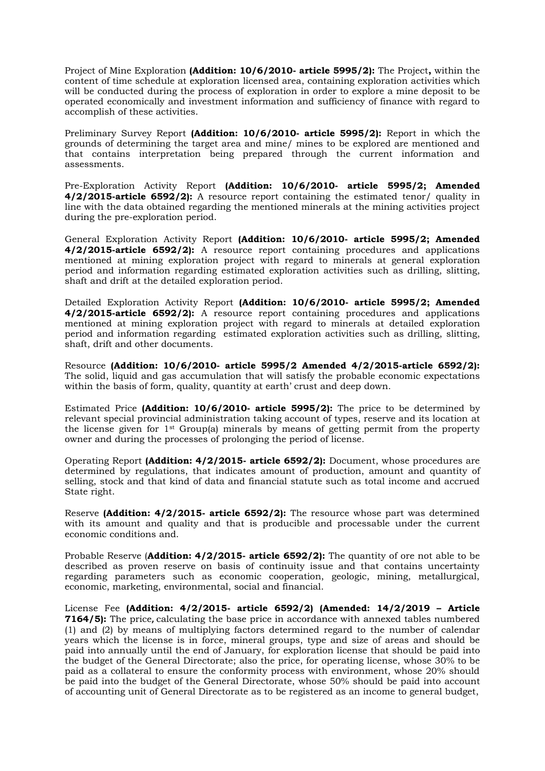Project of Mine Exploration **(Addition: 10/6/2010- article 5995/2):** The Project**,** within the content of time schedule at exploration licensed area, containing exploration activities which will be conducted during the process of exploration in order to explore a mine deposit to be operated economically and investment information and sufficiency of finance with regard to accomplish of these activities.

Preliminary Survey Report **(Addition: 10/6/2010- article 5995/2):** Report in which the grounds of determining the target area and mine/ mines to be explored are mentioned and that contains interpretation being prepared through the current information and assessments.

Pre-Exploration Activity Report **(Addition: 10/6/2010- article 5995/2; Amended 4/2/2015-article 6592/2):** A resource report containing the estimated tenor/ quality in line with the data obtained regarding the mentioned minerals at the mining activities project during the pre-exploration period.

General Exploration Activity Report **(Addition: 10/6/2010- article 5995/2; Amended 4/2/2015-article 6592/2):** A resource report containing procedures and applications mentioned at mining exploration project with regard to minerals at general exploration period and information regarding estimated exploration activities such as drilling, slitting, shaft and drift at the detailed exploration period.

Detailed Exploration Activity Report **(Addition: 10/6/2010- article 5995/2; Amended 4/2/2015-article 6592/2):** A resource report containing procedures and applications mentioned at mining exploration project with regard to minerals at detailed exploration period and information regarding estimated exploration activities such as drilling, slitting, shaft, drift and other documents.

Resource **(Addition: 10/6/2010- article 5995/2 Amended 4/2/2015-article 6592/2):** The solid, liquid and gas accumulation that will satisfy the probable economic expectations within the basis of form, quality, quantity at earth' crust and deep down.

Estimated Price **(Addition: 10/6/2010- article 5995/2):** The price to be determined by relevant special provincial administration taking account of types, reserve and its location at the license given for 1st Group(a) minerals by means of getting permit from the property owner and during the processes of prolonging the period of license.

Operating Report **(Addition: 4/2/2015- article 6592/2):** Document, whose procedures are determined by regulations, that indicates amount of production, amount and quantity of selling, stock and that kind of data and financial statute such as total income and accrued State right.

Reserve **(Addition: 4/2/2015- article 6592/2):** The resource whose part was determined with its amount and quality and that is producible and processable under the current economic conditions and.

Probable Reserve (**Addition: 4/2/2015- article 6592/2):** The quantity of ore not able to be described as proven reserve on basis of continuity issue and that contains uncertainty regarding parameters such as economic cooperation, geologic, mining, metallurgical, economic, marketing, environmental, social and financial.

License Fee **(Addition: 4/2/2015- article 6592/2) (Amended: 14/2/2019 – Article 7164/5):** The price**,** calculating the base price in accordance with annexed tables numbered (1) and (2) by means of multiplying factors determined regard to the number of calendar years which the license is in force, mineral groups, type and size of areas and should be paid into annually until the end of January, for exploration license that should be paid into the budget of the General Directorate; also the price, for operating license, whose 30% to be paid as a collateral to ensure the conformity process with environment, whose 20% should be paid into the budget of the General Directorate, whose 50% should be paid into account of accounting unit of General Directorate as to be registered as an income to general budget,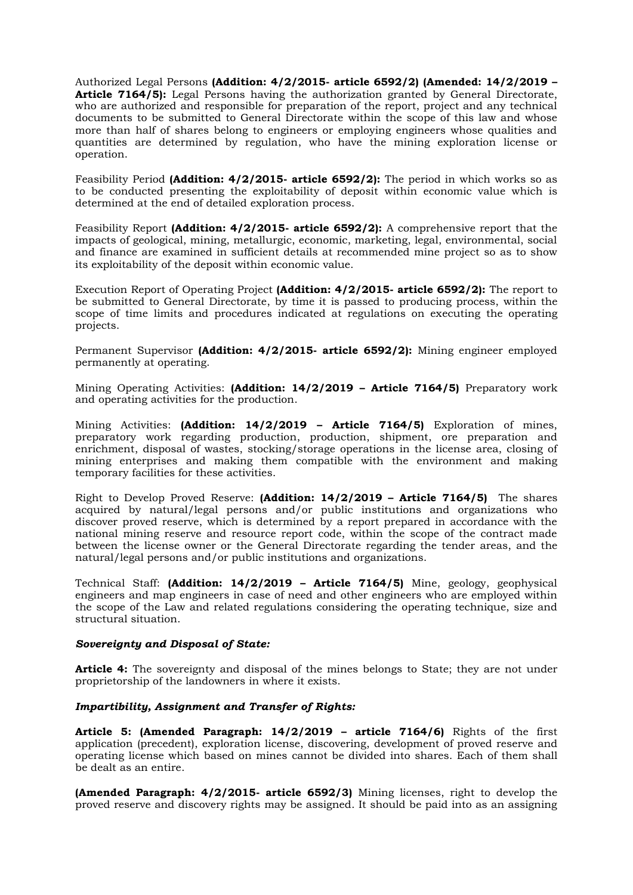Authorized Legal Persons **(Addition: 4/2/2015- article 6592/2) (Amended: 14/2/2019 – Article 7164/5):** Legal Persons having the authorization granted by General Directorate, who are authorized and responsible for preparation of the report, project and any technical documents to be submitted to General Directorate within the scope of this law and whose more than half of shares belong to engineers or employing engineers whose qualities and quantities are determined by regulation, who have the mining exploration license or operation.

Feasibility Period **(Addition: 4/2/2015- article 6592/2):** The period in which works so as to be conducted presenting the exploitability of deposit within economic value which is determined at the end of detailed exploration process.

Feasibility Report **(Addition: 4/2/2015- article 6592/2):** A comprehensive report that the impacts of geological, mining, metallurgic, economic, marketing, legal, environmental, social and finance are examined in sufficient details at recommended mine project so as to show its exploitability of the deposit within economic value.

Execution Report of Operating Project **(Addition: 4/2/2015- article 6592/2):** The report to be submitted to General Directorate, by time it is passed to producing process, within the scope of time limits and procedures indicated at regulations on executing the operating projects.

Permanent Supervisor **(Addition: 4/2/2015- article 6592/2):** Mining engineer employed permanently at operating.

Mining Operating Activities: **(Addition: 14/2/2019 – Article 7164/5)** Preparatory work and operating activities for the production.

Mining Activities: **(Addition: 14/2/2019 – Article 7164/5)** Exploration of mines, preparatory work regarding production, production, shipment, ore preparation and enrichment, disposal of wastes, stocking/storage operations in the license area, closing of mining enterprises and making them compatible with the environment and making temporary facilities for these activities.

Right to Develop Proved Reserve: **(Addition: 14/2/2019 – Article 7164/5)** The shares acquired by natural/legal persons and/or public institutions and organizations who discover proved reserve, which is determined by a report prepared in accordance with the national mining reserve and resource report code, within the scope of the contract made between the license owner or the General Directorate regarding the tender areas, and the natural/legal persons and/or public institutions and organizations.

Technical Staff: **(Addition: 14/2/2019 – Article 7164/5)** Mine, geology, geophysical engineers and map engineers in case of need and other engineers who are employed within the scope of the Law and related regulations considering the operating technique, size and structural situation.

***Sovereignty and Disposal of State:***

**Article 4:** The sovereignty and disposal of the mines belongs to State; they are not under proprietorship of the landowners in where it exists.

***Impartibility, Assignment and Transfer of Rights:***

**Article 5: (Amended Paragraph: 14/2/2019 – article 7164/6)** Rights of the first application (precedent), exploration license, discovering, development of proved reserve and operating license which based on mines cannot be divided into shares. Each of them shall be dealt as an entire.

**(Amended Paragraph: 4/2/2015- article 6592/3)** Mining licenses, right to develop the proved reserve and discovery rights may be assigned. It should be paid into as an assigning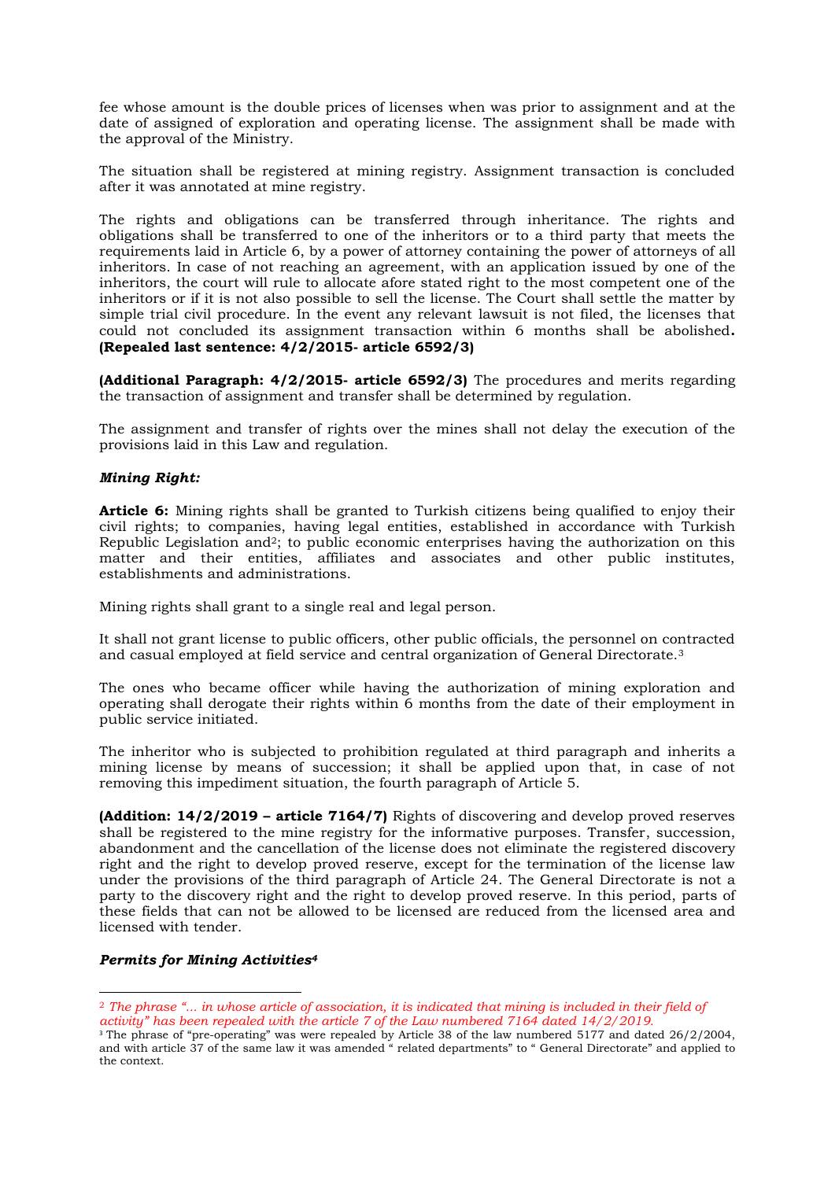fee whose amount is the double prices of licenses when was prior to assignment and at the date of assigned of exploration and operating license. The assignment shall be made with the approval of the Ministry.

The situation shall be registered at mining registry. Assignment transaction is concluded after it was annotated at mine registry.

The rights and obligations can be transferred through inheritance. The rights and obligations shall be transferred to one of the inheritors or to a third party that meets the requirements laid in Article 6, by a power of attorney containing the power of attorneys of all inheritors. In case of not reaching an agreement, with an application issued by one of the inheritors, the court will rule to allocate afore stated right to the most competent one of the inheritors or if it is not also possible to sell the license. The Court shall settle the matter by simple trial civil procedure. In the event any relevant lawsuit is not filed, the licenses that could not concluded its assignment transaction within 6 months shall be abolished**.** **(Repealed last sentence: 4/2/2015- article 6592/3)**

**(Additional Paragraph: 4/2/2015- article 6592/3)** The procedures and merits regarding the transaction of assignment and transfer shall be determined by regulation.

The assignment and transfer of rights over the mines shall not delay the execution of the provisions laid in this Law and regulation.

***Mining Right:***

**Article 6:** Mining rights shall be granted to Turkish citizens being qualified to enjoy their civil rights; to companies, having legal entities, established in accordance with Turkish Republic Legislation and[2]; to public economic enterprises having the authorization on this matter and their entities, affiliates and associates and other public institutes, establishments and administrations.

Mining rights shall grant to a single real and legal person.

It shall not grant license to public officers, other public officials, the personnel on contracted and casual employed at field service and central organization of General Directorate.[3]

The ones who became officer while having the authorization of mining exploration and operating shall derogate their rights within 6 months from the date of their employment in public service initiated.

The inheritor who is subjected to prohibition regulated at third paragraph and inherits a mining license by means of succession; it shall be applied upon that, in case of not removing this impediment situation, the fourth paragraph of Article 5.

**(Addition: 14/2/2019 – article 7164/7)** Rights of discovering and develop proved reserves shall be registered to the mine registry for the informative purposes. Transfer, succession, abandonment and the cancellation of the license does not eliminate the registered discovery right and the right to develop proved reserve, except for the termination of the license law under the provisions of the third paragraph of Article 24. The General Directorate is not a party to the discovery right and the right to develop proved reserve. In this period, parts of these fields that can not be allowed to be licensed are reduced from the licensed area and licensed with tender.

***Permits for Mining Activities[4]***

---

[2] *The phrase "... in whose article of association, it is indicated that mining is included in their field of activity" has been repealed with the article 7 of the Law numbered 7164 dated 14/2/2019.*

[3] The phrase of "pre-operating" was were repealed by Article 38 of the law numbered 5177 and dated 26/2/2004, and with article 37 of the same law it was amended " related departments" to " General Directorate" and applied to the context.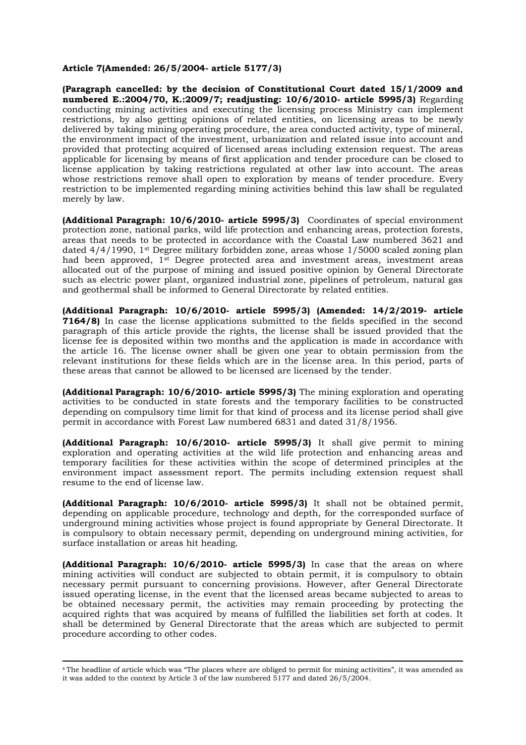**Article 7(Amended: 26/5/2004- article 5177/3)**

**(Paragraph cancelled: by the decision of Constitutional Court dated 15/1/2009 and numbered E.:2004/70, K.:2009/7; readjusting: 10/6/2010- article 5995/3)** Regarding conducting mining activities and executing the licensing process Ministry can implement restrictions, by also getting opinions of related entities, on licensing areas to be newly delivered by taking mining operating procedure, the area conducted activity, type of mineral, the environment impact of the investment, urbanization and related issue into account and provided that protecting acquired of licensed areas including extension request. The areas applicable for licensing by means of first application and tender procedure can be closed to license application by taking restrictions regulated at other law into account. The areas whose restrictions remove shall open to exploration by means of tender procedure. Every restriction to be implemented regarding mining activities behind this law shall be regulated merely by law.

**(Additional Paragraph: 10/6/2010- article 5995/3)** Coordinates of special environment protection zone, national parks, wild life protection and enhancing areas, protection forests, areas that needs to be protected in accordance with the Coastal Law numbered 3621 and dated 4/4/1990, 1st Degree military forbidden zone, areas whose 1/5000 scaled zoning plan had been approved, 1st Degree protected area and investment areas, investment areas allocated out of the purpose of mining and issued positive opinion by General Directorate such as electric power plant, organized industrial zone, pipelines of petroleum, natural gas and geothermal shall be informed to General Directorate by related entities.

**(Additional Paragraph: 10/6/2010- article 5995/3) (Amended: 14/2/2019- article 7164/8)** In case the license applications submitted to the fields specified in the second paragraph of this article provide the rights, the license shall be issued provided that the license fee is deposited within two months and the application is made in accordance with the article 16. The license owner shall be given one year to obtain permission from the relevant institutions for these fields which are in the license area. In this period, parts of these areas that cannot be allowed to be licensed are licensed by the tender.

**(Additional Paragraph: 10/6/2010- article 5995/3)** The mining exploration and operating activities to be conducted in state forests and the temporary facilities to be constructed depending on compulsory time limit for that kind of process and its license period shall give permit in accordance with Forest Law numbered 6831 and dated 31/8/1956.

**(Additional Paragraph: 10/6/2010- article 5995/3)** It shall give permit to mining exploration and operating activities at the wild life protection and enhancing areas and temporary facilities for these activities within the scope of determined principles at the environment impact assessment report. The permits including extension request shall resume to the end of license law.

**(Additional Paragraph: 10/6/2010- article 5995/3)** It shall not be obtained permit, depending on applicable procedure, technology and depth, for the corresponded surface of underground mining activities whose project is found appropriate by General Directorate. It is compulsory to obtain necessary permit, depending on underground mining activities, for surface installation or areas hit heading.

**(Additional Paragraph: 10/6/2010- article 5995/3)** In case that the areas on where mining activities will conduct are subjected to obtain permit, it is compulsory to obtain necessary permit pursuant to concerning provisions. However, after General Directorate issued operating license, in the event that the licensed areas became subjected to areas to be obtained necessary permit, the activities may remain proceeding by protecting the acquired rights that was acquired by means of fulfilled the liabilities set forth at codes. It shall be determined by General Directorate that the areas which are subjected to permit procedure according to other codes.

---

[4] The headline of article which was "The places where are obliged to permit for mining activities", it was amended as it was added to the context by Article 3 of the law numbered 5177 and dated 26/5/2004.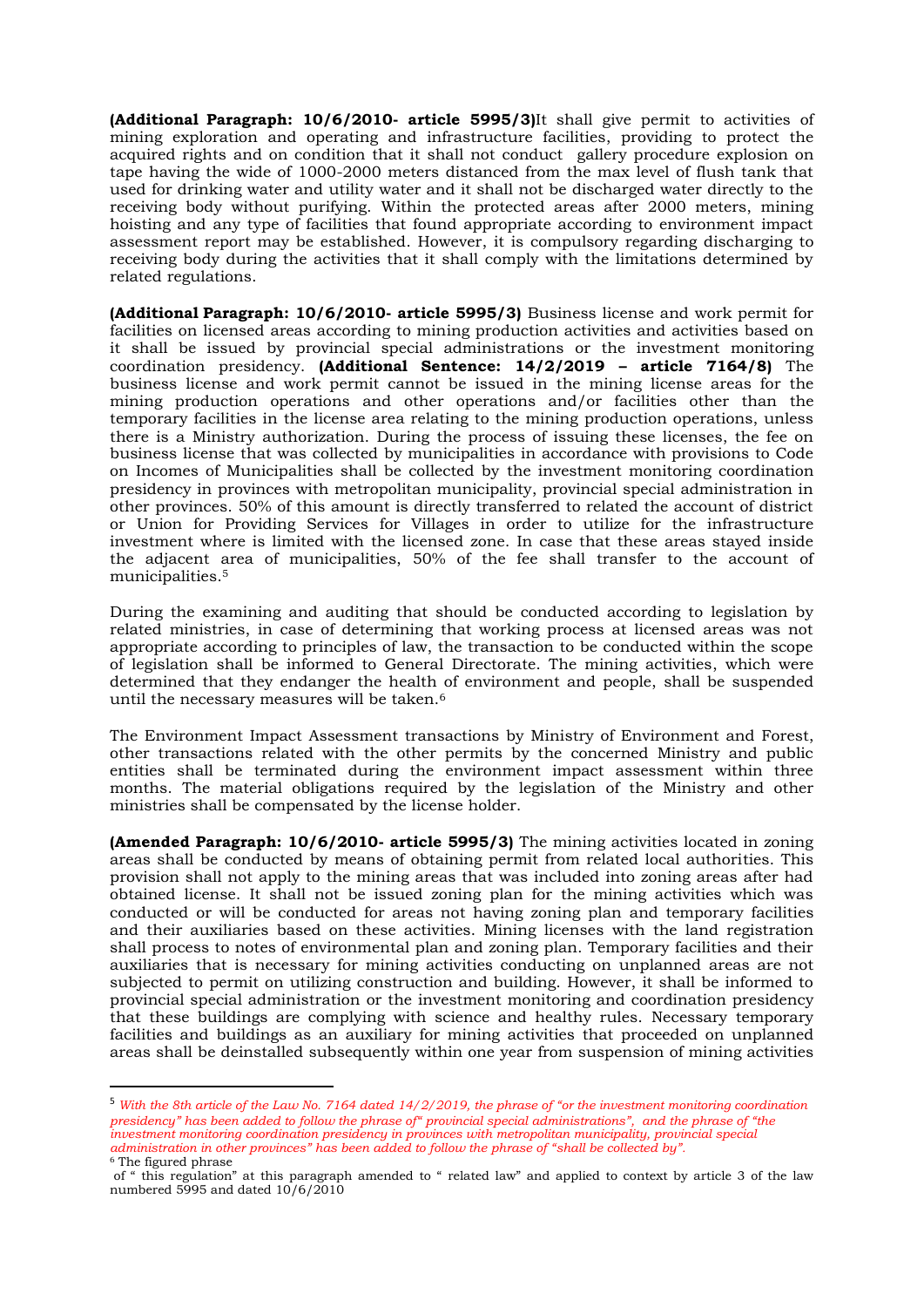**(Additional Paragraph: 10/6/2010- article 5995/3)**It shall give permit to activities of mining exploration and operating and infrastructure facilities, providing to protect the acquired rights and on condition that it shall not conduct gallery procedure explosion on tape having the wide of 1000-2000 meters distanced from the max level of flush tank that used for drinking water and utility water and it shall not be discharged water directly to the receiving body without purifying. Within the protected areas after 2000 meters, mining hoisting and any type of facilities that found appropriate according to environment impact assessment report may be established. However, it is compulsory regarding discharging to receiving body during the activities that it shall comply with the limitations determined by related regulations.

**(Additional Paragraph: 10/6/2010- article 5995/3)** Business license and work permit for facilities on licensed areas according to mining production activities and activities based on it shall be issued by provincial special administrations or the investment monitoring coordination presidency. **(Additional Sentence: 14/2/2019 – article 7164/8)** The business license and work permit cannot be issued in the mining license areas for the mining production operations and other operations and/or facilities other than the temporary facilities in the license area relating to the mining production operations, unless there is a Ministry authorization. During the process of issuing these licenses, the fee on business license that was collected by municipalities in accordance with provisions to Code on Incomes of Municipalities shall be collected by the investment monitoring coordination presidency in provinces with metropolitan municipality, provincial special administration in other provinces. 50% of this amount is directly transferred to related the account of district or Union for Providing Services for Villages in order to utilize for the infrastructure investment where is limited with the licensed zone. In case that these areas stayed inside the adjacent area of municipalities, 50% of the fee shall transfer to the account of municipalities.[5]

During the examining and auditing that should be conducted according to legislation by related ministries, in case of determining that working process at licensed areas was not appropriate according to principles of law, the transaction to be conducted within the scope of legislation shall be informed to General Directorate. The mining activities, which were determined that they endanger the health of environment and people, shall be suspended until the necessary measures will be taken.[6]

The Environment Impact Assessment transactions by Ministry of Environment and Forest, other transactions related with the other permits by the concerned Ministry and public entities shall be terminated during the environment impact assessment within three months. The material obligations required by the legislation of the Ministry and other ministries shall be compensated by the license holder.

**(Amended Paragraph: 10/6/2010- article 5995/3)** The mining activities located in zoning areas shall be conducted by means of obtaining permit from related local authorities. This provision shall not apply to the mining areas that was included into zoning areas after had obtained license. It shall not be issued zoning plan for the mining activities which was conducted or will be conducted for areas not having zoning plan and temporary facilities and their auxiliaries based on these activities. Mining licenses with the land registration shall process to notes of environmental plan and zoning plan. Temporary facilities and their auxiliaries that is necessary for mining activities conducting on unplanned areas are not subjected to permit on utilizing construction and building. However, it shall be informed to provincial special administration or the investment monitoring and coordination presidency that these buildings are complying with science and healthy rules. Necessary temporary facilities and buildings as an auxiliary for mining activities that proceeded on unplanned areas shall be deinstalled subsequently within one year from suspension of mining activities

---

[5] *With the 8th article of the Law No. 7164 dated 14/2/2019, the phrase of "or the investment monitoring coordination presidency" has been added to follow the phrase of" provincial special administrations", and the phrase of "the investment monitoring coordination presidency in provinces with metropolitan municipality, provincial special administration in other provinces" has been added to follow the phrase of "shall be collected by".*

[6] The figured phrase of " this regulation" at this paragraph amended to " related law" and applied to context by article 3 of the law numbered 5995 and dated 10/6/2010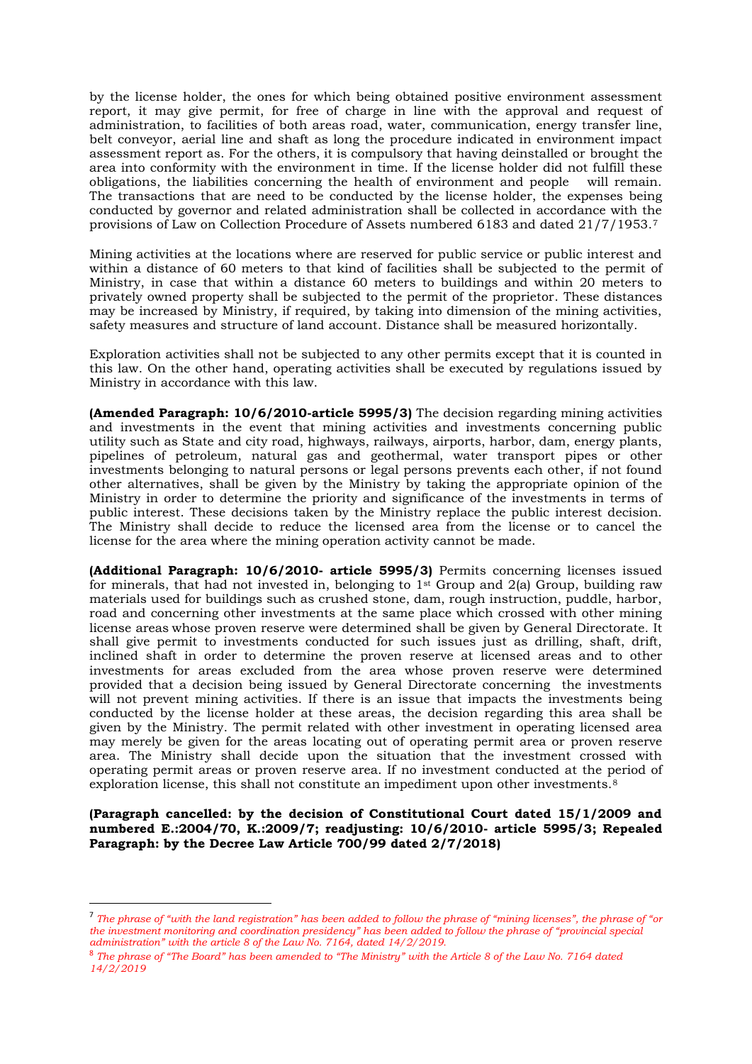by the license holder, the ones for which being obtained positive environment assessment report, it may give permit, for free of charge in line with the approval and request of administration, to facilities of both areas road, water, communication, energy transfer line, belt conveyor, aerial line and shaft as long the procedure indicated in environment impact assessment report as. For the others, it is compulsory that having deinstalled or brought the area into conformity with the environment in time. If the license holder did not fulfill these obligations, the liabilities concerning the health of environment and people will remain. The transactions that are need to be conducted by the license holder, the expenses being conducted by governor and related administration shall be collected in accordance with the provisions of Law on Collection Procedure of Assets numbered 6183 and dated 21/7/1953.[7]

Mining activities at the locations where are reserved for public service or public interest and within a distance of 60 meters to that kind of facilities shall be subjected to the permit of Ministry, in case that within a distance 60 meters to buildings and within 20 meters to privately owned property shall be subjected to the permit of the proprietor. These distances may be increased by Ministry, if required, by taking into dimension of the mining activities, safety measures and structure of land account. Distance shall be measured horizontally.

Exploration activities shall not be subjected to any other permits except that it is counted in this law. On the other hand, operating activities shall be executed by regulations issued by Ministry in accordance with this law.

**(Amended Paragraph: 10/6/2010-article 5995/3)** The decision regarding mining activities and investments in the event that mining activities and investments concerning public utility such as State and city road, highways, railways, airports, harbor, dam, energy plants, pipelines of petroleum, natural gas and geothermal, water transport pipes or other investments belonging to natural persons or legal persons prevents each other, if not found other alternatives, shall be given by the Ministry by taking the appropriate opinion of the Ministry in order to determine the priority and significance of the investments in terms of public interest. These decisions taken by the Ministry replace the public interest decision. The Ministry shall decide to reduce the licensed area from the license or to cancel the license for the area where the mining operation activity cannot be made.

**(Additional Paragraph: 10/6/2010- article 5995/3)** Permits concerning licenses issued for minerals, that had not invested in, belonging to 1st Group and 2(a) Group, building raw materials used for buildings such as crushed stone, dam, rough instruction, puddle, harbor, road and concerning other investments at the same place which crossed with other mining license areas whose proven reserve were determined shall be given by General Directorate. It shall give permit to investments conducted for such issues just as drilling, shaft, drift, inclined shaft in order to determine the proven reserve at licensed areas and to other investments for areas excluded from the area whose proven reserve were determined provided that a decision being issued by General Directorate concerning the investments will not prevent mining activities. If there is an issue that impacts the investments being conducted by the license holder at these areas, the decision regarding this area shall be given by the Ministry. The permit related with other investment in operating licensed area may merely be given for the areas locating out of operating permit area or proven reserve area. The Ministry shall decide upon the situation that the investment crossed with operating permit areas or proven reserve area. If no investment conducted at the period of exploration license, this shall not constitute an impediment upon other investments.[8]

**(Paragraph cancelled: by the decision of Constitutional Court dated 15/1/2009 and numbered E.:2004/70, K.:2009/7; readjusting: 10/6/2010- article 5995/3; Repealed Paragraph: by the Decree Law Article 700/99 dated 2/7/2018)**

---

[7] *The phrase of "with the land registration" has been added to follow the phrase of "mining licenses", the phrase of "or the investment monitoring and coordination presidency" has been added to follow the phrase of "provincial special administration" with the article 8 of the Law No. 7164, dated 14/2/2019.*

[8] *The phrase of "The Board" has been amended to "The Ministry" with the Article 8 of the Law No. 7164 dated 14/2/2019*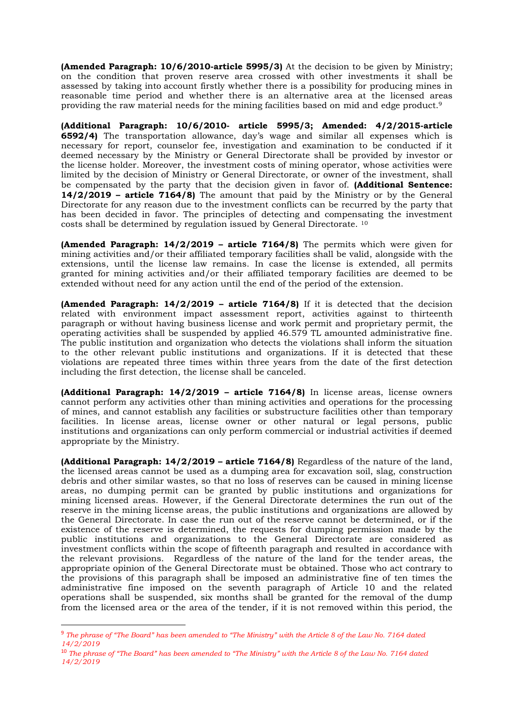**(Amended Paragraph: 10/6/2010-article 5995/3)** At the decision to be given by Ministry; on the condition that proven reserve area crossed with other investments it shall be assessed by taking into account firstly whether there is a possibility for producing mines in reasonable time period and whether there is an alternative area at the licensed areas providing the raw material needs for the mining facilities based on mid and edge product.[9]

**(Additional Paragraph: 10/6/2010- article 5995/3; Amended: 4/2/2015-article 6592/4)** The transportation allowance, day's wage and similar all expenses which is necessary for report, counselor fee, investigation and examination to be conducted if it deemed necessary by the Ministry or General Directorate shall be provided by investor or the license holder. Moreover, the investment costs of mining operator, whose activities were limited by the decision of Ministry or General Directorate, or owner of the investment, shall be compensated by the party that the decision given in favor of. **(Additional Sentence: 14/2/2019 – article 7164/8)** The amount that paid by the Ministry or by the General Directorate for any reason due to the investment conflicts can be recurred by the party that has been decided in favor. The principles of detecting and compensating the investment costs shall be determined by regulation issued by General Directorate. [10]

**(Amended Paragraph: 14/2/2019 – article 7164/8)** The permits which were given for mining activities and/or their affiliated temporary facilities shall be valid, alongside with the extensions, until the license law remains. In case the license is extended, all permits granted for mining activities and/or their affiliated temporary facilities are deemed to be extended without need for any action until the end of the period of the extension.

**(Amended Paragraph: 14/2/2019 – article 7164/8)** If it is detected that the decision related with environment impact assessment report, activities against to thirteenth paragraph or without having business license and work permit and proprietary permit, the operating activities shall be suspended by applied 46.579 TL amounted administrative fine. The public institution and organization who detects the violations shall inform the situation to the other relevant public institutions and organizations. If it is detected that these violations are repeated three times within three years from the date of the first detection including the first detection, the license shall be canceled.

**(Additional Paragraph: 14/2/2019 – article 7164/8)** In license areas, license owners cannot perform any activities other than mining activities and operations for the processing of mines, and cannot establish any facilities or substructure facilities other than temporary facilities. In license areas, license owner or other natural or legal persons, public institutions and organizations can only perform commercial or industrial activities if deemed appropriate by the Ministry.

**(Additional Paragraph: 14/2/2019 – article 7164/8)** Regardless of the nature of the land, the licensed areas cannot be used as a dumping area for excavation soil, slag, construction debris and other similar wastes, so that no loss of reserves can be caused in mining license areas, no dumping permit can be granted by public institutions and organizations for mining licensed areas. However, if the General Directorate determines the run out of the reserve in the mining license areas, the public institutions and organizations are allowed by the General Directorate. In case the run out of the reserve cannot be determined, or if the existence of the reserve is determined, the requests for dumping permission made by the public institutions and organizations to the General Directorate are considered as investment conflicts within the scope of fifteenth paragraph and resulted in accordance with the relevant provisions. Regardless of the nature of the land for the tender areas, the appropriate opinion of the General Directorate must be obtained. Those who act contrary to the provisions of this paragraph shall be imposed an administrative fine of ten times the administrative fine imposed on the seventh paragraph of Article 10 and the related operations shall be suspended, six months shall be granted for the removal of the dump from the licensed area or the area of the tender, if it is not removed within this period, the

---

[9] *The phrase of "The Board" has been amended to "The Ministry" with the Article 8 of the Law No. 7164 dated 14/2/2019*

[10] *The phrase of "The Board" has been amended to "The Ministry" with the Article 8 of the Law No. 7164 dated 14/2/2019*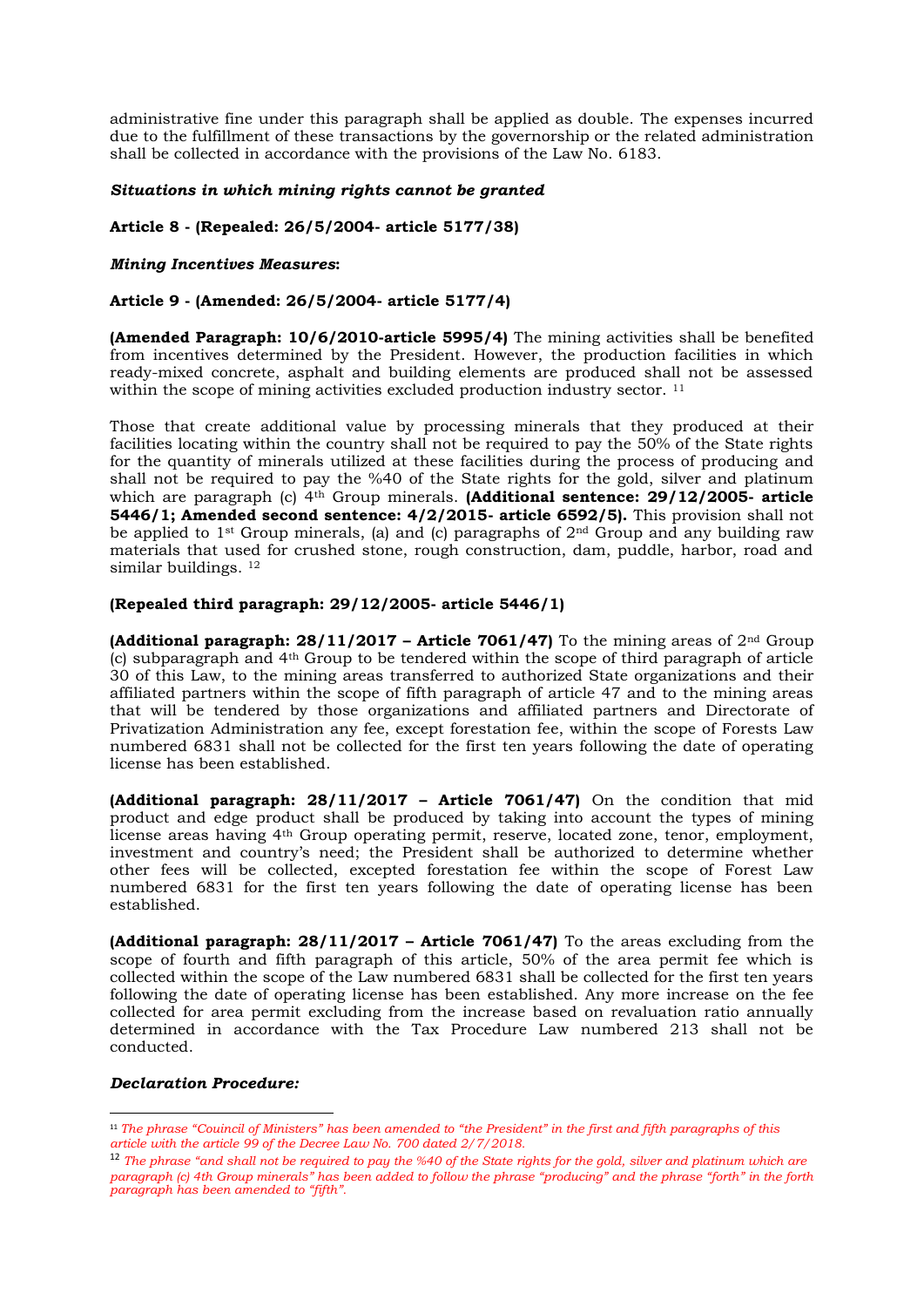administrative fine under this paragraph shall be applied as double. The expenses incurred due to the fulfillment of these transactions by the governorship or the related administration shall be collected in accordance with the provisions of the Law No. 6183.

***Situations in which mining rights cannot be granted***

**Article 8 - (Repealed: 26/5/2004- article 5177/38)**

***Mining Incentives Measures*:**

**Article 9 - (Amended: 26/5/2004- article 5177/4)**

**(Amended Paragraph: 10/6/2010-article 5995/4)** The mining activities shall be benefited from incentives determined by the President. However, the production facilities in which ready-mixed concrete, asphalt and building elements are produced shall not be assessed within the scope of mining activities excluded production industry sector. [11]

Those that create additional value by processing minerals that they produced at their facilities locating within the country shall not be required to pay the 50% of the State rights for the quantity of minerals utilized at these facilities during the process of producing and shall not be required to pay the %40 of the State rights for the gold, silver and platinum which are paragraph (c) 4th Group minerals. **(Additional sentence: 29/12/2005- article 5446/1; Amended second sentence: 4/2/2015- article 6592/5).** This provision shall not be applied to 1st Group minerals, (a) and (c) paragraphs of 2nd Group and any building raw materials that used for crushed stone, rough construction, dam, puddle, harbor, road and similar buildings. [12]

**(Repealed third paragraph: 29/12/2005- article 5446/1)**

**(Additional paragraph: 28/11/2017 – Article 7061/47)** To the mining areas of 2nd Group (c) subparagraph and 4th Group to be tendered within the scope of third paragraph of article 30 of this Law, to the mining areas transferred to authorized State organizations and their affiliated partners within the scope of fifth paragraph of article 47 and to the mining areas that will be tendered by those organizations and affiliated partners and Directorate of Privatization Administration any fee, except forestation fee, within the scope of Forests Law numbered 6831 shall not be collected for the first ten years following the date of operating license has been established.

**(Additional paragraph: 28/11/2017 – Article 7061/47)** On the condition that mid product and edge product shall be produced by taking into account the types of mining license areas having 4th Group operating permit, reserve, located zone, tenor, employment, investment and country's need; the President shall be authorized to determine whether other fees will be collected, excepted forestation fee within the scope of Forest Law numbered 6831 for the first ten years following the date of operating license has been established.

**(Additional paragraph: 28/11/2017 – Article 7061/47)** To the areas excluding from the scope of fourth and fifth paragraph of this article, 50% of the area permit fee which is collected within the scope of the Law numbered 6831 shall be collected for the first ten years following the date of operating license has been established. Any more increase on the fee collected for area permit excluding from the increase based on revaluation ratio annually determined in accordance with the Tax Procedure Law numbered 213 shall not be conducted.

***Declaration Procedure:***

---

[11] *The phrase "Coiuncil of Ministers" has been amended to "the President" in the first and fifth paragraphs of this article with the article 99 of the Decree Law No. 700 dated 2/7/2018.*

[12] *The phrase "and shall not be required to pay the %40 of the State rights for the gold, silver and platinum which are paragraph (c) 4th Group minerals" has been added to follow the phrase "producing" and the phrase "forth" in the forth paragraph has been amended to "fifth".*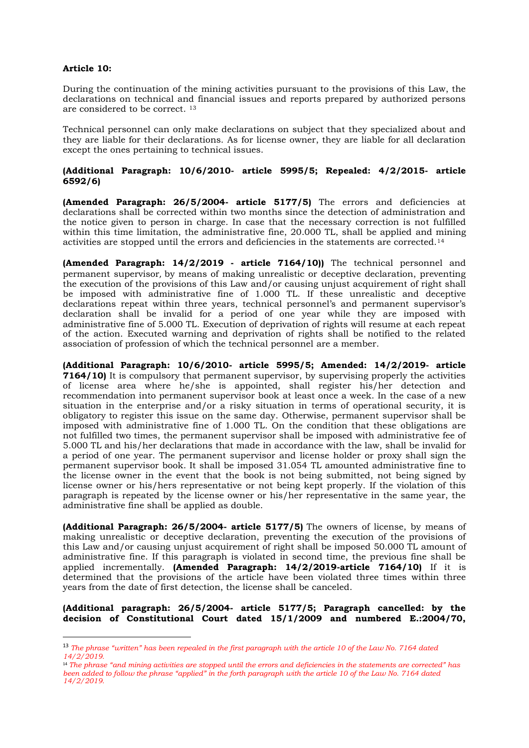**Article 10:**

During the continuation of the mining activities pursuant to the provisions of this Law, the declarations on technical and financial issues and reports prepared by authorized persons are considered to be correct. [13]

Technical personnel can only make declarations on subject that they specialized about and they are liable for their declarations. As for license owner, they are liable for all declaration except the ones pertaining to technical issues.

**(Additional Paragraph: 10/6/2010- article 5995/5; Repealed: 4/2/2015- article 6592/6)**

**(Amended Paragraph: 26/5/2004- article 5177/5)** The errors and deficiencies at declarations shall be corrected within two months since the detection of administration and the notice given to person in charge. In case that the necessary correction is not fulfilled within this time limitation, the administrative fine, 20.000 TL, shall be applied and mining activities are stopped until the errors and deficiencies in the statements are corrected.[14]

**(Amended Paragraph: 14/2/2019 - article 7164/10))** The technical personnel and permanent supervisor, by means of making unrealistic or deceptive declaration, preventing the execution of the provisions of this Law and/or causing unjust acquirement of right shall be imposed with administrative fine of 1.000 TL. If these unrealistic and deceptive declarations repeat within three years, technical personnel's and permanent supervisor's declaration shall be invalid for a period of one year while they are imposed with administrative fine of 5.000 TL. Execution of deprivation of rights will resume at each repeat of the action. Executed warning and deprivation of rights shall be notified to the related association of profession of which the technical personnel are a member.

**(Additional Paragraph: 10/6/2010- article 5995/5; Amended: 14/2/2019- article 7164/10)** It is compulsory that permanent supervisor, by supervising properly the activities of license area where he/she is appointed, shall register his/her detection and recommendation into permanent supervisor book at least once a week. In the case of a new situation in the enterprise and/or a risky situation in terms of operational security, it is obligatory to register this issue on the same day. Otherwise, permanent supervisor shall be imposed with administrative fine of 1.000 TL. On the condition that these obligations are not fulfilled two times, the permanent supervisor shall be imposed with administrative fee of 5.000 TL and his/her declarations that made in accordance with the law, shall be invalid for a period of one year. The permanent supervisor and license holder or proxy shall sign the permanent supervisor book. It shall be imposed 31.054 TL amounted administrative fine to the license owner in the event that the book is not being submitted, not being signed by license owner or his/hers representative or not being kept properly. If the violation of this paragraph is repeated by the license owner or his/her representative in the same year, the administrative fine shall be applied as double.

**(Additional Paragraph: 26/5/2004- article 5177/5)** The owners of license, by means of making unrealistic or deceptive declaration, preventing the execution of the provisions of this Law and/or causing unjust acquirement of right shall be imposed 50.000 TL amount of administrative fine. If this paragraph is violated in second time, the previous fine shall be applied incrementally. **(Amended Paragraph: 14/2/2019-article 7164/10)** If it is determined that the provisions of the article have been violated three times within three years from the date of first detection, the license shall be canceled.

**(Additional paragraph: 26/5/2004- article 5177/5; Paragraph cancelled: by the decision of Constitutional Court dated 15/1/2009 and numbered E.:2004/70,**

---

[13] *The phrase "written" has been repealed in the first paragraph with the article 10 of the Law No. 7164 dated 14/2/2019.*

[14] *The phrase "and mining activities are stopped until the errors and deficiencies in the statements are corrected" has been added to follow the phrase "applied" in the forth paragraph with the article 10 of the Law No. 7164 dated 14/2/2019.*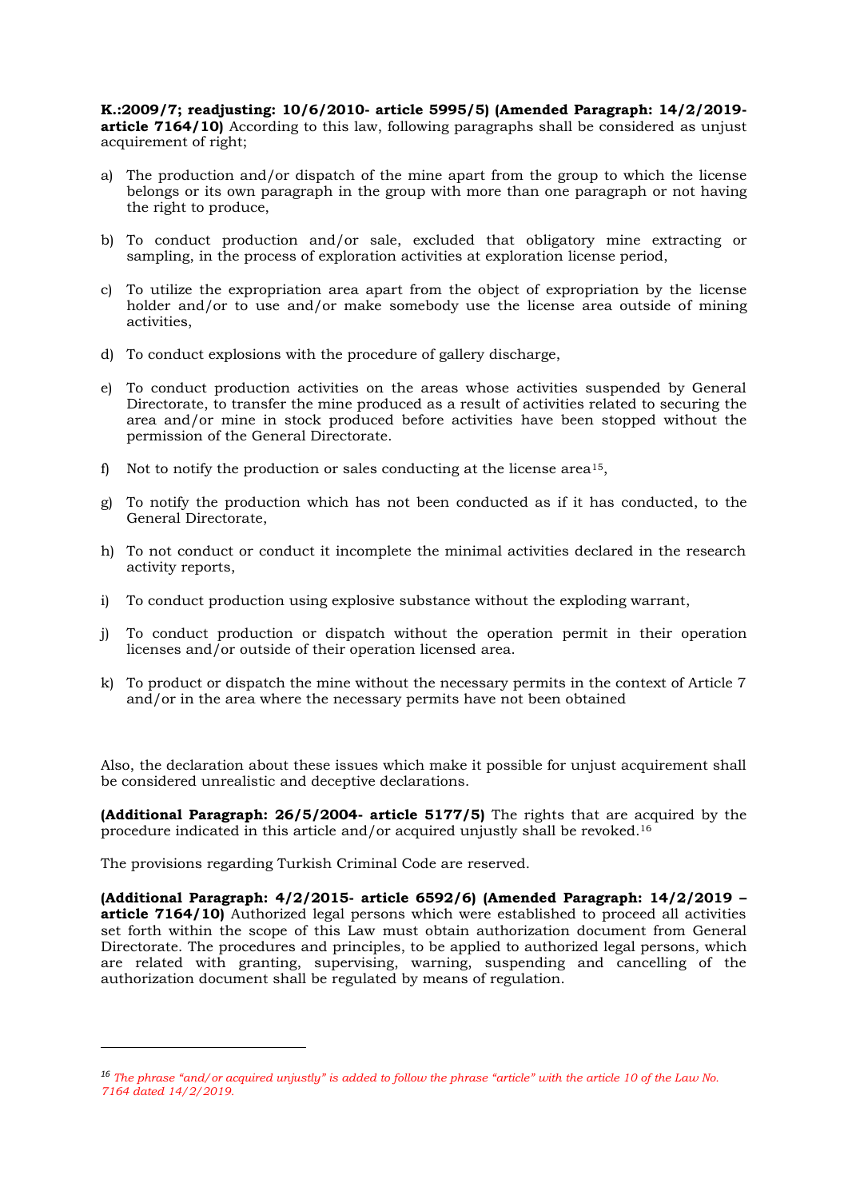**K.:2009/7; readjusting: 10/6/2010- article 5995/5) (Amended Paragraph: 14/2/2019- article 7164/10)** According to this law, following paragraphs shall be considered as unjust acquirement of right;

a) The production and/or dispatch of the mine apart from the group to which the license belongs or its own paragraph in the group with more than one paragraph or not having the right to produce,

b) To conduct production and/or sale, excluded that obligatory mine extracting or sampling, in the process of exploration activities at exploration license period,

c) To utilize the expropriation area apart from the object of expropriation by the license holder and/or to use and/or make somebody use the license area outside of mining activities,

d) To conduct explosions with the procedure of gallery discharge,

e) To conduct production activities on the areas whose activities suspended by General Directorate, to transfer the mine produced as a result of activities related to securing the area and/or mine in stock produced before activities have been stopped without the permission of the General Directorate.

f) Not to notify the production or sales conducting at the license area[15],

g) To notify the production which has not been conducted as if it has conducted, to the General Directorate,

h) To not conduct or conduct it incomplete the minimal activities declared in the research activity reports,

i) To conduct production using explosive substance without the exploding warrant,

j) To conduct production or dispatch without the operation permit in their operation licenses and/or outside of their operation licensed area.

k) To product or dispatch the mine without the necessary permits in the context of Article 7 and/or in the area where the necessary permits have not been obtained

Also, the declaration about these issues which make it possible for unjust acquirement shall be considered unrealistic and deceptive declarations.

**(Additional Paragraph: 26/5/2004- article 5177/5)** The rights that are acquired by the procedure indicated in this article and/or acquired unjustly shall be revoked.[16]

The provisions regarding Turkish Criminal Code are reserved.

**(Additional Paragraph: 4/2/2015- article 6592/6) (Amended Paragraph: 14/2/2019 – article 7164/10)** Authorized legal persons which were established to proceed all activities set forth within the scope of this Law must obtain authorization document from General Directorate. The procedures and principles, to be applied to authorized legal persons, which are related with granting, supervising, warning, suspending and cancelling of the authorization document shall be regulated by means of regulation.

---

*[16] The phrase "and/or acquired unjustly" is added to follow the phrase "article" with the article 10 of the Law No. 7164 dated 14/2/2019.*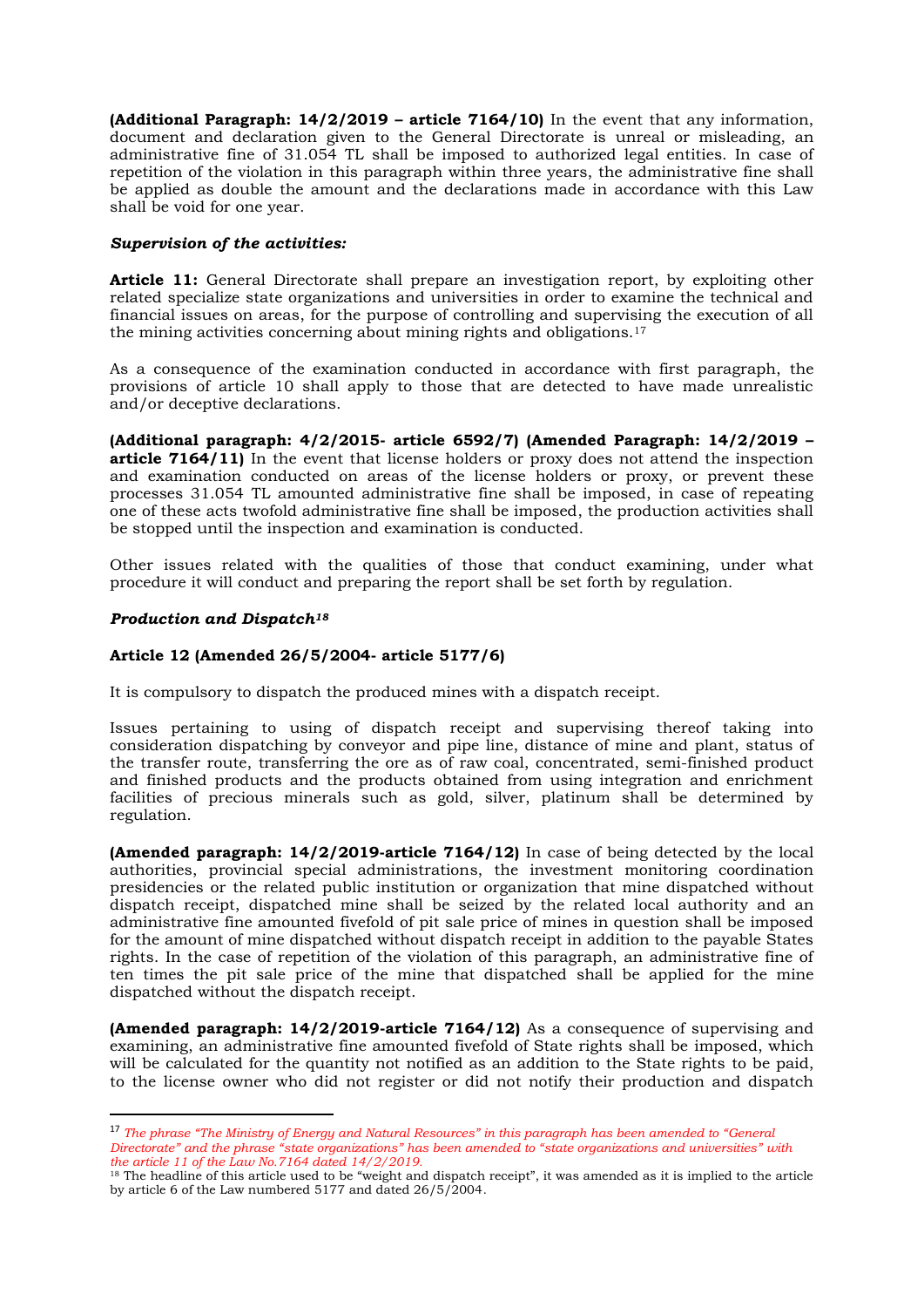**(Additional Paragraph: 14/2/2019 – article 7164/10)** In the event that any information, document and declaration given to the General Directorate is unreal or misleading, an administrative fine of 31.054 TL shall be imposed to authorized legal entities. In case of repetition of the violation in this paragraph within three years, the administrative fine shall be applied as double the amount and the declarations made in accordance with this Law shall be void for one year.

***Supervision of the activities:***

**Article 11:** General Directorate shall prepare an investigation report, by exploiting other related specialize state organizations and universities in order to examine the technical and financial issues on areas, for the purpose of controlling and supervising the execution of all the mining activities concerning about mining rights and obligations.[17]

As a consequence of the examination conducted in accordance with first paragraph, the provisions of article 10 shall apply to those that are detected to have made unrealistic and/or deceptive declarations.

**(Additional paragraph: 4/2/2015- article 6592/7) (Amended Paragraph: 14/2/2019 – article 7164/11)** In the event that license holders or proxy does not attend the inspection and examination conducted on areas of the license holders or proxy, or prevent these processes 31.054 TL amounted administrative fine shall be imposed, in case of repeating one of these acts twofold administrative fine shall be imposed, the production activities shall be stopped until the inspection and examination is conducted.

Other issues related with the qualities of those that conduct examining, under what procedure it will conduct and preparing the report shall be set forth by regulation.

***Production and Dispatch[18]***

**Article 12 (Amended 26/5/2004- article 5177/6)**

It is compulsory to dispatch the produced mines with a dispatch receipt.

Issues pertaining to using of dispatch receipt and supervising thereof taking into consideration dispatching by conveyor and pipe line, distance of mine and plant, status of the transfer route, transferring the ore as of raw coal, concentrated, semi-finished product and finished products and the products obtained from using integration and enrichment facilities of precious minerals such as gold, silver, platinum shall be determined by regulation.

**(Amended paragraph: 14/2/2019-article 7164/12)** In case of being detected by the local authorities, provincial special administrations, the investment monitoring coordination presidencies or the related public institution or organization that mine dispatched without dispatch receipt, dispatched mine shall be seized by the related local authority and an administrative fine amounted fivefold of pit sale price of mines in question shall be imposed for the amount of mine dispatched without dispatch receipt in addition to the payable States rights. In the case of repetition of the violation of this paragraph, an administrative fine of ten times the pit sale price of the mine that dispatched shall be applied for the mine dispatched without the dispatch receipt.

**(Amended paragraph: 14/2/2019-article 7164/12)** As a consequence of supervising and examining, an administrative fine amounted fivefold of State rights shall be imposed, which will be calculated for the quantity not notified as an addition to the State rights to be paid, to the license owner who did not register or did not notify their production and dispatch

---

[17] *The phrase "The Ministry of Energy and Natural Resources" in this paragraph has been amended to "General Directorate" and the phrase "state organizations" has been amended to "state organizations and universities" with the article 11 of the Law No.7164 dated 14/2/2019.*

[18] The headline of this article used to be "weight and dispatch receipt", it was amended as it is implied to the article by article 6 of the Law numbered 5177 and dated 26/5/2004.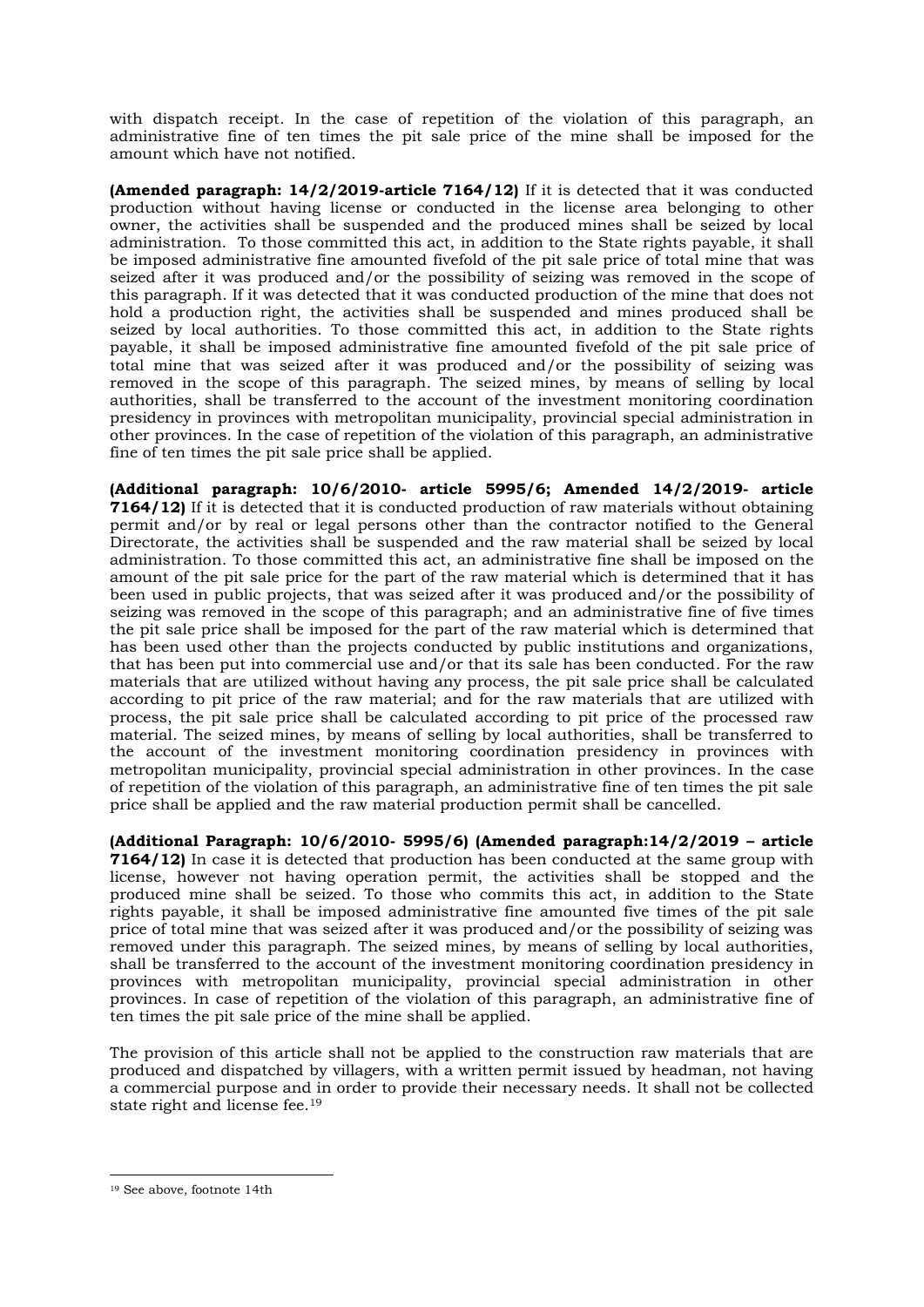with dispatch receipt. In the case of repetition of the violation of this paragraph, an administrative fine of ten times the pit sale price of the mine shall be imposed for the amount which have not notified.

**(Amended paragraph: 14/2/2019-article 7164/12)** If it is detected that it was conducted production without having license or conducted in the license area belonging to other owner, the activities shall be suspended and the produced mines shall be seized by local administration. To those committed this act, in addition to the State rights payable, it shall be imposed administrative fine amounted fivefold of the pit sale price of total mine that was seized after it was produced and/or the possibility of seizing was removed in the scope of this paragraph. If it was detected that it was conducted production of the mine that does not hold a production right, the activities shall be suspended and mines produced shall be seized by local authorities. To those committed this act, in addition to the State rights payable, it shall be imposed administrative fine amounted fivefold of the pit sale price of total mine that was seized after it was produced and/or the possibility of seizing was removed in the scope of this paragraph. The seized mines, by means of selling by local authorities, shall be transferred to the account of the investment monitoring coordination presidency in provinces with metropolitan municipality, provincial special administration in other provinces. In the case of repetition of the violation of this paragraph, an administrative fine of ten times the pit sale price shall be applied.

**(Additional paragraph: 10/6/2010- article 5995/6; Amended 14/2/2019- article 7164/12)** If it is detected that it is conducted production of raw materials without obtaining permit and/or by real or legal persons other than the contractor notified to the General Directorate, the activities shall be suspended and the raw material shall be seized by local administration. To those committed this act, an administrative fine shall be imposed on the amount of the pit sale price for the part of the raw material which is determined that it has been used in public projects, that was seized after it was produced and/or the possibility of seizing was removed in the scope of this paragraph; and an administrative fine of five times the pit sale price shall be imposed for the part of the raw material which is determined that has been used other than the projects conducted by public institutions and organizations, that has been put into commercial use and/or that its sale has been conducted. For the raw materials that are utilized without having any process, the pit sale price shall be calculated according to pit price of the raw material; and for the raw materials that are utilized with process, the pit sale price shall be calculated according to pit price of the processed raw material. The seized mines, by means of selling by local authorities, shall be transferred to the account of the investment monitoring coordination presidency in provinces with metropolitan municipality, provincial special administration in other provinces. In the case of repetition of the violation of this paragraph, an administrative fine of ten times the pit sale price shall be applied and the raw material production permit shall be cancelled.

**(Additional Paragraph: 10/6/2010- 5995/6) (Amended paragraph:14/2/2019 – article 7164/12)** In case it is detected that production has been conducted at the same group with license, however not having operation permit, the activities shall be stopped and the produced mine shall be seized. To those who commits this act, in addition to the State rights payable, it shall be imposed administrative fine amounted five times of the pit sale price of total mine that was seized after it was produced and/or the possibility of seizing was removed under this paragraph. The seized mines, by means of selling by local authorities, shall be transferred to the account of the investment monitoring coordination presidency in provinces with metropolitan municipality, provincial special administration in other provinces. In case of repetition of the violation of this paragraph, an administrative fine of ten times the pit sale price of the mine shall be applied.

The provision of this article shall not be applied to the construction raw materials that are produced and dispatched by villagers, with a written permit issued by headman, not having a commercial purpose and in order to provide their necessary needs. It shall not be collected state right and license fee.[19]

---

[19] See above, footnote 14th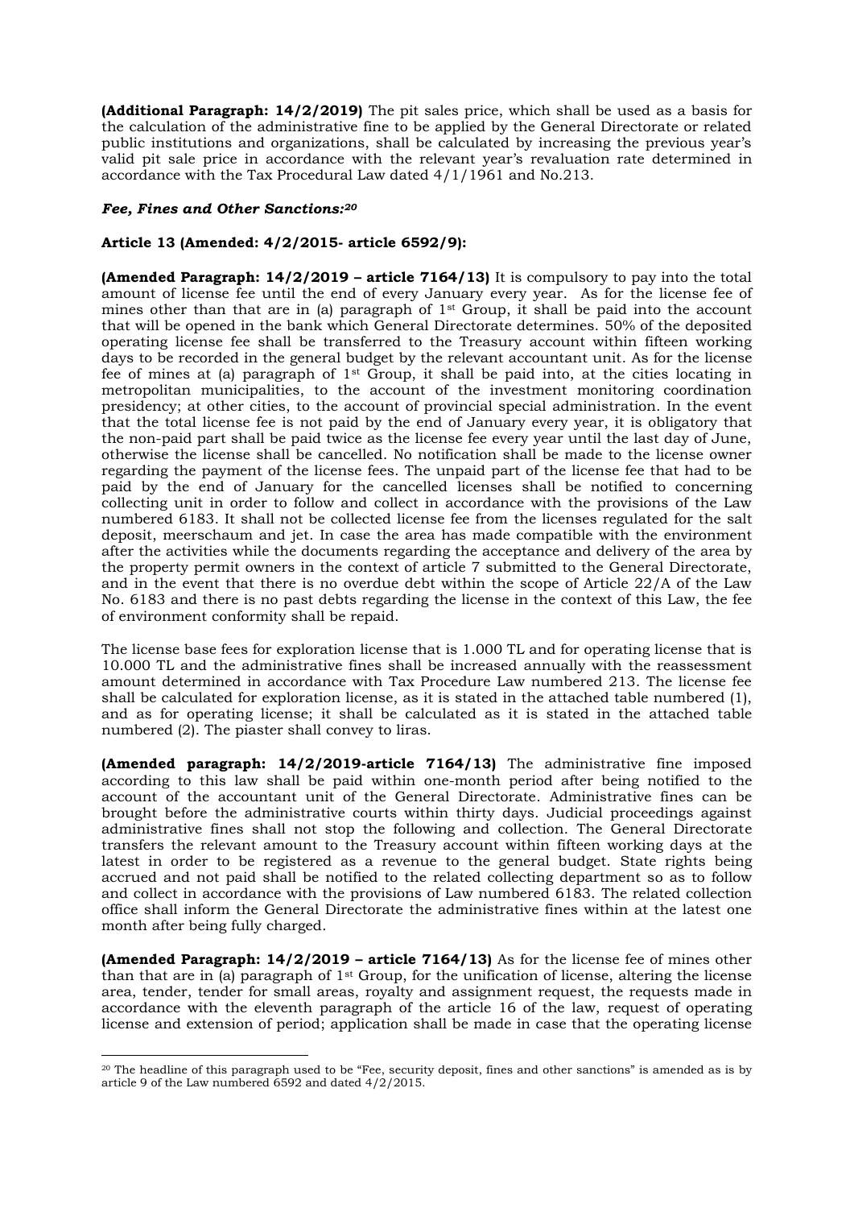**(Additional Paragraph: 14/2/2019)** The pit sales price, which shall be used as a basis for the calculation of the administrative fine to be applied by the General Directorate or related public institutions and organizations, shall be calculated by increasing the previous year's valid pit sale price in accordance with the relevant year's revaluation rate determined in accordance with the Tax Procedural Law dated 4/1/1961 and No.213.

***Fee, Fines and Other Sanctions:*[20]**

**Article 13 (Amended: 4/2/2015- article 6592/9):**

**(Amended Paragraph: 14/2/2019 – article 7164/13)** It is compulsory to pay into the total amount of license fee until the end of every January every year. As for the license fee of mines other than that are in (a) paragraph of 1st Group, it shall be paid into the account that will be opened in the bank which General Directorate determines. 50% of the deposited operating license fee shall be transferred to the Treasury account within fifteen working days to be recorded in the general budget by the relevant accountant unit. As for the license fee of mines at (a) paragraph of 1st Group, it shall be paid into, at the cities locating in metropolitan municipalities, to the account of the investment monitoring coordination presidency; at other cities, to the account of provincial special administration. In the event that the total license fee is not paid by the end of January every year, it is obligatory that the non-paid part shall be paid twice as the license fee every year until the last day of June, otherwise the license shall be cancelled. No notification shall be made to the license owner regarding the payment of the license fees. The unpaid part of the license fee that had to be paid by the end of January for the cancelled licenses shall be notified to concerning collecting unit in order to follow and collect in accordance with the provisions of the Law numbered 6183. It shall not be collected license fee from the licenses regulated for the salt deposit, meerschaum and jet. In case the area has made compatible with the environment after the activities while the documents regarding the acceptance and delivery of the area by the property permit owners in the context of article 7 submitted to the General Directorate, and in the event that there is no overdue debt within the scope of Article 22/A of the Law No. 6183 and there is no past debts regarding the license in the context of this Law, the fee of environment conformity shall be repaid.

The license base fees for exploration license that is 1.000 TL and for operating license that is 10.000 TL and the administrative fines shall be increased annually with the reassessment amount determined in accordance with Tax Procedure Law numbered 213. The license fee shall be calculated for exploration license, as it is stated in the attached table numbered (1), and as for operating license; it shall be calculated as it is stated in the attached table numbered (2). The piaster shall convey to liras.

**(Amended paragraph: 14/2/2019-article 7164/13)** The administrative fine imposed according to this law shall be paid within one-month period after being notified to the account of the accountant unit of the General Directorate. Administrative fines can be brought before the administrative courts within thirty days. Judicial proceedings against administrative fines shall not stop the following and collection. The General Directorate transfers the relevant amount to the Treasury account within fifteen working days at the latest in order to be registered as a revenue to the general budget. State rights being accrued and not paid shall be notified to the related collecting department so as to follow and collect in accordance with the provisions of Law numbered 6183. The related collection office shall inform the General Directorate the administrative fines within at the latest one month after being fully charged.

**(Amended Paragraph: 14/2/2019 – article 7164/13)** As for the license fee of mines other than that are in (a) paragraph of 1st Group, for the unification of license, altering the license area, tender, tender for small areas, royalty and assignment request, the requests made in accordance with the eleventh paragraph of the article 16 of the law, request of operating license and extension of period; application shall be made in case that the operating license

---

[20] The headline of this paragraph used to be "Fee, security deposit, fines and other sanctions" is amended as is by article 9 of the Law numbered 6592 and dated 4/2/2015.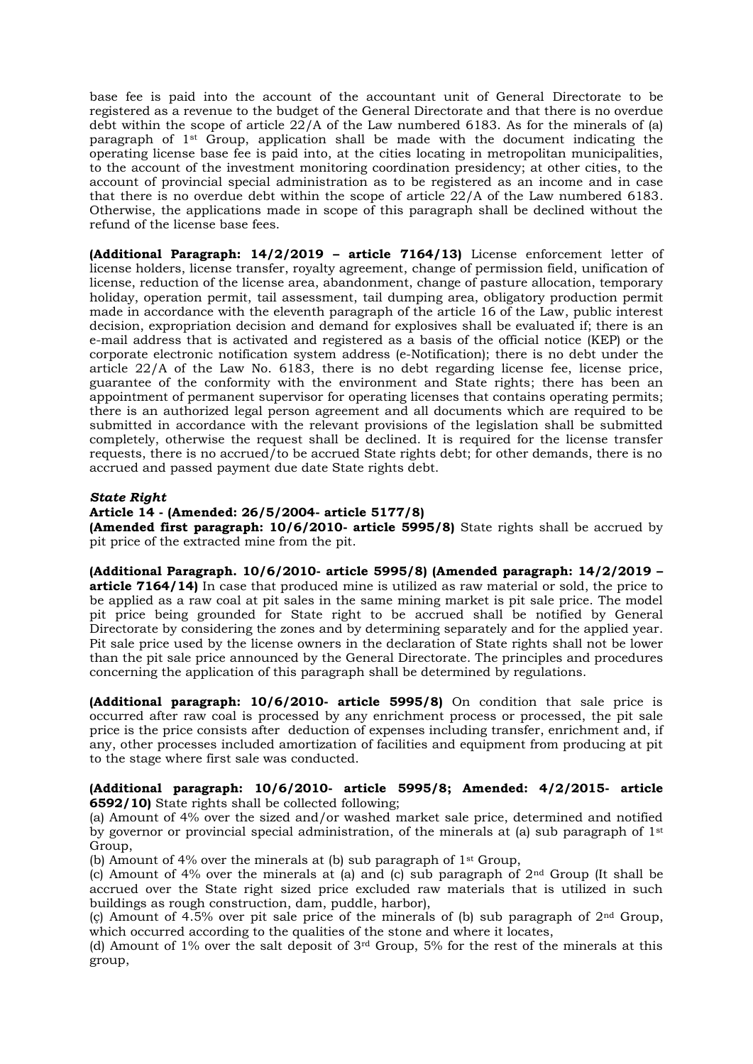base fee is paid into the account of the accountant unit of General Directorate to be registered as a revenue to the budget of the General Directorate and that there is no overdue debt within the scope of article 22/A of the Law numbered 6183. As for the minerals of (a) paragraph of 1st Group, application shall be made with the document indicating the operating license base fee is paid into, at the cities locating in metropolitan municipalities, to the account of the investment monitoring coordination presidency; at other cities, to the account of provincial special administration as to be registered as an income and in case that there is no overdue debt within the scope of article 22/A of the Law numbered 6183. Otherwise, the applications made in scope of this paragraph shall be declined without the refund of the license base fees.

**(Additional Paragraph: 14/2/2019 – article 7164/13)** License enforcement letter of license holders, license transfer, royalty agreement, change of permission field, unification of license, reduction of the license area, abandonment, change of pasture allocation, temporary holiday, operation permit, tail assessment, tail dumping area, obligatory production permit made in accordance with the eleventh paragraph of the article 16 of the Law, public interest decision, expropriation decision and demand for explosives shall be evaluated if; there is an e-mail address that is activated and registered as a basis of the official notice (KEP) or the corporate electronic notification system address (e-Notification); there is no debt under the article 22/A of the Law No. 6183, there is no debt regarding license fee, license price, guarantee of the conformity with the environment and State rights; there has been an appointment of permanent supervisor for operating licenses that contains operating permits; there is an authorized legal person agreement and all documents which are required to be submitted in accordance with the relevant provisions of the legislation shall be submitted completely, otherwise the request shall be declined. It is required for the license transfer requests, there is no accrued/to be accrued State rights debt; for other demands, there is no accrued and passed payment due date State rights debt.

***State Right***

**Article 14 - (Amended: 26/5/2004- article 5177/8)**

**(Amended first paragraph: 10/6/2010- article 5995/8)** State rights shall be accrued by pit price of the extracted mine from the pit.

**(Additional Paragraph. 10/6/2010- article 5995/8) (Amended paragraph: 14/2/2019 – article 7164/14)** In case that produced mine is utilized as raw material or sold, the price to be applied as a raw coal at pit sales in the same mining market is pit sale price. The model pit price being grounded for State right to be accrued shall be notified by General Directorate by considering the zones and by determining separately and for the applied year. Pit sale price used by the license owners in the declaration of State rights shall not be lower than the pit sale price announced by the General Directorate. The principles and procedures concerning the application of this paragraph shall be determined by regulations.

**(Additional paragraph: 10/6/2010- article 5995/8)** On condition that sale price is occurred after raw coal is processed by any enrichment process or processed, the pit sale price is the price consists after deduction of expenses including transfer, enrichment and, if any, other processes included amortization of facilities and equipment from producing at pit to the stage where first sale was conducted.

**(Additional paragraph: 10/6/2010- article 5995/8; Amended: 4/2/2015- article 6592/10)** State rights shall be collected following;

(a) Amount of 4% over the sized and/or washed market sale price, determined and notified by governor or provincial special administration, of the minerals at (a) sub paragraph of 1st Group,

(b) Amount of 4% over the minerals at (b) sub paragraph of 1st Group,

(c) Amount of 4% over the minerals at (a) and (c) sub paragraph of 2nd Group (It shall be accrued over the State right sized price excluded raw materials that is utilized in such buildings as rough construction, dam, puddle, harbor),

(ç) Amount of 4.5% over pit sale price of the minerals of (b) sub paragraph of 2nd Group, which occurred according to the qualities of the stone and where it locates,

(d) Amount of 1% over the salt deposit of 3rd Group, 5% for the rest of the minerals at this group,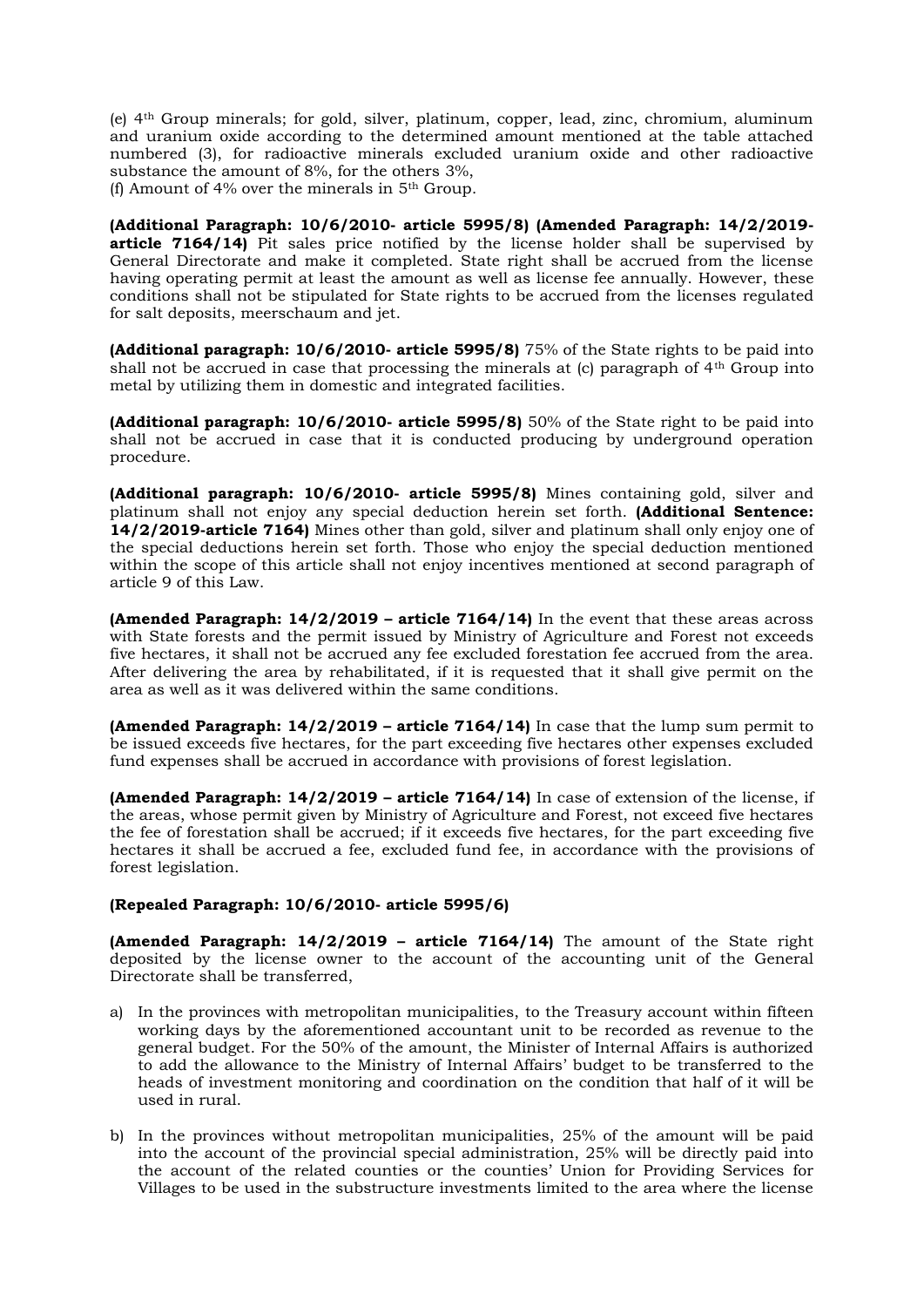(e) 4th Group minerals; for gold, silver, platinum, copper, lead, zinc, chromium, aluminum and uranium oxide according to the determined amount mentioned at the table attached numbered (3), for radioactive minerals excluded uranium oxide and other radioactive substance the amount of 8%, for the others 3%,

(f) Amount of 4% over the minerals in 5th Group.

**(Additional Paragraph: 10/6/2010- article 5995/8) (Amended Paragraph: 14/2/2019- article 7164/14)** Pit sales price notified by the license holder shall be supervised by General Directorate and make it completed. State right shall be accrued from the license having operating permit at least the amount as well as license fee annually. However, these conditions shall not be stipulated for State rights to be accrued from the licenses regulated for salt deposits, meerschaum and jet.

**(Additional paragraph: 10/6/2010- article 5995/8)** 75% of the State rights to be paid into shall not be accrued in case that processing the minerals at (c) paragraph of 4th Group into metal by utilizing them in domestic and integrated facilities.

**(Additional paragraph: 10/6/2010- article 5995/8)** 50% of the State right to be paid into shall not be accrued in case that it is conducted producing by underground operation procedure.

**(Additional paragraph: 10/6/2010- article 5995/8)** Mines containing gold, silver and platinum shall not enjoy any special deduction herein set forth. **(Additional Sentence: 14/2/2019-article 7164)** Mines other than gold, silver and platinum shall only enjoy one of the special deductions herein set forth. Those who enjoy the special deduction mentioned within the scope of this article shall not enjoy incentives mentioned at second paragraph of article 9 of this Law.

**(Amended Paragraph: 14/2/2019 – article 7164/14)** In the event that these areas across with State forests and the permit issued by Ministry of Agriculture and Forest not exceeds five hectares, it shall not be accrued any fee excluded forestation fee accrued from the area. After delivering the area by rehabilitated, if it is requested that it shall give permit on the area as well as it was delivered within the same conditions.

**(Amended Paragraph: 14/2/2019 – article 7164/14)** In case that the lump sum permit to be issued exceeds five hectares, for the part exceeding five hectares other expenses excluded fund expenses shall be accrued in accordance with provisions of forest legislation.

**(Amended Paragraph: 14/2/2019 – article 7164/14)** In case of extension of the license, if the areas, whose permit given by Ministry of Agriculture and Forest, not exceed five hectares the fee of forestation shall be accrued; if it exceeds five hectares, for the part exceeding five hectares it shall be accrued a fee, excluded fund fee, in accordance with the provisions of forest legislation.

**(Repealed Paragraph: 10/6/2010- article 5995/6)**

**(Amended Paragraph: 14/2/2019 – article 7164/14)** The amount of the State right deposited by the license owner to the account of the accounting unit of the General Directorate shall be transferred,

a) In the provinces with metropolitan municipalities, to the Treasury account within fifteen working days by the aforementioned accountant unit to be recorded as revenue to the general budget. For the 50% of the amount, the Minister of Internal Affairs is authorized to add the allowance to the Ministry of Internal Affairs' budget to be transferred to the heads of investment monitoring and coordination on the condition that half of it will be used in rural.

b) In the provinces without metropolitan municipalities, 25% of the amount will be paid into the account of the provincial special administration, 25% will be directly paid into the account of the related counties or the counties' Union for Providing Services for Villages to be used in the substructure investments limited to the area where the license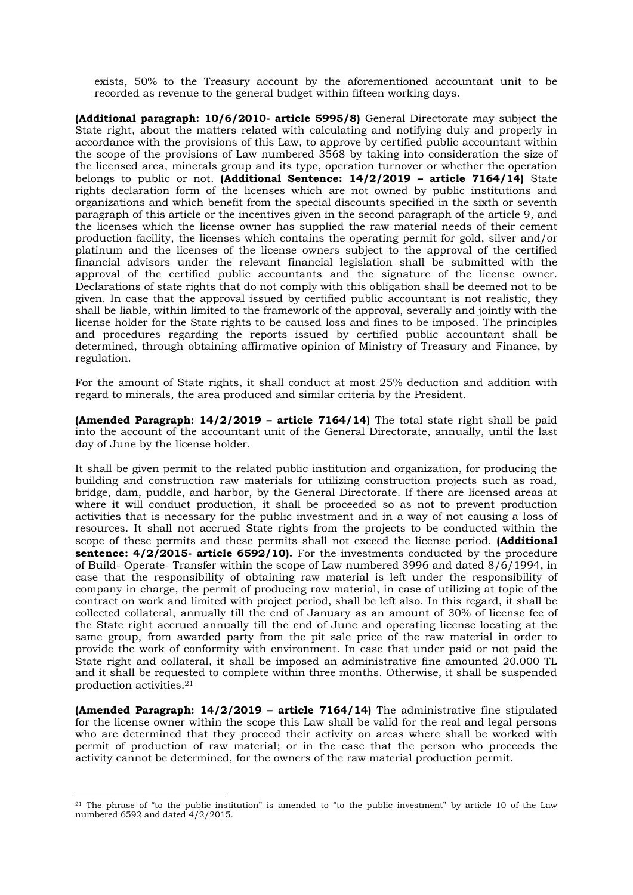exists, 50% to the Treasury account by the aforementioned accountant unit to be recorded as revenue to the general budget within fifteen working days.

**(Additional paragraph: 10/6/2010- article 5995/8)** General Directorate may subject the State right, about the matters related with calculating and notifying duly and properly in accordance with the provisions of this Law, to approve by certified public accountant within the scope of the provisions of Law numbered 3568 by taking into consideration the size of the licensed area, minerals group and its type, operation turnover or whether the operation belongs to public or not. **(Additional Sentence: 14/2/2019 – article 7164/14)** State rights declaration form of the licenses which are not owned by public institutions and organizations and which benefit from the special discounts specified in the sixth or seventh paragraph of this article or the incentives given in the second paragraph of the article 9, and the licenses which the license owner has supplied the raw material needs of their cement production facility, the licenses which contains the operating permit for gold, silver and/or platinum and the licenses of the license owners subject to the approval of the certified financial advisors under the relevant financial legislation shall be submitted with the approval of the certified public accountants and the signature of the license owner. Declarations of state rights that do not comply with this obligation shall be deemed not to be given. In case that the approval issued by certified public accountant is not realistic, they shall be liable, within limited to the framework of the approval, severally and jointly with the license holder for the State rights to be caused loss and fines to be imposed. The principles and procedures regarding the reports issued by certified public accountant shall be determined, through obtaining affirmative opinion of Ministry of Treasury and Finance, by regulation.

For the amount of State rights, it shall conduct at most 25% deduction and addition with regard to minerals, the area produced and similar criteria by the President.

**(Amended Paragraph: 14/2/2019 – article 7164/14)** The total state right shall be paid into the account of the accountant unit of the General Directorate, annually, until the last day of June by the license holder.

It shall be given permit to the related public institution and organization, for producing the building and construction raw materials for utilizing construction projects such as road, bridge, dam, puddle, and harbor, by the General Directorate. If there are licensed areas at where it will conduct production, it shall be proceeded so as not to prevent production activities that is necessary for the public investment and in a way of not causing a loss of resources. It shall not accrued State rights from the projects to be conducted within the scope of these permits and these permits shall not exceed the license period. **(Additional sentence: 4/2/2015- article 6592/10).** For the investments conducted by the procedure of Build- Operate- Transfer within the scope of Law numbered 3996 and dated 8/6/1994, in case that the responsibility of obtaining raw material is left under the responsibility of company in charge, the permit of producing raw material, in case of utilizing at topic of the contract on work and limited with project period, shall be left also. In this regard, it shall be collected collateral, annually till the end of January as an amount of 30% of license fee of the State right accrued annually till the end of June and operating license locating at the same group, from awarded party from the pit sale price of the raw material in order to provide the work of conformity with environment. In case that under paid or not paid the State right and collateral, it shall be imposed an administrative fine amounted 20.000 TL and it shall be requested to complete within three months. Otherwise, it shall be suspended production activities.[21]

**(Amended Paragraph: 14/2/2019 – article 7164/14)** The administrative fine stipulated for the license owner within the scope this Law shall be valid for the real and legal persons who are determined that they proceed their activity on areas where shall be worked with permit of production of raw material; or in the case that the person who proceeds the activity cannot be determined, for the owners of the raw material production permit.

---

[21] The phrase of "to the public institution" is amended to "to the public investment" by article 10 of the Law numbered 6592 and dated 4/2/2015.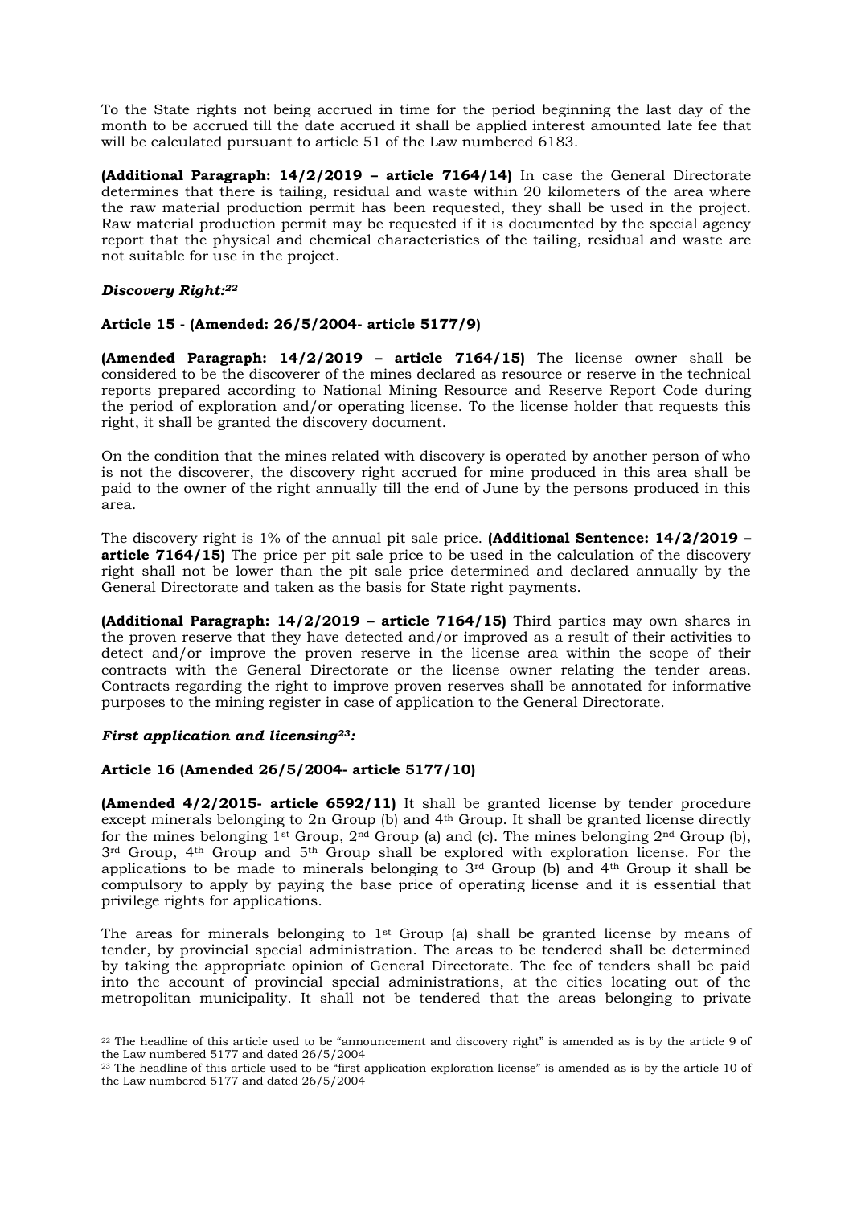To the State rights not being accrued in time for the period beginning the last day of the month to be accrued till the date accrued it shall be applied interest amounted late fee that will be calculated pursuant to article 51 of the Law numbered 6183.

**(Additional Paragraph: 14/2/2019 – article 7164/14)** In case the General Directorate determines that there is tailing, residual and waste within 20 kilometers of the area where the raw material production permit has been requested, they shall be used in the project. Raw material production permit may be requested if it is documented by the special agency report that the physical and chemical characteristics of the tailing, residual and waste are not suitable for use in the project.

***Discovery Right:[22]***

**Article 15 - (Amended: 26/5/2004- article 5177/9)**

**(Amended Paragraph: 14/2/2019 – article 7164/15)** The license owner shall be considered to be the discoverer of the mines declared as resource or reserve in the technical reports prepared according to National Mining Resource and Reserve Report Code during the period of exploration and/or operating license. To the license holder that requests this right, it shall be granted the discovery document.

On the condition that the mines related with discovery is operated by another person of who is not the discoverer, the discovery right accrued for mine produced in this area shall be paid to the owner of the right annually till the end of June by the persons produced in this area.

The discovery right is 1% of the annual pit sale price. **(Additional Sentence: 14/2/2019 – article 7164/15)** The price per pit sale price to be used in the calculation of the discovery right shall not be lower than the pit sale price determined and declared annually by the General Directorate and taken as the basis for State right payments.

**(Additional Paragraph: 14/2/2019 – article 7164/15)** Third parties may own shares in the proven reserve that they have detected and/or improved as a result of their activities to detect and/or improve the proven reserve in the license area within the scope of their contracts with the General Directorate or the license owner relating the tender areas. Contracts regarding the right to improve proven reserves shall be annotated for informative purposes to the mining register in case of application to the General Directorate.

***First application and licensing[23]:***

**Article 16 (Amended 26/5/2004- article 5177/10)**

**(Amended 4/2/2015- article 6592/11)** It shall be granted license by tender procedure except minerals belonging to 2n Group (b) and 4th Group. It shall be granted license directly for the mines belonging 1st Group, 2nd Group (a) and (c). The mines belonging 2nd Group (b), 3rd Group, 4th Group and 5th Group shall be explored with exploration license. For the applications to be made to minerals belonging to 3rd Group (b) and 4th Group it shall be compulsory to apply by paying the base price of operating license and it is essential that privilege rights for applications.

The areas for minerals belonging to 1st Group (a) shall be granted license by means of tender, by provincial special administration. The areas to be tendered shall be determined by taking the appropriate opinion of General Directorate. The fee of tenders shall be paid into the account of provincial special administrations, at the cities locating out of the metropolitan municipality. It shall not be tendered that the areas belonging to private

---

[22] The headline of this article used to be "announcement and discovery right" is amended as is by the article 9 of the Law numbered 5177 and dated 26/5/2004

[23] The headline of this article used to be "first application exploration license" is amended as is by the article 10 of the Law numbered 5177 and dated 26/5/2004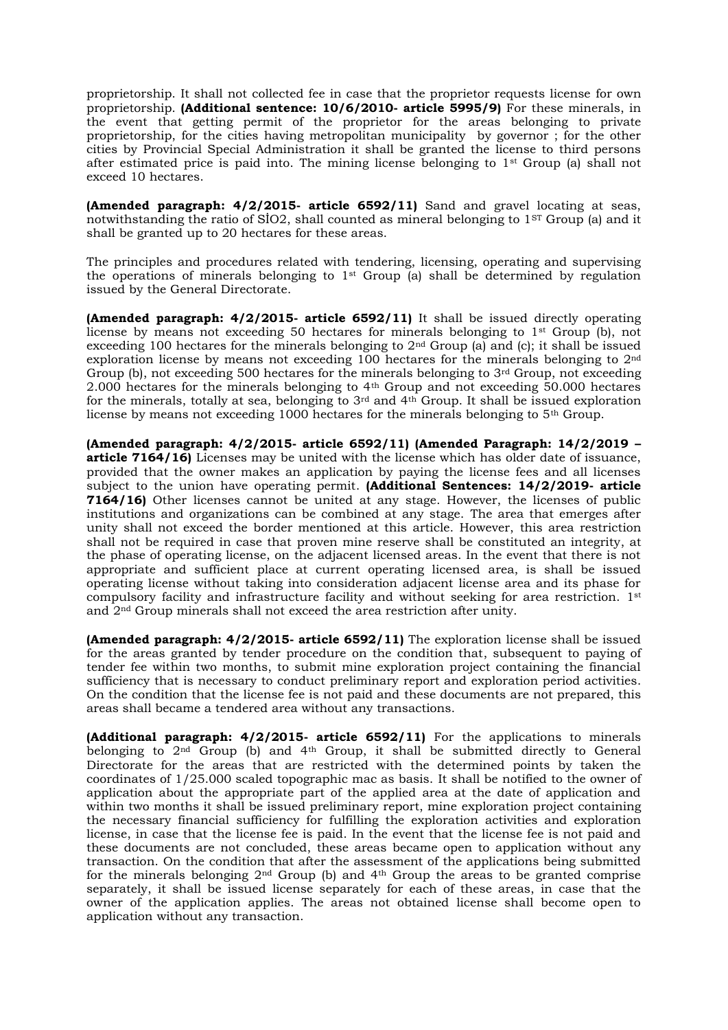proprietorship. It shall not collected fee in case that the proprietor requests license for own proprietorship. **(Additional sentence: 10/6/2010- article 5995/9)** For these minerals, in the event that getting permit of the proprietor for the areas belonging to private proprietorship, for the cities having metropolitan municipality by governor ; for the other cities by Provincial Special Administration it shall be granted the license to third persons after estimated price is paid into. The mining license belonging to 1st Group (a) shall not exceed 10 hectares.

**(Amended paragraph: 4/2/2015- article 6592/11)** Sand and gravel locating at seas, notwithstanding the ratio of $SİO_2$, shall counted as mineral belonging to 1ST Group (a) and it shall be granted up to 20 hectares for these areas.

The principles and procedures related with tendering, licensing, operating and supervising the operations of minerals belonging to 1st Group (a) shall be determined by regulation issued by the General Directorate.

**(Amended paragraph: 4/2/2015- article 6592/11)** It shall be issued directly operating license by means not exceeding 50 hectares for minerals belonging to 1st Group (b), not exceeding 100 hectares for the minerals belonging to 2nd Group (a) and (c); it shall be issued exploration license by means not exceeding 100 hectares for the minerals belonging to 2nd Group (b), not exceeding 500 hectares for the minerals belonging to 3rd Group, not exceeding 2.000 hectares for the minerals belonging to 4th Group and not exceeding 50.000 hectares for the minerals, totally at sea, belonging to 3rd and 4th Group. It shall be issued exploration license by means not exceeding 1000 hectares for the minerals belonging to 5th Group.

**(Amended paragraph: 4/2/2015- article 6592/11) (Amended Paragraph: 14/2/2019 – article 7164/16)** Licenses may be united with the license which has older date of issuance, provided that the owner makes an application by paying the license fees and all licenses subject to the union have operating permit. **(Additional Sentences: 14/2/2019- article 7164/16)** Other licenses cannot be united at any stage. However, the licenses of public institutions and organizations can be combined at any stage. The area that emerges after unity shall not exceed the border mentioned at this article. However, this area restriction shall not be required in case that proven mine reserve shall be constituted an integrity, at the phase of operating license, on the adjacent licensed areas. In the event that there is not appropriate and sufficient place at current operating licensed area, is shall be issued operating license without taking into consideration adjacent license area and its phase for compulsory facility and infrastructure facility and without seeking for area restriction. 1st and 2nd Group minerals shall not exceed the area restriction after unity.

**(Amended paragraph: 4/2/2015- article 6592/11)** The exploration license shall be issued for the areas granted by tender procedure on the condition that, subsequent to paying of tender fee within two months, to submit mine exploration project containing the financial sufficiency that is necessary to conduct preliminary report and exploration period activities. On the condition that the license fee is not paid and these documents are not prepared, this areas shall became a tendered area without any transactions.

**(Additional paragraph: 4/2/2015- article 6592/11)** For the applications to minerals belonging to 2nd Group (b) and 4th Group, it shall be submitted directly to General Directorate for the areas that are restricted with the determined points by taken the coordinates of 1/25.000 scaled topographic mac as basis. It shall be notified to the owner of application about the appropriate part of the applied area at the date of application and within two months it shall be issued preliminary report, mine exploration project containing the necessary financial sufficiency for fulfilling the exploration activities and exploration license, in case that the license fee is paid. In the event that the license fee is not paid and these documents are not concluded, these areas became open to application without any transaction. On the condition that after the assessment of the applications being submitted for the minerals belonging 2nd Group (b) and 4th Group the areas to be granted comprise separately, it shall be issued license separately for each of these areas, in case that the owner of the application applies. The areas not obtained license shall become open to application without any transaction.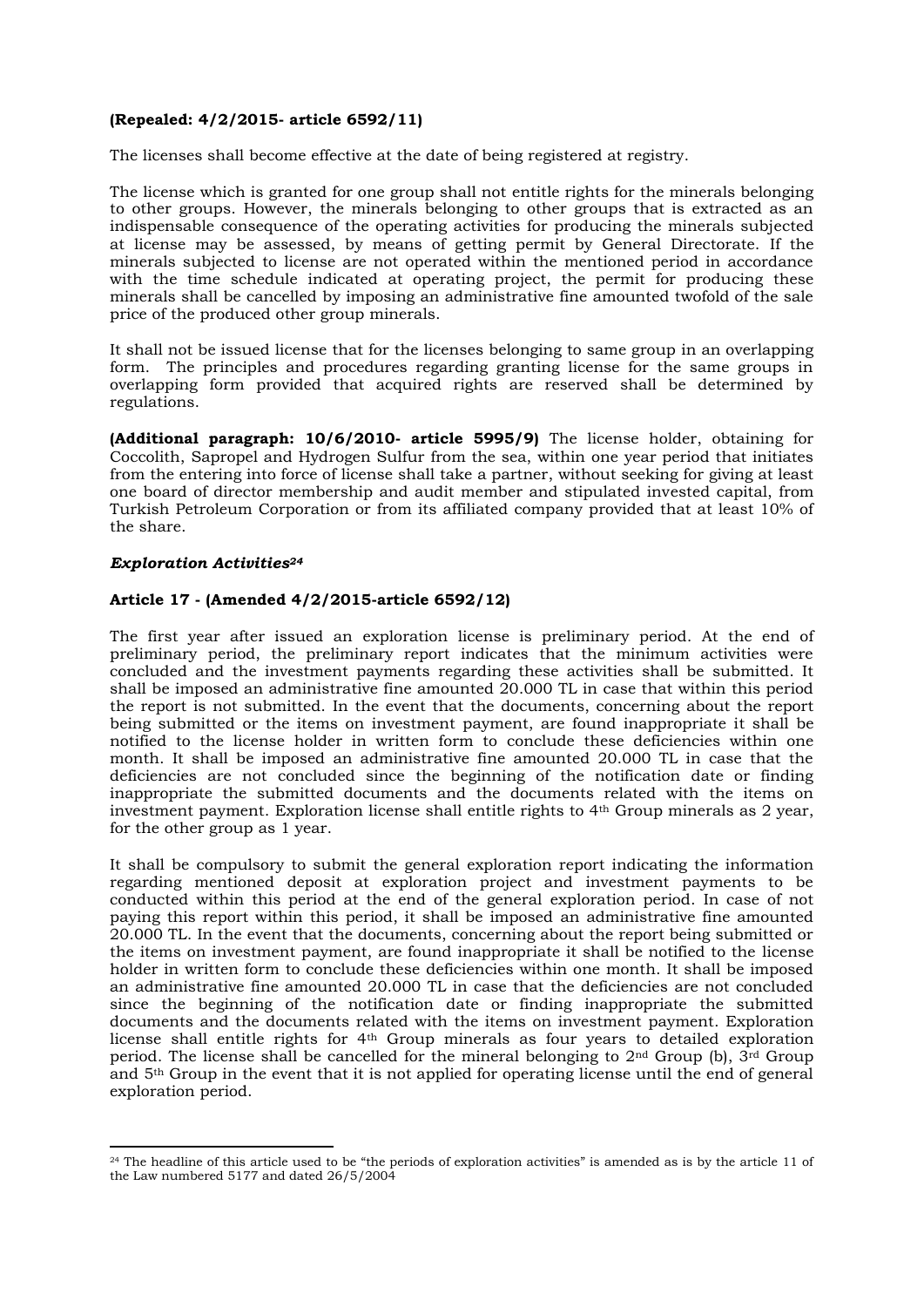**(Repealed: 4/2/2015- article 6592/11)**

The licenses shall become effective at the date of being registered at registry.

The license which is granted for one group shall not entitle rights for the minerals belonging to other groups. However, the minerals belonging to other groups that is extracted as an indispensable consequence of the operating activities for producing the minerals subjected at license may be assessed, by means of getting permit by General Directorate. If the minerals subjected to license are not operated within the mentioned period in accordance with the time schedule indicated at operating project, the permit for producing these minerals shall be cancelled by imposing an administrative fine amounted twofold of the sale price of the produced other group minerals.

It shall not be issued license that for the licenses belonging to same group in an overlapping form. The principles and procedures regarding granting license for the same groups in overlapping form provided that acquired rights are reserved shall be determined by regulations.

**(Additional paragraph: 10/6/2010- article 5995/9)** The license holder, obtaining for Coccolith, Sapropel and Hydrogen Sulfur from the sea, within one year period that initiates from the entering into force of license shall take a partner, without seeking for giving at least one board of director membership and audit member and stipulated invested capital, from Turkish Petroleum Corporation or from its affiliated company provided that at least 10% of the share.

***Exploration Activities***[24]

**Article 17 - (Amended 4/2/2015-article 6592/12)**

The first year after issued an exploration license is preliminary period. At the end of preliminary period, the preliminary report indicates that the minimum activities were concluded and the investment payments regarding these activities shall be submitted. It shall be imposed an administrative fine amounted 20.000 TL in case that within this period the report is not submitted. In the event that the documents, concerning about the report being submitted or the items on investment payment, are found inappropriate it shall be notified to the license holder in written form to conclude these deficiencies within one month. It shall be imposed an administrative fine amounted 20.000 TL in case that the deficiencies are not concluded since the beginning of the notification date or finding inappropriate the submitted documents and the documents related with the items on investment payment. Exploration license shall entitle rights to 4th Group minerals as 2 year, for the other group as 1 year.

It shall be compulsory to submit the general exploration report indicating the information regarding mentioned deposit at exploration project and investment payments to be conducted within this period at the end of the general exploration period. In case of not paying this report within this period, it shall be imposed an administrative fine amounted 20.000 TL. In the event that the documents, concerning about the report being submitted or the items on investment payment, are found inappropriate it shall be notified to the license holder in written form to conclude these deficiencies within one month. It shall be imposed an administrative fine amounted 20.000 TL in case that the deficiencies are not concluded since the beginning of the notification date or finding inappropriate the submitted documents and the documents related with the items on investment payment. Exploration license shall entitle rights for 4th Group minerals as four years to detailed exploration period. The license shall be cancelled for the mineral belonging to 2nd Group (b), 3rd Group and 5th Group in the event that it is not applied for operating license until the end of general exploration period.

---

[24] The headline of this article used to be "the periods of exploration activities" is amended as is by the article 11 of the Law numbered 5177 and dated 26/5/2004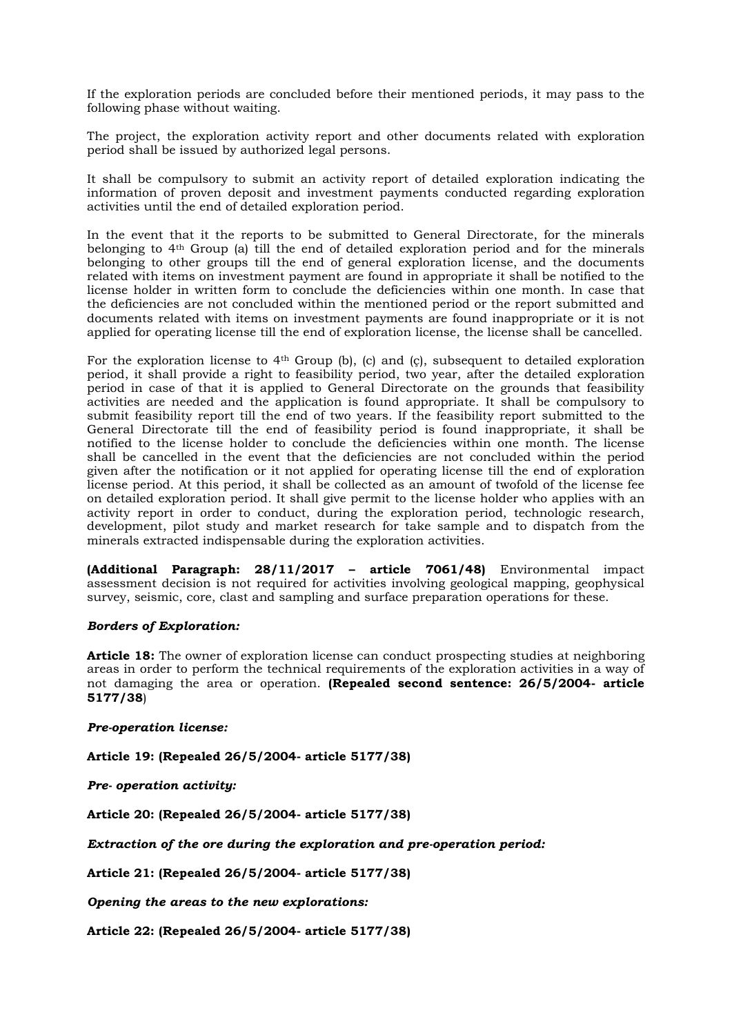If the exploration periods are concluded before their mentioned periods, it may pass to the following phase without waiting.

The project, the exploration activity report and other documents related with exploration period shall be issued by authorized legal persons.

It shall be compulsory to submit an activity report of detailed exploration indicating the information of proven deposit and investment payments conducted regarding exploration activities until the end of detailed exploration period.

In the event that it the reports to be submitted to General Directorate, for the minerals belonging to 4th Group (a) till the end of detailed exploration period and for the minerals belonging to other groups till the end of general exploration license, and the documents related with items on investment payment are found in appropriate it shall be notified to the license holder in written form to conclude the deficiencies within one month. In case that the deficiencies are not concluded within the mentioned period or the report submitted and documents related with items on investment payments are found inappropriate or it is not applied for operating license till the end of exploration license, the license shall be cancelled.

For the exploration license to 4th Group (b), (c) and (ç), subsequent to detailed exploration period, it shall provide a right to feasibility period, two year, after the detailed exploration period in case of that it is applied to General Directorate on the grounds that feasibility activities are needed and the application is found appropriate. It shall be compulsory to submit feasibility report till the end of two years. If the feasibility report submitted to the General Directorate till the end of feasibility period is found inappropriate, it shall be notified to the license holder to conclude the deficiencies within one month. The license shall be cancelled in the event that the deficiencies are not concluded within the period given after the notification or it not applied for operating license till the end of exploration license period. At this period, it shall be collected as an amount of twofold of the license fee on detailed exploration period. It shall give permit to the license holder who applies with an activity report in order to conduct, during the exploration period, technologic research, development, pilot study and market research for take sample and to dispatch from the minerals extracted indispensable during the exploration activities.

**(Additional Paragraph: 28/11/2017 – article 7061/48)** Environmental impact assessment decision is not required for activities involving geological mapping, geophysical survey, seismic, core, clast and sampling and surface preparation operations for these.

***Borders of Exploration:***

**Article 18:** The owner of exploration license can conduct prospecting studies at neighboring areas in order to perform the technical requirements of the exploration activities in a way of not damaging the area or operation. **(Repealed second sentence: 26/5/2004- article 5177/38**)

***Pre-operation license:***

**Article 19: (Repealed 26/5/2004- article 5177/38)**

***Pre- operation activity:***

**Article 20: (Repealed 26/5/2004- article 5177/38)**

***Extraction of the ore during the exploration and pre-operation period:***

**Article 21: (Repealed 26/5/2004- article 5177/38)**

***Opening the areas to the new explorations:***

**Article 22: (Repealed 26/5/2004- article 5177/38)**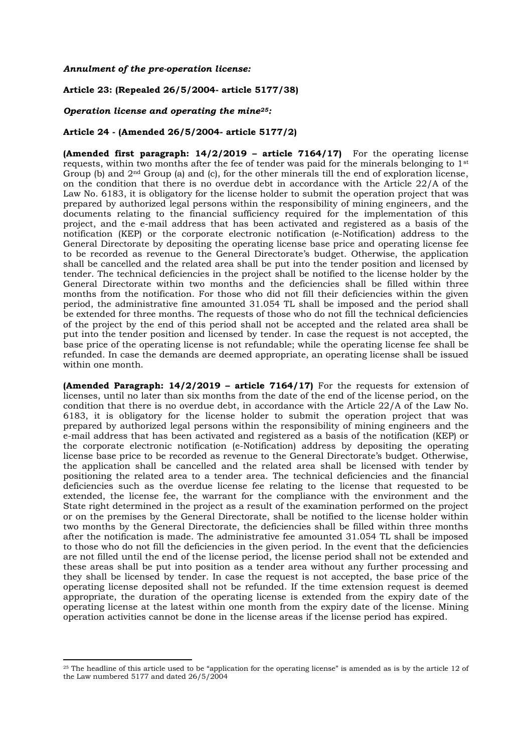***Annulment of the pre-operation license:***

**Article 23: (Repealed 26/5/2004- article 5177/38)**

***Operation license and operating the mine[25]:***

**Article 24 - (Amended 26/5/2004- article 5177/2)**

**(Amended first paragraph: 14/2/2019 – article 7164/17)** For the operating license requests, within two months after the fee of tender was paid for the minerals belonging to 1st Group (b) and 2nd Group (a) and (c), for the other minerals till the end of exploration license, on the condition that there is no overdue debt in accordance with the Article 22/A of the Law No. 6183, it is obligatory for the license holder to submit the operation project that was prepared by authorized legal persons within the responsibility of mining engineers, and the documents relating to the financial sufficiency required for the implementation of this project, and the e-mail address that has been activated and registered as a basis of the notification (KEP) or the corporate electronic notification (e-Notification) address to the General Directorate by depositing the operating license base price and operating license fee to be recorded as revenue to the General Directorate's budget. Otherwise, the application shall be cancelled and the related area shall be put into the tender position and licensed by tender. The technical deficiencies in the project shall be notified to the license holder by the General Directorate within two months and the deficiencies shall be filled within three months from the notification. For those who did not fill their deficiencies within the given period, the administrative fine amounted 31.054 TL shall be imposed and the period shall be extended for three months. The requests of those who do not fill the technical deficiencies of the project by the end of this period shall not be accepted and the related area shall be put into the tender position and licensed by tender. In case the request is not accepted, the base price of the operating license is not refundable; while the operating license fee shall be refunded. In case the demands are deemed appropriate, an operating license shall be issued within one month.

**(Amended Paragraph: 14/2/2019 – article 7164/17)** For the requests for extension of licenses, until no later than six months from the date of the end of the license period, on the condition that there is no overdue debt, in accordance with the Article 22/A of the Law No. 6183, it is obligatory for the license holder to submit the operation project that was prepared by authorized legal persons within the responsibility of mining engineers and the e-mail address that has been activated and registered as a basis of the notification (KEP) or the corporate electronic notification (e-Notification) address by depositing the operating license base price to be recorded as revenue to the General Directorate's budget. Otherwise, the application shall be cancelled and the related area shall be licensed with tender by positioning the related area to a tender area. The technical deficiencies and the financial deficiencies such as the overdue license fee relating to the license that requested to be extended, the license fee, the warrant for the compliance with the environment and the State right determined in the project as a result of the examination performed on the project or on the premises by the General Directorate, shall be notified to the license holder within two months by the General Directorate, the deficiencies shall be filled within three months after the notification is made. The administrative fee amounted 31.054 TL shall be imposed to those who do not fill the deficiencies in the given period. In the event that the deficiencies are not filled until the end of the license period, the license period shall not be extended and these areas shall be put into position as a tender area without any further processing and they shall be licensed by tender. In case the request is not accepted, the base price of the operating license deposited shall not be refunded. If the time extension request is deemed appropriate, the duration of the operating license is extended from the expiry date of the operating license at the latest within one month from the expiry date of the license. Mining operation activities cannot be done in the license areas if the license period has expired.

---

[25] The headline of this article used to be "application for the operating license" is amended as is by the article 12 of the Law numbered 5177 and dated 26/5/2004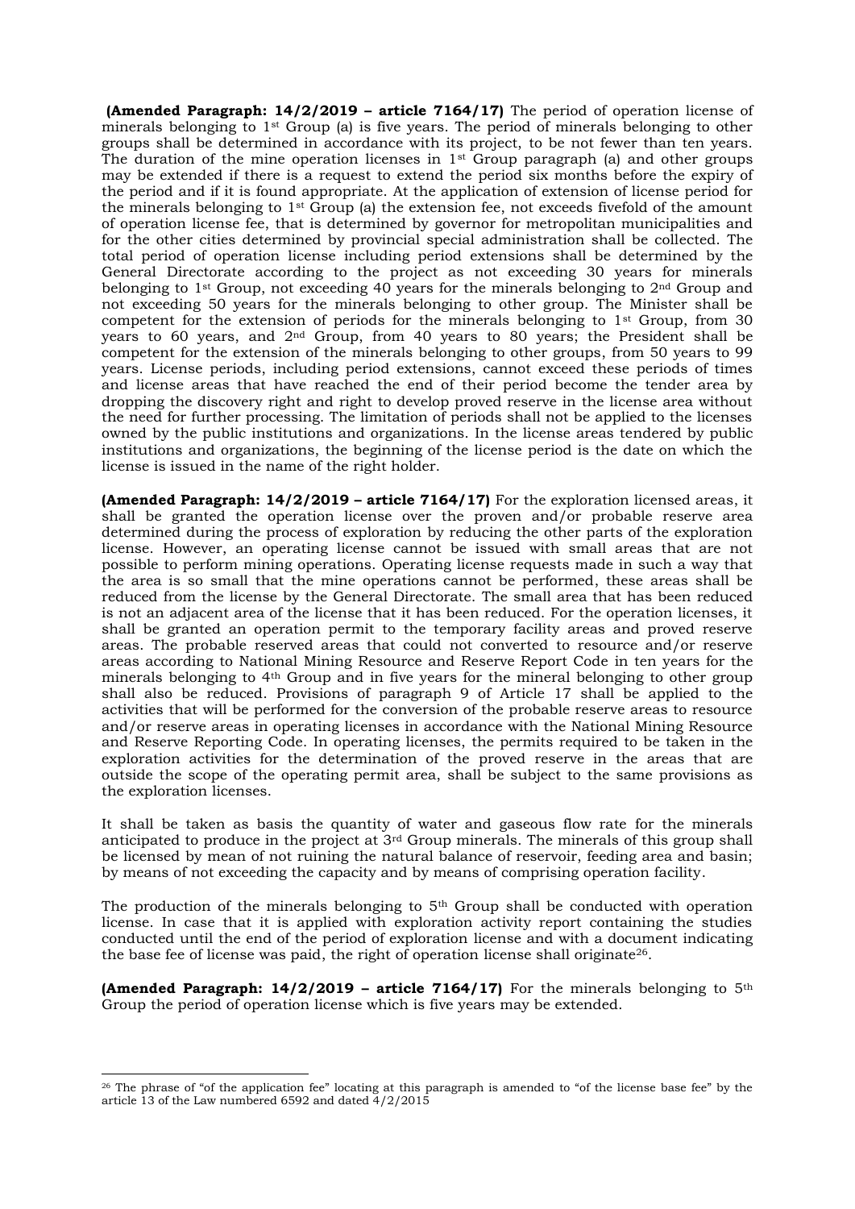**(Amended Paragraph: 14/2/2019 – article 7164/17)** The period of operation license of minerals belonging to 1st Group (a) is five years. The period of minerals belonging to other groups shall be determined in accordance with its project, to be not fewer than ten years. The duration of the mine operation licenses in 1st Group paragraph (a) and other groups may be extended if there is a request to extend the period six months before the expiry of the period and if it is found appropriate. At the application of extension of license period for the minerals belonging to 1st Group (a) the extension fee, not exceeds fivefold of the amount of operation license fee, that is determined by governor for metropolitan municipalities and for the other cities determined by provincial special administration shall be collected. The total period of operation license including period extensions shall be determined by the General Directorate according to the project as not exceeding 30 years for minerals belonging to 1st Group, not exceeding 40 years for the minerals belonging to 2nd Group and not exceeding 50 years for the minerals belonging to other group. The Minister shall be competent for the extension of periods for the minerals belonging to 1st Group, from 30 years to 60 years, and 2nd Group, from 40 years to 80 years; the President shall be competent for the extension of the minerals belonging to other groups, from 50 years to 99 years. License periods, including period extensions, cannot exceed these periods of times and license areas that have reached the end of their period become the tender area by dropping the discovery right and right to develop proved reserve in the license area without the need for further processing. The limitation of periods shall not be applied to the licenses owned by the public institutions and organizations. In the license areas tendered by public institutions and organizations, the beginning of the license period is the date on which the license is issued in the name of the right holder.

**(Amended Paragraph: 14/2/2019 – article 7164/17)** For the exploration licensed areas, it shall be granted the operation license over the proven and/or probable reserve area determined during the process of exploration by reducing the other parts of the exploration license. However, an operating license cannot be issued with small areas that are not possible to perform mining operations. Operating license requests made in such a way that the area is so small that the mine operations cannot be performed, these areas shall be reduced from the license by the General Directorate. The small area that has been reduced is not an adjacent area of the license that it has been reduced. For the operation licenses, it shall be granted an operation permit to the temporary facility areas and proved reserve areas. The probable reserved areas that could not converted to resource and/or reserve areas according to National Mining Resource and Reserve Report Code in ten years for the minerals belonging to 4th Group and in five years for the mineral belonging to other group shall also be reduced. Provisions of paragraph 9 of Article 17 shall be applied to the activities that will be performed for the conversion of the probable reserve areas to resource and/or reserve areas in operating licenses in accordance with the National Mining Resource and Reserve Reporting Code. In operating licenses, the permits required to be taken in the exploration activities for the determination of the proved reserve in the areas that are outside the scope of the operating permit area, shall be subject to the same provisions as the exploration licenses.

It shall be taken as basis the quantity of water and gaseous flow rate for the minerals anticipated to produce in the project at 3rd Group minerals. The minerals of this group shall be licensed by mean of not ruining the natural balance of reservoir, feeding area and basin; by means of not exceeding the capacity and by means of comprising operation facility.

The production of the minerals belonging to 5th Group shall be conducted with operation license. In case that it is applied with exploration activity report containing the studies conducted until the end of the period of exploration license and with a document indicating the base fee of license was paid, the right of operation license shall originate[26].

**(Amended Paragraph: 14/2/2019 – article 7164/17)** For the minerals belonging to 5th Group the period of operation license which is five years may be extended.

---

[26] The phrase of "of the application fee" locating at this paragraph is amended to "of the license base fee" by the article 13 of the Law numbered 6592 and dated 4/2/2015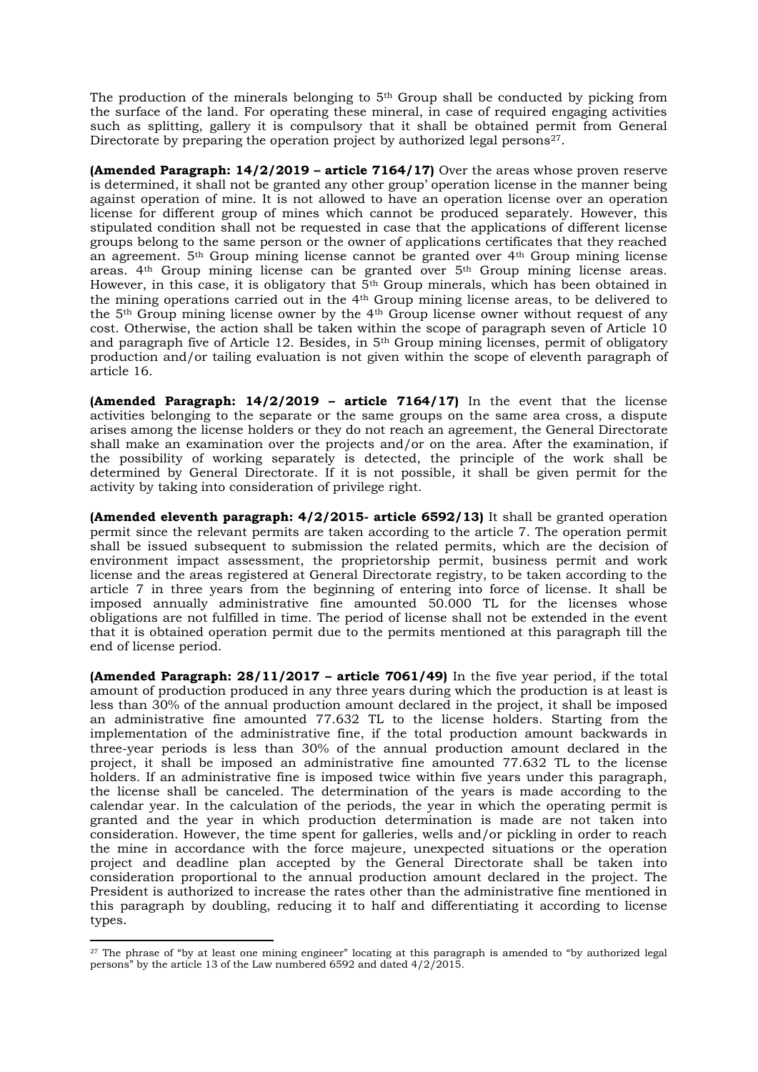The production of the minerals belonging to 5th Group shall be conducted by picking from the surface of the land. For operating these mineral, in case of required engaging activities such as splitting, gallery it is compulsory that it shall be obtained permit from General Directorate by preparing the operation project by authorized legal persons[27].

**(Amended Paragraph: 14/2/2019 – article 7164/17)** Over the areas whose proven reserve is determined, it shall not be granted any other group' operation license in the manner being against operation of mine. It is not allowed to have an operation license over an operation license for different group of mines which cannot be produced separately. However, this stipulated condition shall not be requested in case that the applications of different license groups belong to the same person or the owner of applications certificates that they reached an agreement. 5th Group mining license cannot be granted over 4th Group mining license areas. 4th Group mining license can be granted over 5th Group mining license areas. However, in this case, it is obligatory that 5th Group minerals, which has been obtained in the mining operations carried out in the 4th Group mining license areas, to be delivered to the 5th Group mining license owner by the 4th Group license owner without request of any cost. Otherwise, the action shall be taken within the scope of paragraph seven of Article 10 and paragraph five of Article 12. Besides, in 5th Group mining licenses, permit of obligatory production and/or tailing evaluation is not given within the scope of eleventh paragraph of article 16.

**(Amended Paragraph: 14/2/2019 – article 7164/17)** In the event that the license activities belonging to the separate or the same groups on the same area cross, a dispute arises among the license holders or they do not reach an agreement, the General Directorate shall make an examination over the projects and/or on the area. After the examination, if the possibility of working separately is detected, the principle of the work shall be determined by General Directorate. If it is not possible, it shall be given permit for the activity by taking into consideration of privilege right.

**(Amended eleventh paragraph: 4/2/2015- article 6592/13)** It shall be granted operation permit since the relevant permits are taken according to the article 7. The operation permit shall be issued subsequent to submission the related permits, which are the decision of environment impact assessment, the proprietorship permit, business permit and work license and the areas registered at General Directorate registry, to be taken according to the article 7 in three years from the beginning of entering into force of license. It shall be imposed annually administrative fine amounted 50.000 TL for the licenses whose obligations are not fulfilled in time. The period of license shall not be extended in the event that it is obtained operation permit due to the permits mentioned at this paragraph till the end of license period.

**(Amended Paragraph: 28/11/2017 – article 7061/49)** In the five year period, if the total amount of production produced in any three years during which the production is at least is less than 30% of the annual production amount declared in the project, it shall be imposed an administrative fine amounted 77.632 TL to the license holders. Starting from the implementation of the administrative fine, if the total production amount backwards in three-year periods is less than 30% of the annual production amount declared in the project, it shall be imposed an administrative fine amounted 77.632 TL to the license holders. If an administrative fine is imposed twice within five years under this paragraph, the license shall be canceled. The determination of the years is made according to the calendar year. In the calculation of the periods, the year in which the operating permit is granted and the year in which production determination is made are not taken into consideration. However, the time spent for galleries, wells and/or pickling in order to reach the mine in accordance with the force majeure, unexpected situations or the operation project and deadline plan accepted by the General Directorate shall be taken into consideration proportional to the annual production amount declared in the project. The President is authorized to increase the rates other than the administrative fine mentioned in this paragraph by doubling, reducing it to half and differentiating it according to license types.

---

[27] The phrase of "by at least one mining engineer" locating at this paragraph is amended to "by authorized legal persons" by the article 13 of the Law numbered 6592 and dated 4/2/2015.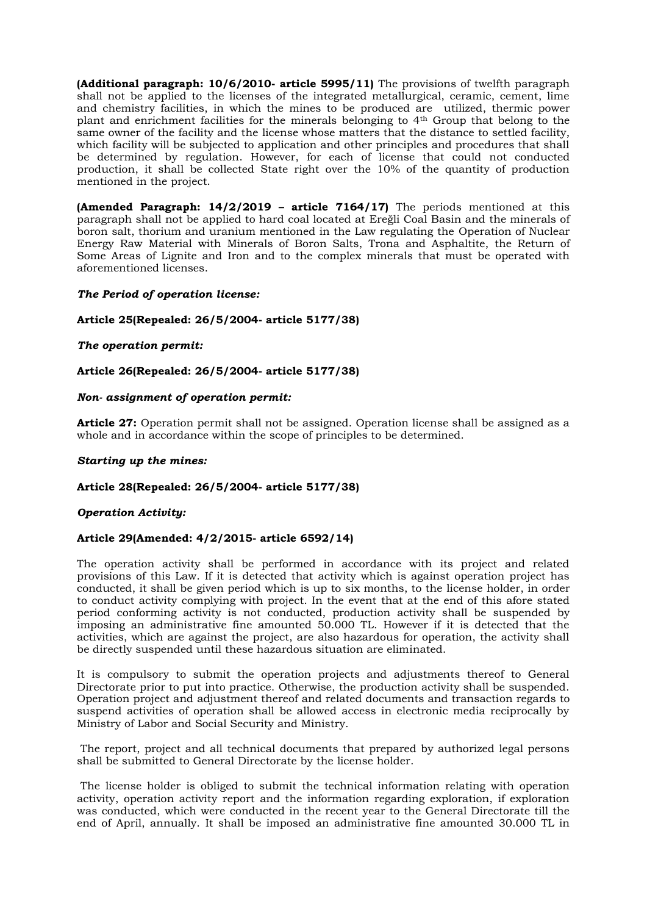**(Additional paragraph: 10/6/2010- article 5995/11)** The provisions of twelfth paragraph shall not be applied to the licenses of the integrated metallurgical, ceramic, cement, lime and chemistry facilities, in which the mines to be produced are utilized, thermic power plant and enrichment facilities for the minerals belonging to 4th Group that belong to the same owner of the facility and the license whose matters that the distance to settled facility, which facility will be subjected to application and other principles and procedures that shall be determined by regulation. However, for each of license that could not conducted production, it shall be collected State right over the 10% of the quantity of production mentioned in the project.

**(Amended Paragraph: 14/2/2019 – article 7164/17)** The periods mentioned at this paragraph shall not be applied to hard coal located at Ereğli Coal Basin and the minerals of boron salt, thorium and uranium mentioned in the Law regulating the Operation of Nuclear Energy Raw Material with Minerals of Boron Salts, Trona and Asphaltite, the Return of Some Areas of Lignite and Iron and to the complex minerals that must be operated with aforementioned licenses.

***The Period of operation license:***

**Article 25(Repealed: 26/5/2004- article 5177/38)**

***The operation permit:***

**Article 26(Repealed: 26/5/2004- article 5177/38)**

***Non- assignment of operation permit:***

**Article 27:** Operation permit shall not be assigned. Operation license shall be assigned as a whole and in accordance within the scope of principles to be determined.

***Starting up the mines:***

**Article 28(Repealed: 26/5/2004- article 5177/38)**

***Operation Activity:***

**Article 29(Amended: 4/2/2015- article 6592/14)**

The operation activity shall be performed in accordance with its project and related provisions of this Law. If it is detected that activity which is against operation project has conducted, it shall be given period which is up to six months, to the license holder, in order to conduct activity complying with project. In the event that at the end of this afore stated period conforming activity is not conducted, production activity shall be suspended by imposing an administrative fine amounted 50.000 TL. However if it is detected that the activities, which are against the project, are also hazardous for operation, the activity shall be directly suspended until these hazardous situation are eliminated.

It is compulsory to submit the operation projects and adjustments thereof to General Directorate prior to put into practice. Otherwise, the production activity shall be suspended. Operation project and adjustment thereof and related documents and transaction regards to suspend activities of operation shall be allowed access in electronic media reciprocally by Ministry of Labor and Social Security and Ministry.

The report, project and all technical documents that prepared by authorized legal persons shall be submitted to General Directorate by the license holder.

The license holder is obliged to submit the technical information relating with operation activity, operation activity report and the information regarding exploration, if exploration was conducted, which were conducted in the recent year to the General Directorate till the end of April, annually. It shall be imposed an administrative fine amounted 30.000 TL in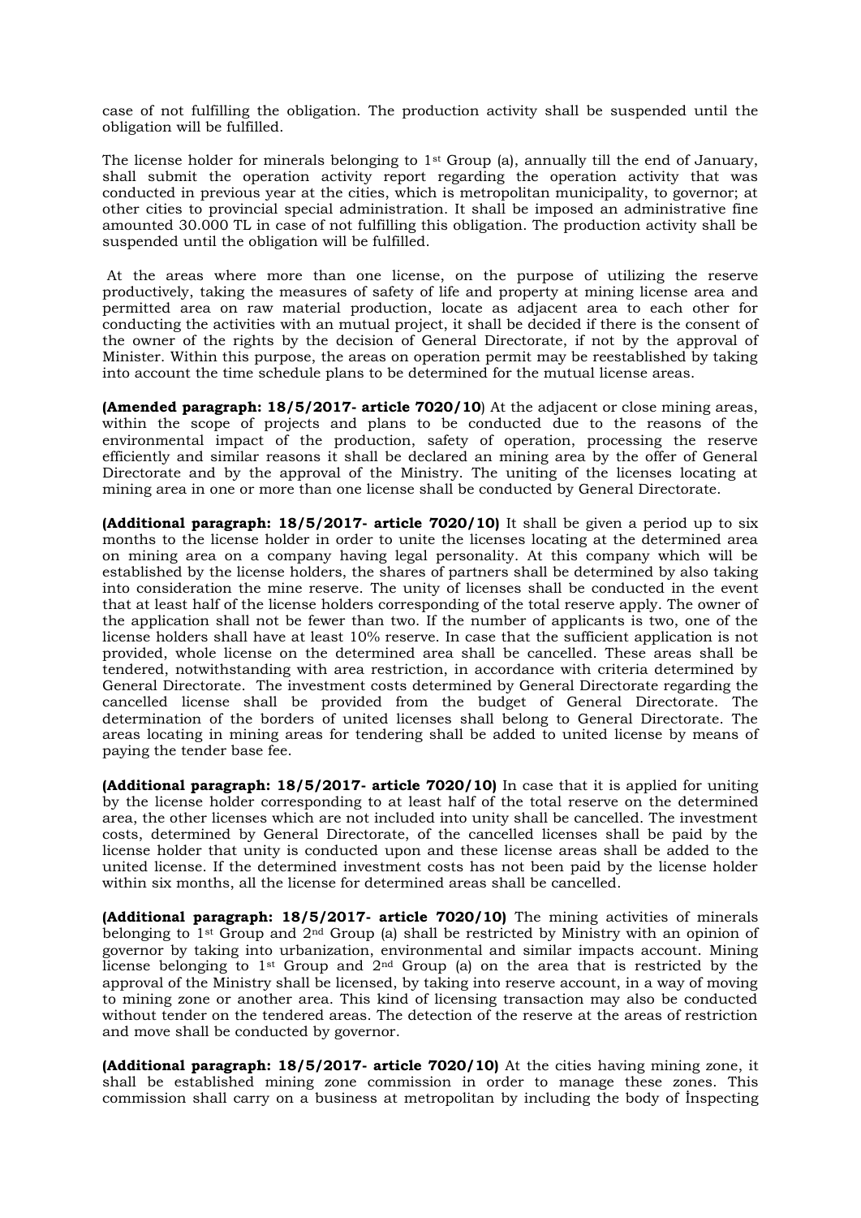case of not fulfilling the obligation. The production activity shall be suspended until the obligation will be fulfilled.

The license holder for minerals belonging to 1st Group (a), annually till the end of January, shall submit the operation activity report regarding the operation activity that was conducted in previous year at the cities, which is metropolitan municipality, to governor; at other cities to provincial special administration. It shall be imposed an administrative fine amounted 30.000 TL in case of not fulfilling this obligation. The production activity shall be suspended until the obligation will be fulfilled.

At the areas where more than one license, on the purpose of utilizing the reserve productively, taking the measures of safety of life and property at mining license area and permitted area on raw material production, locate as adjacent area to each other for conducting the activities with an mutual project, it shall be decided if there is the consent of the owner of the rights by the decision of General Directorate, if not by the approval of Minister. Within this purpose, the areas on operation permit may be reestablished by taking into account the time schedule plans to be determined for the mutual license areas.

**(Amended paragraph: 18/5/2017- article 7020/10**) At the adjacent or close mining areas, within the scope of projects and plans to be conducted due to the reasons of the environmental impact of the production, safety of operation, processing the reserve efficiently and similar reasons it shall be declared an mining area by the offer of General Directorate and by the approval of the Ministry. The uniting of the licenses locating at mining area in one or more than one license shall be conducted by General Directorate.

**(Additional paragraph: 18/5/2017- article 7020/10)** It shall be given a period up to six months to the license holder in order to unite the licenses locating at the determined area on mining area on a company having legal personality. At this company which will be established by the license holders, the shares of partners shall be determined by also taking into consideration the mine reserve. The unity of licenses shall be conducted in the event that at least half of the license holders corresponding of the total reserve apply. The owner of the application shall not be fewer than two. If the number of applicants is two, one of the license holders shall have at least 10% reserve. In case that the sufficient application is not provided, whole license on the determined area shall be cancelled. These areas shall be tendered, notwithstanding with area restriction, in accordance with criteria determined by General Directorate. The investment costs determined by General Directorate regarding the cancelled license shall be provided from the budget of General Directorate. The determination of the borders of united licenses shall belong to General Directorate. The areas locating in mining areas for tendering shall be added to united license by means of paying the tender base fee.

**(Additional paragraph: 18/5/2017- article 7020/10)** In case that it is applied for uniting by the license holder corresponding to at least half of the total reserve on the determined area, the other licenses which are not included into unity shall be cancelled. The investment costs, determined by General Directorate, of the cancelled licenses shall be paid by the license holder that unity is conducted upon and these license areas shall be added to the united license. If the determined investment costs has not been paid by the license holder within six months, all the license for determined areas shall be cancelled.

**(Additional paragraph: 18/5/2017- article 7020/10)** The mining activities of minerals belonging to 1st Group and 2nd Group (a) shall be restricted by Ministry with an opinion of governor by taking into urbanization, environmental and similar impacts account. Mining license belonging to 1st Group and 2nd Group (a) on the area that is restricted by the approval of the Ministry shall be licensed, by taking into reserve account, in a way of moving to mining zone or another area. This kind of licensing transaction may also be conducted without tender on the tendered areas. The detection of the reserve at the areas of restriction and move shall be conducted by governor.

**(Additional paragraph: 18/5/2017- article 7020/10)** At the cities having mining zone, it shall be established mining zone commission in order to manage these zones. This commission shall carry on a business at metropolitan by including the body of İnspecting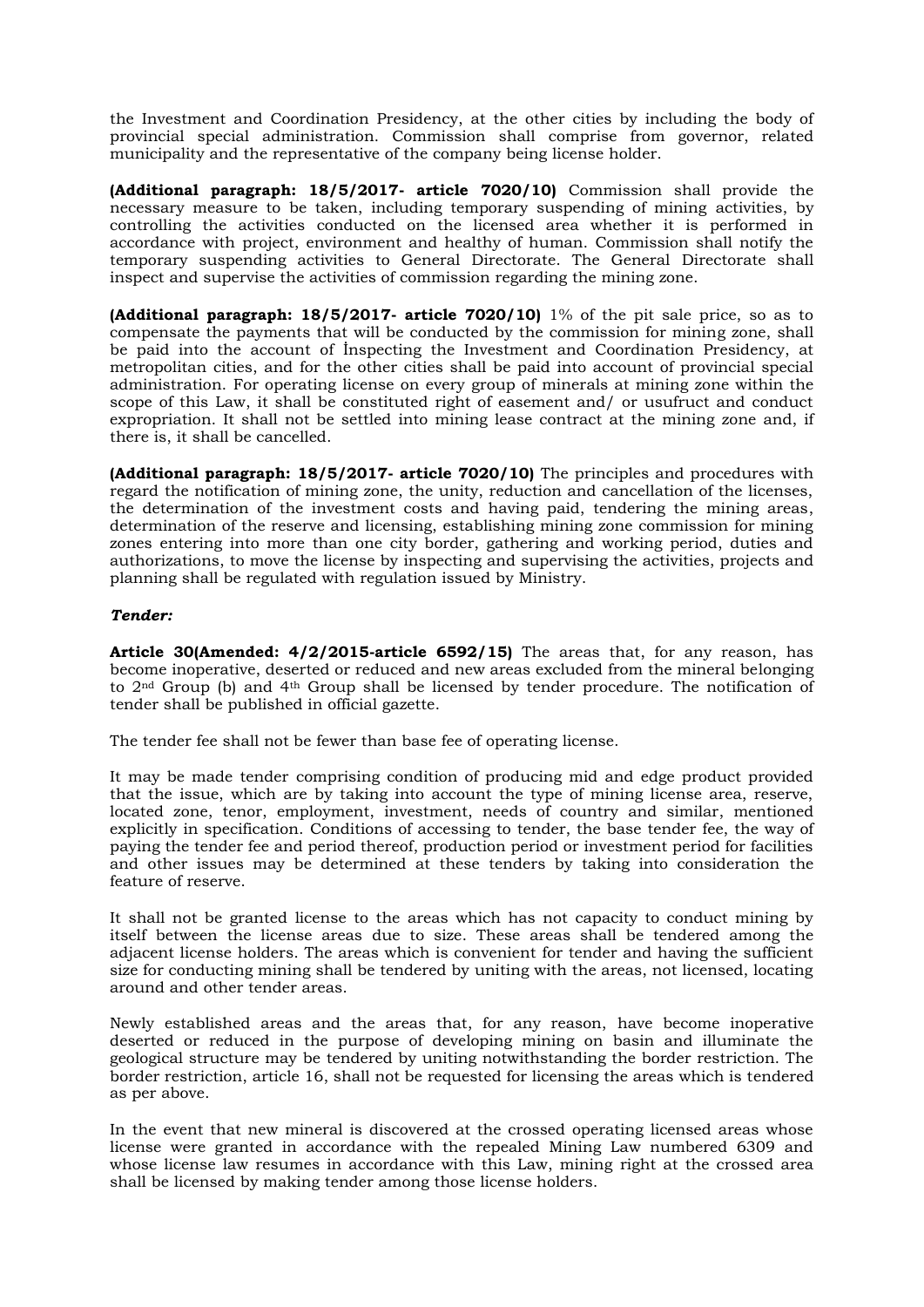the Investment and Coordination Presidency, at the other cities by including the body of provincial special administration. Commission shall comprise from governor, related municipality and the representative of the company being license holder.

**(Additional paragraph: 18/5/2017- article 7020/10)** Commission shall provide the necessary measure to be taken, including temporary suspending of mining activities, by controlling the activities conducted on the licensed area whether it is performed in accordance with project, environment and healthy of human. Commission shall notify the temporary suspending activities to General Directorate. The General Directorate shall inspect and supervise the activities of commission regarding the mining zone.

**(Additional paragraph: 18/5/2017- article 7020/10)** 1% of the pit sale price, so as to compensate the payments that will be conducted by the commission for mining zone, shall be paid into the account of İnspecting the Investment and Coordination Presidency, at metropolitan cities, and for the other cities shall be paid into account of provincial special administration. For operating license on every group of minerals at mining zone within the scope of this Law, it shall be constituted right of easement and/ or usufruct and conduct expropriation. It shall not be settled into mining lease contract at the mining zone and, if there is, it shall be cancelled.

**(Additional paragraph: 18/5/2017- article 7020/10)** The principles and procedures with regard the notification of mining zone, the unity, reduction and cancellation of the licenses, the determination of the investment costs and having paid, tendering the mining areas, determination of the reserve and licensing, establishing mining zone commission for mining zones entering into more than one city border, gathering and working period, duties and authorizations, to move the license by inspecting and supervising the activities, projects and planning shall be regulated with regulation issued by Ministry.

***Tender:***

**Article 30(Amended: 4/2/2015-article 6592/15)** The areas that, for any reason, has become inoperative, deserted or reduced and new areas excluded from the mineral belonging to 2nd Group (b) and 4th Group shall be licensed by tender procedure. The notification of tender shall be published in official gazette.

The tender fee shall not be fewer than base fee of operating license.

It may be made tender comprising condition of producing mid and edge product provided that the issue, which are by taking into account the type of mining license area, reserve, located zone, tenor, employment, investment, needs of country and similar, mentioned explicitly in specification. Conditions of accessing to tender, the base tender fee, the way of paying the tender fee and period thereof, production period or investment period for facilities and other issues may be determined at these tenders by taking into consideration the feature of reserve.

It shall not be granted license to the areas which has not capacity to conduct mining by itself between the license areas due to size. These areas shall be tendered among the adjacent license holders. The areas which is convenient for tender and having the sufficient size for conducting mining shall be tendered by uniting with the areas, not licensed, locating around and other tender areas.

Newly established areas and the areas that, for any reason, have become inoperative deserted or reduced in the purpose of developing mining on basin and illuminate the geological structure may be tendered by uniting notwithstanding the border restriction. The border restriction, article 16, shall not be requested for licensing the areas which is tendered as per above.

In the event that new mineral is discovered at the crossed operating licensed areas whose license were granted in accordance with the repealed Mining Law numbered 6309 and whose license law resumes in accordance with this Law, mining right at the crossed area shall be licensed by making tender among those license holders.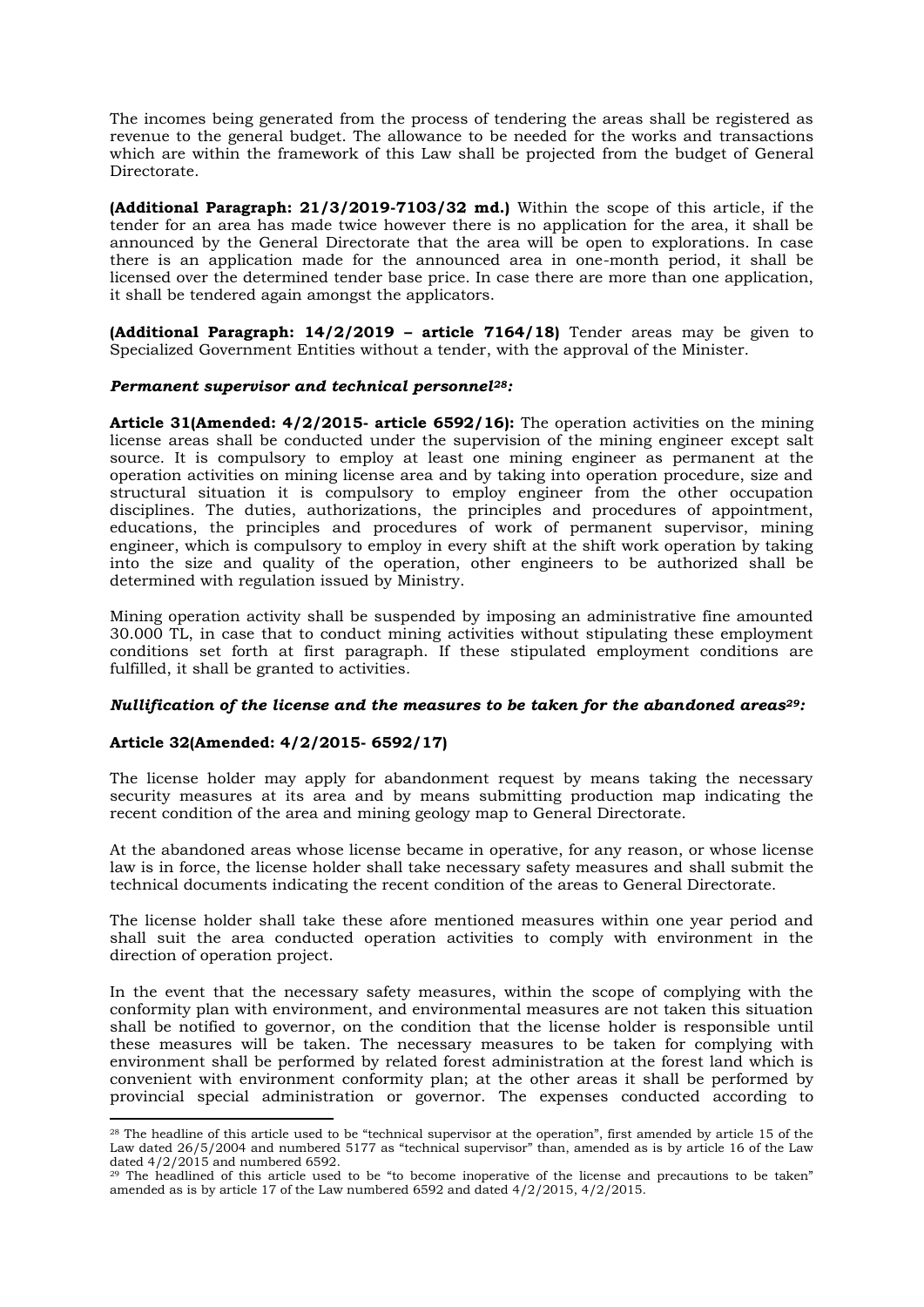The incomes being generated from the process of tendering the areas shall be registered as revenue to the general budget. The allowance to be needed for the works and transactions which are within the framework of this Law shall be projected from the budget of General Directorate.

**(Additional Paragraph: 21/3/2019-7103/32 md.)** Within the scope of this article, if the tender for an area has made twice however there is no application for the area, it shall be announced by the General Directorate that the area will be open to explorations. In case there is an application made for the announced area in one-month period, it shall be licensed over the determined tender base price. In case there are more than one application, it shall be tendered again amongst the applicators.

**(Additional Paragraph: 14/2/2019 – article 7164/18)** Tender areas may be given to Specialized Government Entities without a tender, with the approval of the Minister.

***Permanent supervisor and technical personnel[28]:***

**Article 31(Amended: 4/2/2015- article 6592/16):** The operation activities on the mining license areas shall be conducted under the supervision of the mining engineer except salt source. It is compulsory to employ at least one mining engineer as permanent at the operation activities on mining license area and by taking into operation procedure, size and structural situation it is compulsory to employ engineer from the other occupation disciplines. The duties, authorizations, the principles and procedures of appointment, educations, the principles and procedures of work of permanent supervisor, mining engineer, which is compulsory to employ in every shift at the shift work operation by taking into the size and quality of the operation, other engineers to be authorized shall be determined with regulation issued by Ministry.

Mining operation activity shall be suspended by imposing an administrative fine amounted 30.000 TL, in case that to conduct mining activities without stipulating these employment conditions set forth at first paragraph. If these stipulated employment conditions are fulfilled, it shall be granted to activities.

***Nullification of the license and the measures to be taken for the abandoned areas[29]:***

**Article 32(Amended: 4/2/2015- 6592/17)**

The license holder may apply for abandonment request by means taking the necessary security measures at its area and by means submitting production map indicating the recent condition of the area and mining geology map to General Directorate.

At the abandoned areas whose license became in operative, for any reason, or whose license law is in force, the license holder shall take necessary safety measures and shall submit the technical documents indicating the recent condition of the areas to General Directorate.

The license holder shall take these afore mentioned measures within one year period and shall suit the area conducted operation activities to comply with environment in the direction of operation project.

In the event that the necessary safety measures, within the scope of complying with the conformity plan with environment, and environmental measures are not taken this situation shall be notified to governor, on the condition that the license holder is responsible until these measures will be taken. The necessary measures to be taken for complying with environment shall be performed by related forest administration at the forest land which is convenient with environment conformity plan; at the other areas it shall be performed by provincial special administration or governor. The expenses conducted according to

---

[28] The headline of this article used to be "technical supervisor at the operation", first amended by article 15 of the Law dated 26/5/2004 and numbered 5177 as "technical supervisor" than, amended as is by article 16 of the Law dated 4/2/2015 and numbered 6592.

[29] The headlined of this article used to be "to become inoperative of the license and precautions to be taken" amended as is by article 17 of the Law numbered 6592 and dated 4/2/2015, 4/2/2015.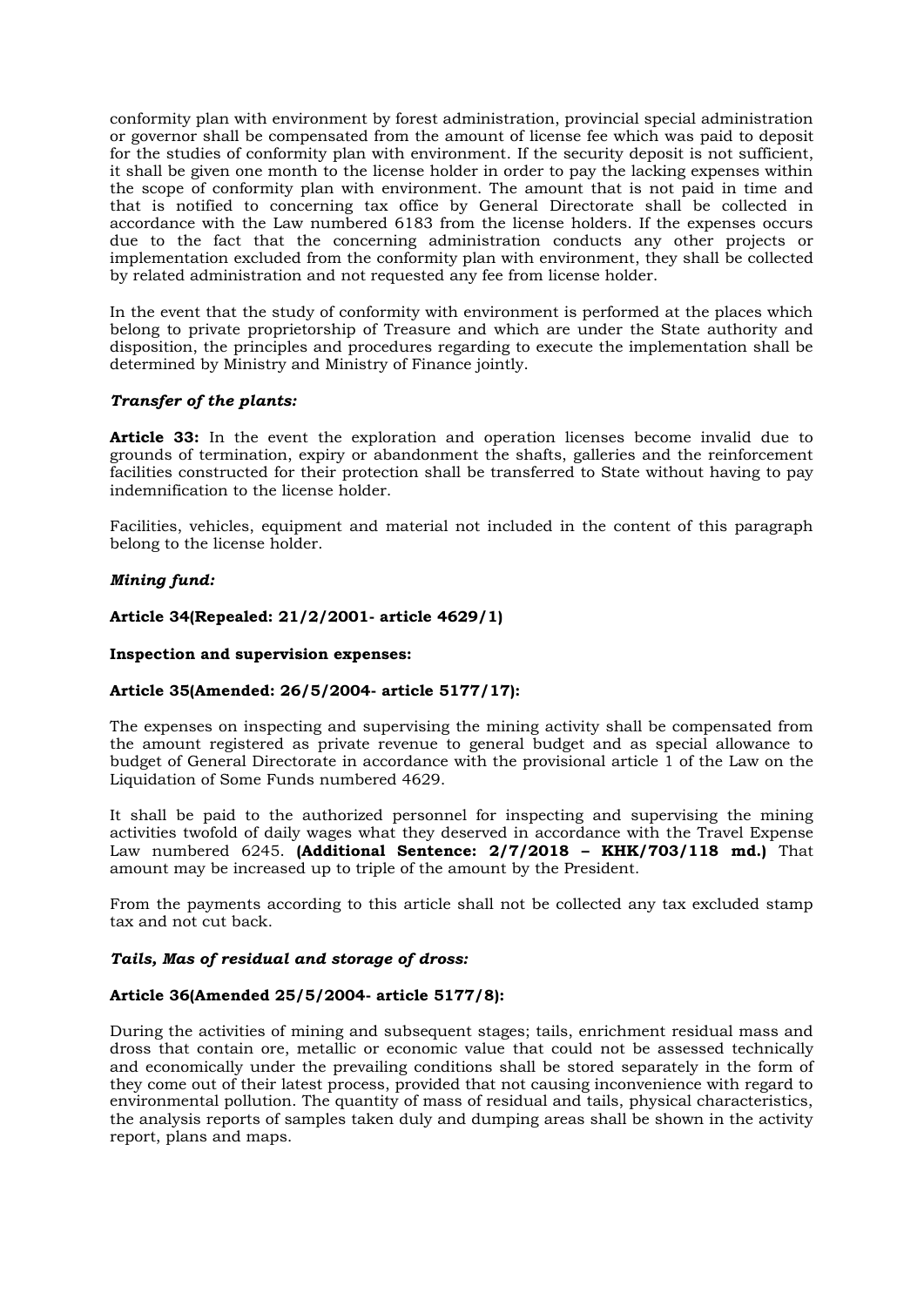conformity plan with environment by forest administration, provincial special administration or governor shall be compensated from the amount of license fee which was paid to deposit for the studies of conformity plan with environment. If the security deposit is not sufficient, it shall be given one month to the license holder in order to pay the lacking expenses within the scope of conformity plan with environment. The amount that is not paid in time and that is notified to concerning tax office by General Directorate shall be collected in accordance with the Law numbered 6183 from the license holders. If the expenses occurs due to the fact that the concerning administration conducts any other projects or implementation excluded from the conformity plan with environment, they shall be collected by related administration and not requested any fee from license holder.

In the event that the study of conformity with environment is performed at the places which belong to private proprietorship of Treasure and which are under the State authority and disposition, the principles and procedures regarding to execute the implementation shall be determined by Ministry and Ministry of Finance jointly.

***Transfer of the plants:***

**Article 33:** In the event the exploration and operation licenses become invalid due to grounds of termination, expiry or abandonment the shafts, galleries and the reinforcement facilities constructed for their protection shall be transferred to State without having to pay indemnification to the license holder.

Facilities, vehicles, equipment and material not included in the content of this paragraph belong to the license holder.

***Mining fund:***

**Article 34(Repealed: 21/2/2001- article 4629/1)**

**Inspection and supervision expenses:**

**Article 35(Amended: 26/5/2004- article 5177/17):**

The expenses on inspecting and supervising the mining activity shall be compensated from the amount registered as private revenue to general budget and as special allowance to budget of General Directorate in accordance with the provisional article 1 of the Law on the Liquidation of Some Funds numbered 4629.

It shall be paid to the authorized personnel for inspecting and supervising the mining activities twofold of daily wages what they deserved in accordance with the Travel Expense Law numbered 6245. **(Additional Sentence: 2/7/2018 – KHK/703/118 md.)** That amount may be increased up to triple of the amount by the President.

From the payments according to this article shall not be collected any tax excluded stamp tax and not cut back.

***Tails, Mas of residual and storage of dross:***

**Article 36(Amended 25/5/2004- article 5177/8):**

During the activities of mining and subsequent stages; tails, enrichment residual mass and dross that contain ore, metallic or economic value that could not be assessed technically and economically under the prevailing conditions shall be stored separately in the form of they come out of their latest process, provided that not causing inconvenience with regard to environmental pollution. The quantity of mass of residual and tails, physical characteristics, the analysis reports of samples taken duly and dumping areas shall be shown in the activity report, plans and maps.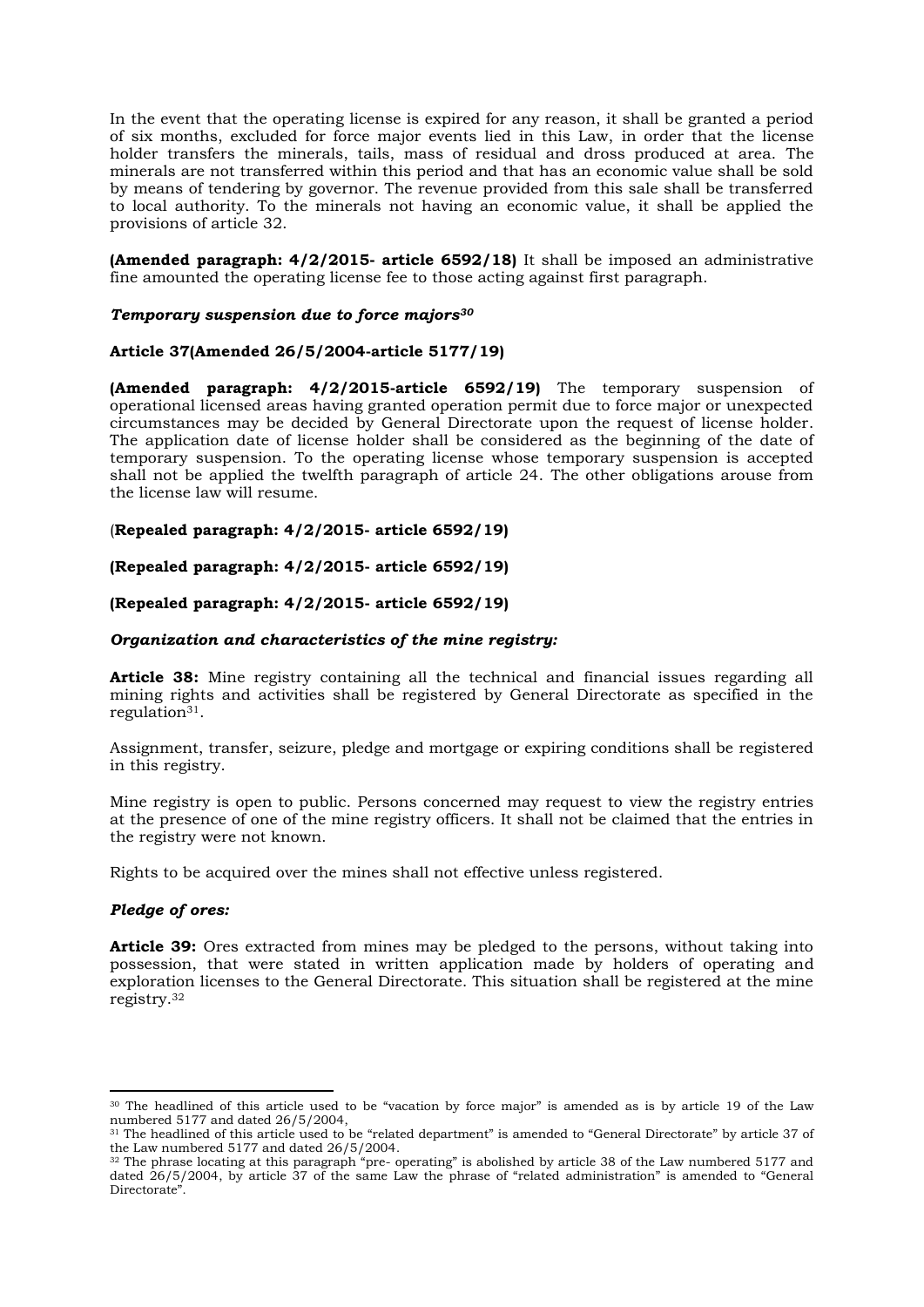In the event that the operating license is expired for any reason, it shall be granted a period of six months, excluded for force major events lied in this Law, in order that the license holder transfers the minerals, tails, mass of residual and dross produced at area. The minerals are not transferred within this period and that has an economic value shall be sold by means of tendering by governor. The revenue provided from this sale shall be transferred to local authority. To the minerals not having an economic value, it shall be applied the provisions of article 32.

**(Amended paragraph: 4/2/2015- article 6592/18)** It shall be imposed an administrative fine amounted the operating license fee to those acting against first paragraph.

***Temporary suspension due to force majors[30]***

**Article 37(Amended 26/5/2004-article 5177/19)**

**(Amended paragraph: 4/2/2015-article 6592/19)** The temporary suspension of operational licensed areas having granted operation permit due to force major or unexpected circumstances may be decided by General Directorate upon the request of license holder. The application date of license holder shall be considered as the beginning of the date of temporary suspension. To the operating license whose temporary suspension is accepted shall not be applied the twelfth paragraph of article 24. The other obligations arouse from the license law will resume.

(**Repealed paragraph: 4/2/2015- article 6592/19)**

**(Repealed paragraph: 4/2/2015- article 6592/19)**

**(Repealed paragraph: 4/2/2015- article 6592/19)**

***Organization and characteristics of the mine registry:***

**Article 38:** Mine registry containing all the technical and financial issues regarding all mining rights and activities shall be registered by General Directorate as specified in the regulation[31].

Assignment, transfer, seizure, pledge and mortgage or expiring conditions shall be registered in this registry.

Mine registry is open to public. Persons concerned may request to view the registry entries at the presence of one of the mine registry officers. It shall not be claimed that the entries in the registry were not known.

Rights to be acquired over the mines shall not effective unless registered.

***Pledge of ores:***

**Article 39:** Ores extracted from mines may be pledged to the persons, without taking into possession, that were stated in written application made by holders of operating and exploration licenses to the General Directorate. This situation shall be registered at the mine registry.[32]

---

[30] The headlined of this article used to be "vacation by force major" is amended as is by article 19 of the Law numbered 5177 and dated 26/5/2004,

[31] The headlined of this article used to be "related department" is amended to "General Directorate" by article 37 of the Law numbered 5177 and dated 26/5/2004.

[32] The phrase locating at this paragraph "pre- operating" is abolished by article 38 of the Law numbered 5177 and dated 26/5/2004, by article 37 of the same Law the phrase of "related administration" is amended to "General Directorate".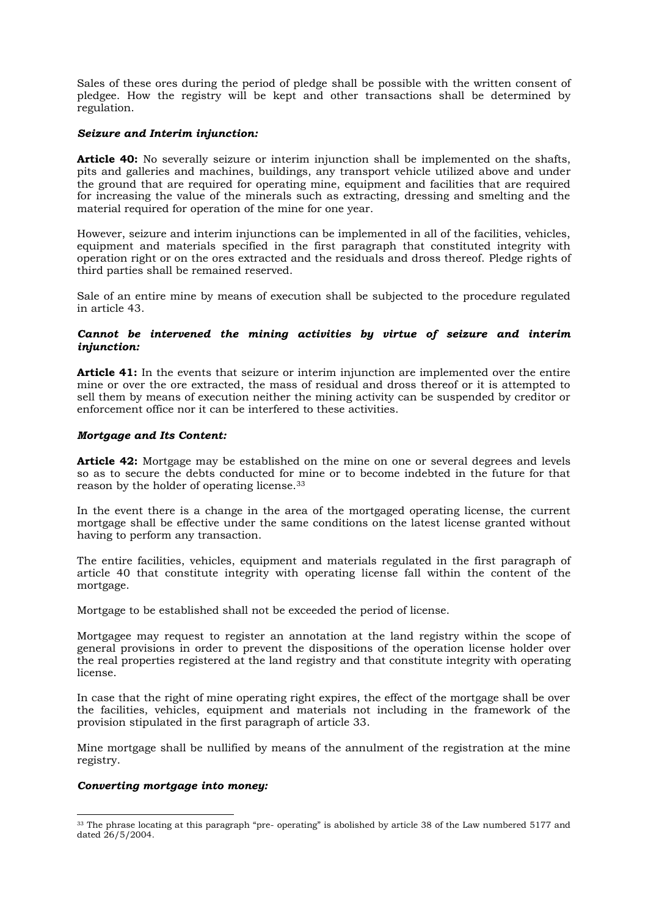Sales of these ores during the period of pledge shall be possible with the written consent of pledgee. How the registry will be kept and other transactions shall be determined by regulation.

***Seizure and Interim injunction:***

**Article 40:** No severally seizure or interim injunction shall be implemented on the shafts, pits and galleries and machines, buildings, any transport vehicle utilized above and under the ground that are required for operating mine, equipment and facilities that are required for increasing the value of the minerals such as extracting, dressing and smelting and the material required for operation of the mine for one year.

However, seizure and interim injunctions can be implemented in all of the facilities, vehicles, equipment and materials specified in the first paragraph that constituted integrity with operation right or on the ores extracted and the residuals and dross thereof. Pledge rights of third parties shall be remained reserved.

Sale of an entire mine by means of execution shall be subjected to the procedure regulated in article 43.

***Cannot be intervened the mining activities by virtue of seizure and interim injunction:***

**Article 41:** In the events that seizure or interim injunction are implemented over the entire mine or over the ore extracted, the mass of residual and dross thereof or it is attempted to sell them by means of execution neither the mining activity can be suspended by creditor or enforcement office nor it can be interfered to these activities.

***Mortgage and Its Content:***

**Article 42:** Mortgage may be established on the mine on one or several degrees and levels so as to secure the debts conducted for mine or to become indebted in the future for that reason by the holder of operating license.[33]

In the event there is a change in the area of the mortgaged operating license, the current mortgage shall be effective under the same conditions on the latest license granted without having to perform any transaction.

The entire facilities, vehicles, equipment and materials regulated in the first paragraph of article 40 that constitute integrity with operating license fall within the content of the mortgage.

Mortgage to be established shall not be exceeded the period of license.

Mortgagee may request to register an annotation at the land registry within the scope of general provisions in order to prevent the dispositions of the operation license holder over the real properties registered at the land registry and that constitute integrity with operating license.

In case that the right of mine operating right expires, the effect of the mortgage shall be over the facilities, vehicles, equipment and materials not including in the framework of the provision stipulated in the first paragraph of article 33.

Mine mortgage shall be nullified by means of the annulment of the registration at the mine registry.

***Converting mortgage into money:***

[33] The phrase locating at this paragraph "pre- operating" is abolished by article 38 of the Law numbered 5177 and dated 26/5/2004.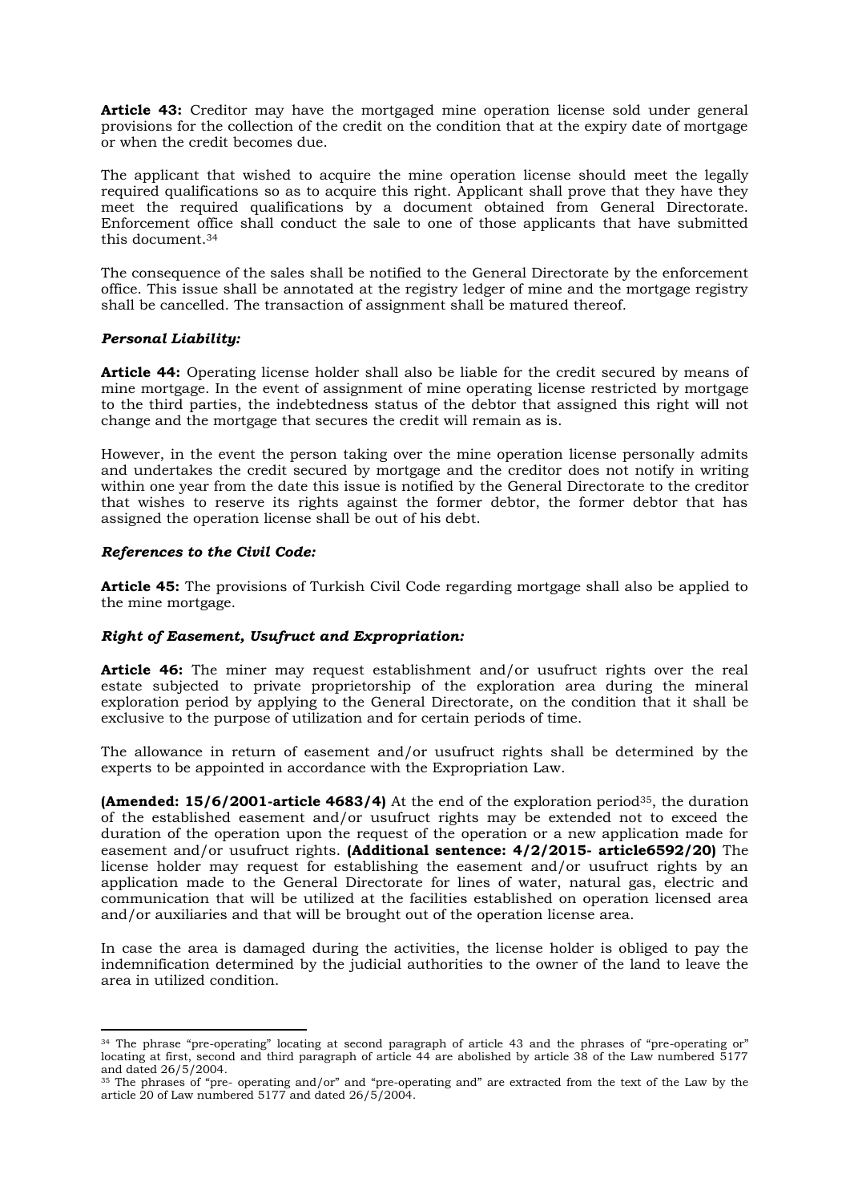**Article 43:** Creditor may have the mortgaged mine operation license sold under general provisions for the collection of the credit on the condition that at the expiry date of mortgage or when the credit becomes due.

The applicant that wished to acquire the mine operation license should meet the legally required qualifications so as to acquire this right. Applicant shall prove that they have they meet the required qualifications by a document obtained from General Directorate. Enforcement office shall conduct the sale to one of those applicants that have submitted this document.[34]

The consequence of the sales shall be notified to the General Directorate by the enforcement office. This issue shall be annotated at the registry ledger of mine and the mortgage registry shall be cancelled. The transaction of assignment shall be matured thereof.

***Personal Liability:***

**Article 44:** Operating license holder shall also be liable for the credit secured by means of mine mortgage. In the event of assignment of mine operating license restricted by mortgage to the third parties, the indebtedness status of the debtor that assigned this right will not change and the mortgage that secures the credit will remain as is.

However, in the event the person taking over the mine operation license personally admits and undertakes the credit secured by mortgage and the creditor does not notify in writing within one year from the date this issue is notified by the General Directorate to the creditor that wishes to reserve its rights against the former debtor, the former debtor that has assigned the operation license shall be out of his debt.

***References to the Civil Code:***

**Article 45:** The provisions of Turkish Civil Code regarding mortgage shall also be applied to the mine mortgage.

***Right of Easement, Usufruct and Expropriation:***

**Article 46:** The miner may request establishment and/or usufruct rights over the real estate subjected to private proprietorship of the exploration area during the mineral exploration period by applying to the General Directorate, on the condition that it shall be exclusive to the purpose of utilization and for certain periods of time.

The allowance in return of easement and/or usufruct rights shall be determined by the experts to be appointed in accordance with the Expropriation Law.

**(Amended: 15/6/2001-article 4683/4)** At the end of the exploration period[35], the duration of the established easement and/or usufruct rights may be extended not to exceed the duration of the operation upon the request of the operation or a new application made for easement and/or usufruct rights. **(Additional sentence: 4/2/2015- article6592/20)** The license holder may request for establishing the easement and/or usufruct rights by an application made to the General Directorate for lines of water, natural gas, electric and communication that will be utilized at the facilities established on operation licensed area and/or auxiliaries and that will be brought out of the operation license area.

In case the area is damaged during the activities, the license holder is obliged to pay the indemnification determined by the judicial authorities to the owner of the land to leave the area in utilized condition.

---

[34] The phrase "pre-operating" locating at second paragraph of article 43 and the phrases of "pre-operating or" locating at first, second and third paragraph of article 44 are abolished by article 38 of the Law numbered 5177 and dated 26/5/2004.

[35] The phrases of "pre- operating and/or" and "pre-operating and" are extracted from the text of the Law by the article 20 of Law numbered 5177 and dated 26/5/2004.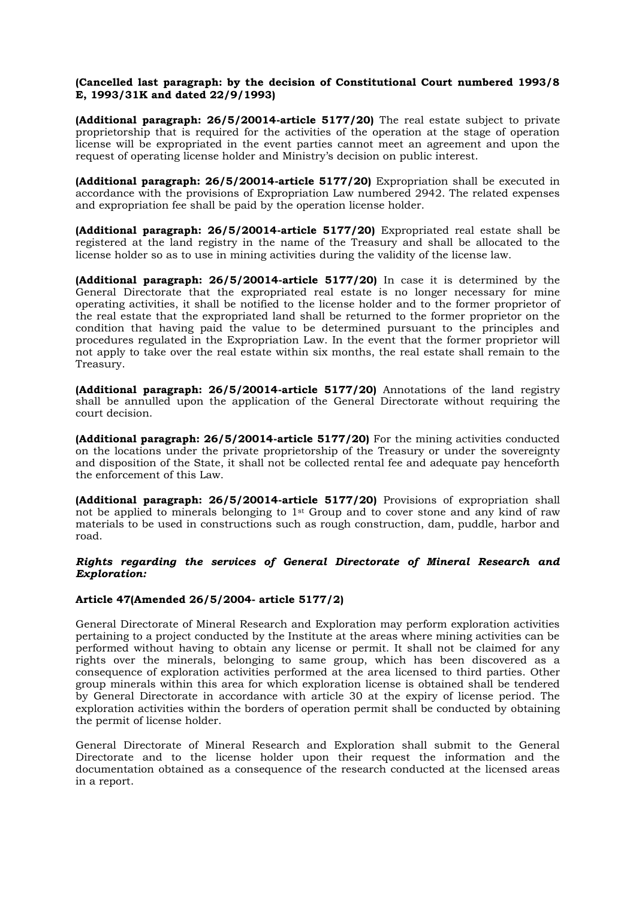**(Cancelled last paragraph: by the decision of Constitutional Court numbered 1993/8 E, 1993/31K and dated 22/9/1993)**

**(Additional paragraph: 26/5/20014-article 5177/20)** The real estate subject to private proprietorship that is required for the activities of the operation at the stage of operation license will be expropriated in the event parties cannot meet an agreement and upon the request of operating license holder and Ministry's decision on public interest.

**(Additional paragraph: 26/5/20014-article 5177/20)** Expropriation shall be executed in accordance with the provisions of Expropriation Law numbered 2942. The related expenses and expropriation fee shall be paid by the operation license holder.

**(Additional paragraph: 26/5/20014-article 5177/20)** Expropriated real estate shall be registered at the land registry in the name of the Treasury and shall be allocated to the license holder so as to use in mining activities during the validity of the license law.

**(Additional paragraph: 26/5/20014-article 5177/20)** In case it is determined by the General Directorate that the expropriated real estate is no longer necessary for mine operating activities, it shall be notified to the license holder and to the former proprietor of the real estate that the expropriated land shall be returned to the former proprietor on the condition that having paid the value to be determined pursuant to the principles and procedures regulated in the Expropriation Law. In the event that the former proprietor will not apply to take over the real estate within six months, the real estate shall remain to the Treasury.

**(Additional paragraph: 26/5/20014-article 5177/20)** Annotations of the land registry shall be annulled upon the application of the General Directorate without requiring the court decision.

**(Additional paragraph: 26/5/20014-article 5177/20)** For the mining activities conducted on the locations under the private proprietorship of the Treasury or under the sovereignty and disposition of the State, it shall not be collected rental fee and adequate pay henceforth the enforcement of this Law.

**(Additional paragraph: 26/5/20014-article 5177/20)** Provisions of expropriation shall not be applied to minerals belonging to 1st Group and to cover stone and any kind of raw materials to be used in constructions such as rough construction, dam, puddle, harbor and road.

***Rights regarding the services of General Directorate of Mineral Research and Exploration:***

**Article 47(Amended 26/5/2004- article 5177/2)**

General Directorate of Mineral Research and Exploration may perform exploration activities pertaining to a project conducted by the Institute at the areas where mining activities can be performed without having to obtain any license or permit. It shall not be claimed for any rights over the minerals, belonging to same group, which has been discovered as a consequence of exploration activities performed at the area licensed to third parties. Other group minerals within this area for which exploration license is obtained shall be tendered by General Directorate in accordance with article 30 at the expiry of license period. The exploration activities within the borders of operation permit shall be conducted by obtaining the permit of license holder.

General Directorate of Mineral Research and Exploration shall submit to the General Directorate and to the license holder upon their request the information and the documentation obtained as a consequence of the research conducted at the licensed areas in a report.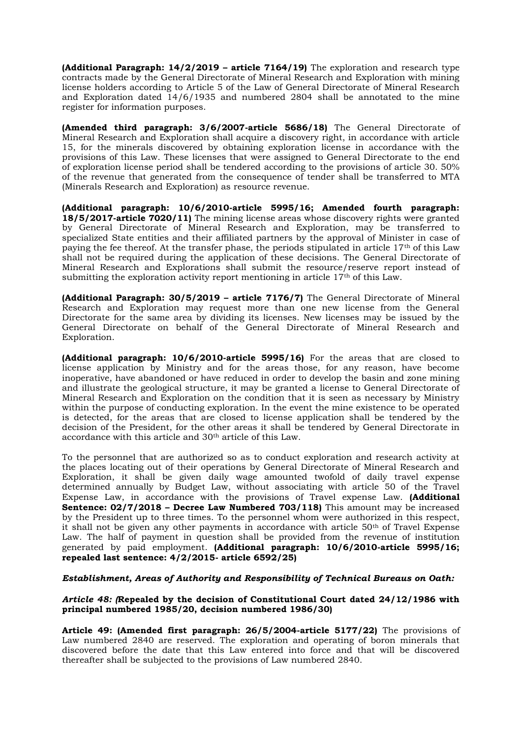**(Additional Paragraph: 14/2/2019 – article 7164/19)** The exploration and research type contracts made by the General Directorate of Mineral Research and Exploration with mining license holders according to Article 5 of the Law of General Directorate of Mineral Research and Exploration dated 14/6/1935 and numbered 2804 shall be annotated to the mine register for information purposes.

**(Amended third paragraph: 3/6/2007-article 5686/18)** The General Directorate of Mineral Research and Exploration shall acquire a discovery right, in accordance with article 15, for the minerals discovered by obtaining exploration license in accordance with the provisions of this Law. These licenses that were assigned to General Directorate to the end of exploration license period shall be tendered according to the provisions of article 30. 50% of the revenue that generated from the consequence of tender shall be transferred to MTA (Minerals Research and Exploration) as resource revenue.

**(Additional paragraph: 10/6/2010-article 5995/16; Amended fourth paragraph: 18/5/2017-article 7020/11)** The mining license areas whose discovery rights were granted by General Directorate of Mineral Research and Exploration, may be transferred to specialized State entities and their affiliated partners by the approval of Minister in case of paying the fee thereof. At the transfer phase, the periods stipulated in article 17th of this Law shall not be required during the application of these decisions. The General Directorate of Mineral Research and Explorations shall submit the resource/reserve report instead of submitting the exploration activity report mentioning in article 17th of this Law.

**(Additional Paragraph: 30/5/2019 – article 7176/7)** The General Directorate of Mineral Research and Exploration may request more than one new license from the General Directorate for the same area by dividing its licenses. New licenses may be issued by the General Directorate on behalf of the General Directorate of Mineral Research and Exploration.

**(Additional paragraph: 10/6/2010-article 5995/16)** For the areas that are closed to license application by Ministry and for the areas those, for any reason, have become inoperative, have abandoned or have reduced in order to develop the basin and zone mining and illustrate the geological structure, it may be granted a license to General Directorate of Mineral Research and Exploration on the condition that it is seen as necessary by Ministry within the purpose of conducting exploration. In the event the mine existence to be operated is detected, for the areas that are closed to license application shall be tendered by the decision of the President, for the other areas it shall be tendered by General Directorate in accordance with this article and 30th article of this Law.

To the personnel that are authorized so as to conduct exploration and research activity at the places locating out of their operations by General Directorate of Mineral Research and Exploration, it shall be given daily wage amounted twofold of daily travel expense determined annually by Budget Law, without associating with article 50 of the Travel Expense Law, in accordance with the provisions of Travel expense Law. **(Additional Sentence: 02/7/2018 – Decree Law Numbered 703/118)** This amount may be increased by the President up to three times. To the personnel whom were authorized in this respect, it shall not be given any other payments in accordance with article 50th of Travel Expense Law. The half of payment in question shall be provided from the revenue of institution generated by paid employment. **(Additional paragraph: 10/6/2010-article 5995/16; repealed last sentence: 4/2/2015- article 6592/25)**

***Establishment, Areas of Authority and Responsibility of Technical Bureaus on Oath:***

***Article 48: (Repealed by the decision of Constitutional Court dated 24/12/1986 with principal numbered 1985/20, decision numbered 1986/30)***

**Article 49: (Amended first paragraph: 26/5/2004-article 5177/22)** The provisions of Law numbered 2840 are reserved. The exploration and operating of boron minerals that discovered before the date that this Law entered into force and that will be discovered thereafter shall be subjected to the provisions of Law numbered 2840.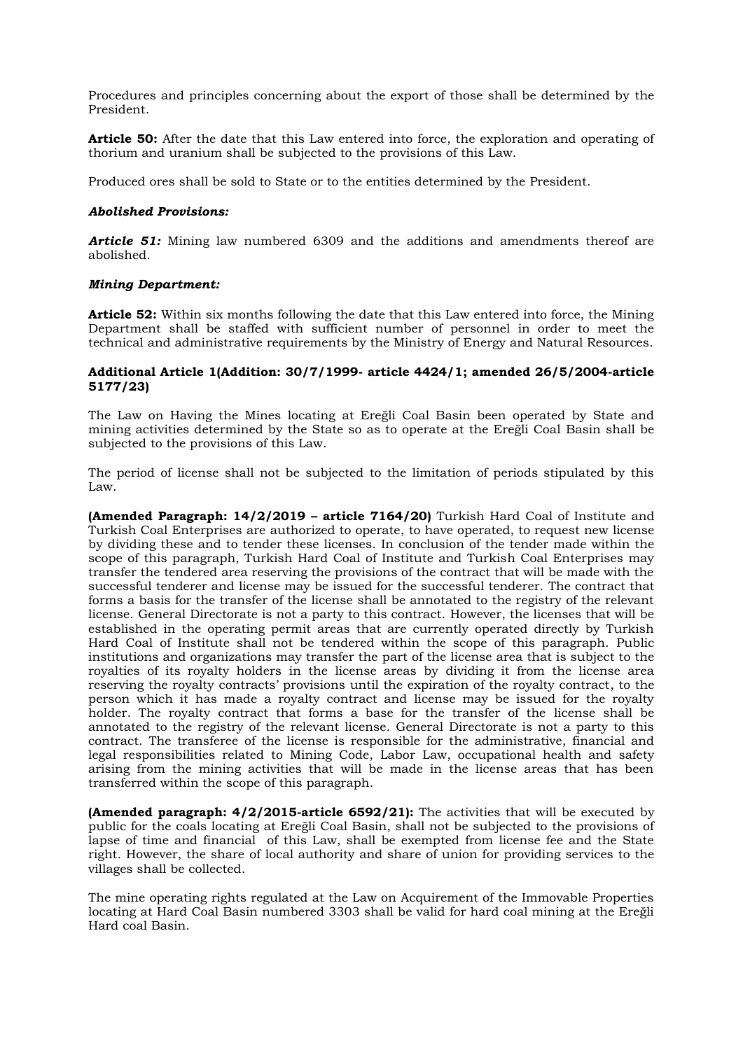Procedures and principles concerning about the export of those shall be determined by the President.

**Article 50:** After the date that this Law entered into force, the exploration and operating of thorium and uranium shall be subjected to the provisions of this Law.

Produced ores shall be sold to State or to the entities determined by the President.

***Abolished Provisions:***

***Article 51:*** Mining law numbered 6309 and the additions and amendments thereof are abolished.

***Mining Department:***

**Article 52:** Within six months following the date that this Law entered into force, the Mining Department shall be staffed with sufficient number of personnel in order to meet the technical and administrative requirements by the Ministry of Energy and Natural Resources.

**Additional Article 1(Addition: 30/7/1999- article 4424/1; amended 26/5/2004-article 5177/23)**

The Law on Having the Mines locating at Ereğli Coal Basin been operated by State and mining activities determined by the State so as to operate at the Ereğli Coal Basin shall be subjected to the provisions of this Law.

The period of license shall not be subjected to the limitation of periods stipulated by this Law.

**(Amended Paragraph: 14/2/2019 – article 7164/20)** Turkish Hard Coal of Institute and Turkish Coal Enterprises are authorized to operate, to have operated, to request new license by dividing these and to tender these licenses. In conclusion of the tender made within the scope of this paragraph, Turkish Hard Coal of Institute and Turkish Coal Enterprises may transfer the tendered area reserving the provisions of the contract that will be made with the successful tenderer and license may be issued for the successful tenderer. The contract that forms a basis for the transfer of the license shall be annotated to the registry of the relevant license. General Directorate is not a party to this contract. However, the licenses that will be established in the operating permit areas that are currently operated directly by Turkish Hard Coal of Institute shall not be tendered within the scope of this paragraph. Public institutions and organizations may transfer the part of the license area that is subject to the royalties of its royalty holders in the license areas by dividing it from the license area reserving the royalty contracts' provisions until the expiration of the royalty contract, to the person which it has made a royalty contract and license may be issued for the royalty holder. The royalty contract that forms a base for the transfer of the license shall be annotated to the registry of the relevant license. General Directorate is not a party to this contract. The transferee of the license is responsible for the administrative, financial and legal responsibilities related to Mining Code, Labor Law, occupational health and safety arising from the mining activities that will be made in the license areas that has been transferred within the scope of this paragraph.

**(Amended paragraph: 4/2/2015-article 6592/21):** The activities that will be executed by public for the coals locating at Ereğli Coal Basin, shall not be subjected to the provisions of lapse of time and financial of this Law, shall be exempted from license fee and the State right. However, the share of local authority and share of union for providing services to the villages shall be collected.

The mine operating rights regulated at the Law on Acquirement of the Immovable Properties locating at Hard Coal Basin numbered 3303 shall be valid for hard coal mining at the Ereğli Hard coal Basin.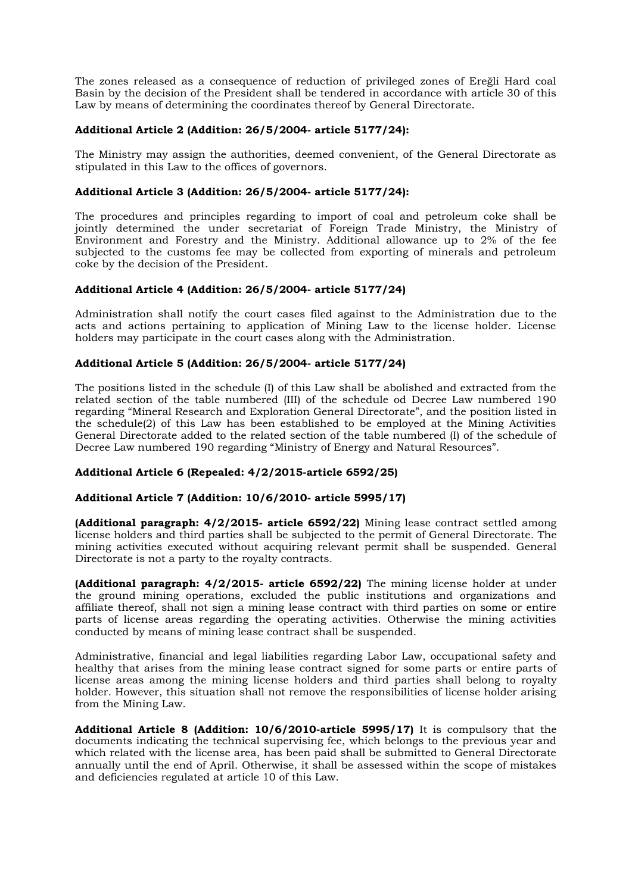The zones released as a consequence of reduction of privileged zones of Ereğli Hard coal Basin by the decision of the President shall be tendered in accordance with article 30 of this Law by means of determining the coordinates thereof by General Directorate.

**Additional Article 2 (Addition: 26/5/2004- article 5177/24):**

The Ministry may assign the authorities, deemed convenient, of the General Directorate as stipulated in this Law to the offices of governors.

**Additional Article 3 (Addition: 26/5/2004- article 5177/24):**

The procedures and principles regarding to import of coal and petroleum coke shall be jointly determined the under secretariat of Foreign Trade Ministry, the Ministry of Environment and Forestry and the Ministry. Additional allowance up to 2% of the fee subjected to the customs fee may be collected from exporting of minerals and petroleum coke by the decision of the President.

**Additional Article 4 (Addition: 26/5/2004- article 5177/24)**

Administration shall notify the court cases filed against to the Administration due to the acts and actions pertaining to application of Mining Law to the license holder. License holders may participate in the court cases along with the Administration.

**Additional Article 5 (Addition: 26/5/2004- article 5177/24)**

The positions listed in the schedule (I) of this Law shall be abolished and extracted from the related section of the table numbered (III) of the schedule od Decree Law numbered 190 regarding "Mineral Research and Exploration General Directorate", and the position listed in the schedule(2) of this Law has been established to be employed at the Mining Activities General Directorate added to the related section of the table numbered (I) of the schedule of Decree Law numbered 190 regarding "Ministry of Energy and Natural Resources".

**Additional Article 6 (Repealed: 4/2/2015-article 6592/25)**

**Additional Article 7 (Addition: 10/6/2010- article 5995/17)**

**(Additional paragraph: 4/2/2015- article 6592/22)** Mining lease contract settled among license holders and third parties shall be subjected to the permit of General Directorate. The mining activities executed without acquiring relevant permit shall be suspended. General Directorate is not a party to the royalty contracts.

**(Additional paragraph: 4/2/2015- article 6592/22)** The mining license holder at under the ground mining operations, excluded the public institutions and organizations and affiliate thereof, shall not sign a mining lease contract with third parties on some or entire parts of license areas regarding the operating activities. Otherwise the mining activities conducted by means of mining lease contract shall be suspended.

Administrative, financial and legal liabilities regarding Labor Law, occupational safety and healthy that arises from the mining lease contract signed for some parts or entire parts of license areas among the mining license holders and third parties shall belong to royalty holder. However, this situation shall not remove the responsibilities of license holder arising from the Mining Law.

**Additional Article 8 (Addition: 10/6/2010-article 5995/17)** It is compulsory that the documents indicating the technical supervising fee, which belongs to the previous year and which related with the license area, has been paid shall be submitted to General Directorate annually until the end of April. Otherwise, it shall be assessed within the scope of mistakes and deficiencies regulated at article 10 of this Law.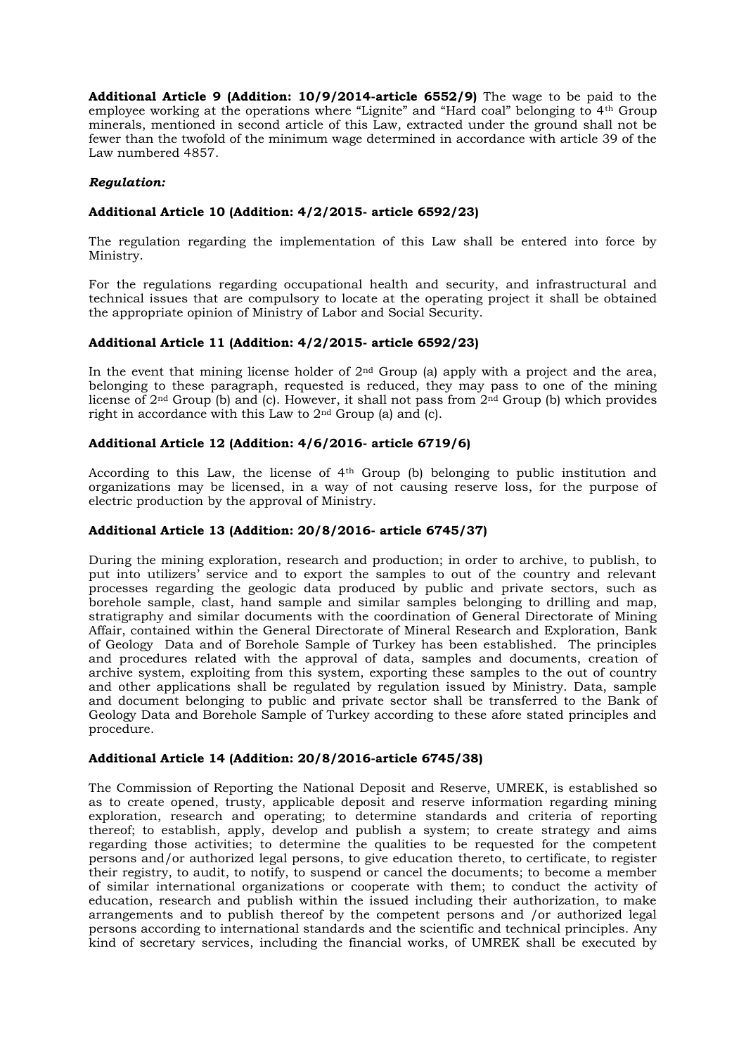**Additional Article 9 (Addition: 10/9/2014-article 6552/9)** The wage to be paid to the employee working at the operations where "Lignite" and "Hard coal" belonging to 4th Group minerals, mentioned in second article of this Law, extracted under the ground shall not be fewer than the twofold of the minimum wage determined in accordance with article 39 of the Law numbered 4857.

***Regulation:***

**Additional Article 10 (Addition: 4/2/2015- article 6592/23)**

The regulation regarding the implementation of this Law shall be entered into force by Ministry.

For the regulations regarding occupational health and security, and infrastructural and technical issues that are compulsory to locate at the operating project it shall be obtained the appropriate opinion of Ministry of Labor and Social Security.

**Additional Article 11 (Addition: 4/2/2015- article 6592/23)**

In the event that mining license holder of 2nd Group (a) apply with a project and the area, belonging to these paragraph, requested is reduced, they may pass to one of the mining license of 2nd Group (b) and (c). However, it shall not pass from 2nd Group (b) which provides right in accordance with this Law to 2nd Group (a) and (c).

**Additional Article 12 (Addition: 4/6/2016- article 6719/6)**

According to this Law, the license of 4th Group (b) belonging to public institution and organizations may be licensed, in a way of not causing reserve loss, for the purpose of electric production by the approval of Ministry.

**Additional Article 13 (Addition: 20/8/2016- article 6745/37)**

During the mining exploration, research and production; in order to archive, to publish, to put into utilizers' service and to export the samples to out of the country and relevant processes regarding the geologic data produced by public and private sectors, such as borehole sample, clast, hand sample and similar samples belonging to drilling and map, stratigraphy and similar documents with the coordination of General Directorate of Mining Affair, contained within the General Directorate of Mineral Research and Exploration, Bank of Geology Data and of Borehole Sample of Turkey has been established. The principles and procedures related with the approval of data, samples and documents, creation of archive system, exploiting from this system, exporting these samples to the out of country and other applications shall be regulated by regulation issued by Ministry. Data, sample and document belonging to public and private sector shall be transferred to the Bank of Geology Data and Borehole Sample of Turkey according to these afore stated principles and procedure.

**Additional Article 14 (Addition: 20/8/2016-article 6745/38)**

The Commission of Reporting the National Deposit and Reserve, UMREK, is established so as to create opened, trusty, applicable deposit and reserve information regarding mining exploration, research and operating; to determine standards and criteria of reporting thereof; to establish, apply, develop and publish a system; to create strategy and aims regarding those activities; to determine the qualities to be requested for the competent persons and/or authorized legal persons, to give education thereto, to certificate, to register their registry, to audit, to notify, to suspend or cancel the documents; to become a member of similar international organizations or cooperate with them; to conduct the activity of education, research and publish within the issued including their authorization, to make arrangements and to publish thereof by the competent persons and /or authorized legal persons according to international standards and the scientific and technical principles. Any kind of secretary services, including the financial works, of UMREK shall be executed by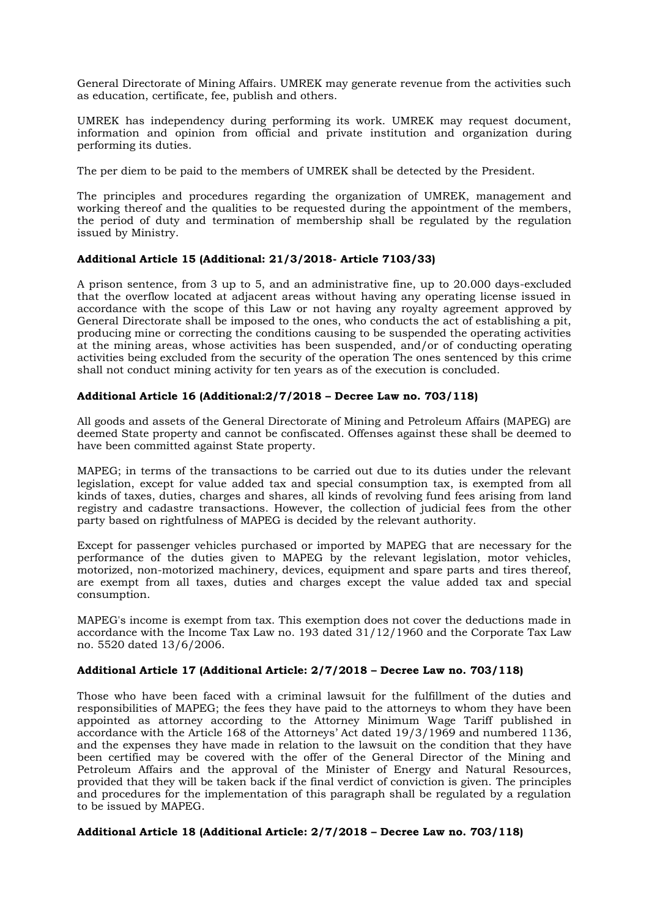General Directorate of Mining Affairs. UMREK may generate revenue from the activities such as education, certificate, fee, publish and others.

UMREK has independency during performing its work. UMREK may request document, information and opinion from official and private institution and organization during performing its duties.

The per diem to be paid to the members of UMREK shall be detected by the President.

The principles and procedures regarding the organization of UMREK, management and working thereof and the qualities to be requested during the appointment of the members, the period of duty and termination of membership shall be regulated by the regulation issued by Ministry.

**Additional Article 15 (Additional: 21/3/2018- Article 7103/33)**

A prison sentence, from 3 up to 5, and an administrative fine, up to 20.000 days-excluded that the overflow located at adjacent areas without having any operating license issued in accordance with the scope of this Law or not having any royalty agreement approved by General Directorate shall be imposed to the ones, who conducts the act of establishing a pit, producing mine or correcting the conditions causing to be suspended the operating activities at the mining areas, whose activities has been suspended, and/or of conducting operating activities being excluded from the security of the operation The ones sentenced by this crime shall not conduct mining activity for ten years as of the execution is concluded.

**Additional Article 16 (Additional:2/7/2018 – Decree Law no. 703/118)**

All goods and assets of the General Directorate of Mining and Petroleum Affairs (MAPEG) are deemed State property and cannot be confiscated. Offenses against these shall be deemed to have been committed against State property.

MAPEG; in terms of the transactions to be carried out due to its duties under the relevant legislation, except for value added tax and special consumption tax, is exempted from all kinds of taxes, duties, charges and shares, all kinds of revolving fund fees arising from land registry and cadastre transactions. However, the collection of judicial fees from the other party based on rightfulness of MAPEG is decided by the relevant authority.

Except for passenger vehicles purchased or imported by MAPEG that are necessary for the performance of the duties given to MAPEG by the relevant legislation, motor vehicles, motorized, non-motorized machinery, devices, equipment and spare parts and tires thereof, are exempt from all taxes, duties and charges except the value added tax and special consumption.

MAPEG's income is exempt from tax. This exemption does not cover the deductions made in accordance with the Income Tax Law no. 193 dated 31/12/1960 and the Corporate Tax Law no. 5520 dated 13/6/2006.

**Additional Article 17 (Additional Article: 2/7/2018 – Decree Law no. 703/118)**

Those who have been faced with a criminal lawsuit for the fulfillment of the duties and responsibilities of MAPEG; the fees they have paid to the attorneys to whom they have been appointed as attorney according to the Attorney Minimum Wage Tariff published in accordance with the Article 168 of the Attorneys' Act dated 19/3/1969 and numbered 1136, and the expenses they have made in relation to the lawsuit on the condition that they have been certified may be covered with the offer of the General Director of the Mining and Petroleum Affairs and the approval of the Minister of Energy and Natural Resources, provided that they will be taken back if the final verdict of conviction is given. The principles and procedures for the implementation of this paragraph shall be regulated by a regulation to be issued by MAPEG.

**Additional Article 18 (Additional Article: 2/7/2018 – Decree Law no. 703/118)**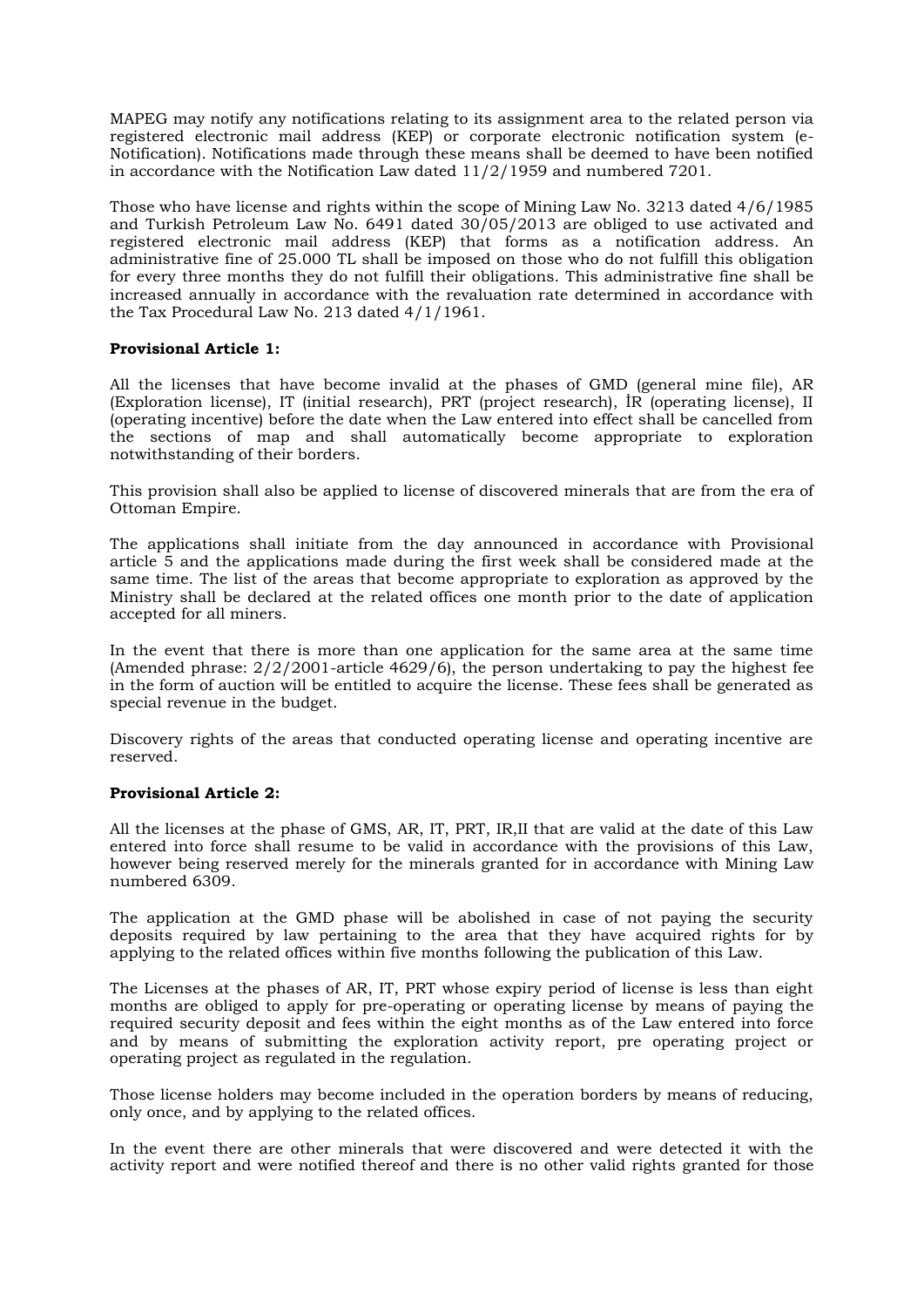MAPEG may notify any notifications relating to its assignment area to the related person via registered electronic mail address (KEP) or corporate electronic notification system (e-Notification). Notifications made through these means shall be deemed to have been notified in accordance with the Notification Law dated 11/2/1959 and numbered 7201.

Those who have license and rights within the scope of Mining Law No. 3213 dated 4/6/1985 and Turkish Petroleum Law No. 6491 dated 30/05/2013 are obliged to use activated and registered electronic mail address (KEP) that forms as a notification address. An administrative fine of 25.000 TL shall be imposed on those who do not fulfill this obligation for every three months they do not fulfill their obligations. This administrative fine shall be increased annually in accordance with the revaluation rate determined in accordance with the Tax Procedural Law No. 213 dated 4/1/1961.

**Provisional Article 1:**

All the licenses that have become invalid at the phases of GMD (general mine file), AR (Exploration license), IT (initial research), PRT (project research), İR (operating license), II (operating incentive) before the date when the Law entered into effect shall be cancelled from the sections of map and shall automatically become appropriate to exploration notwithstanding of their borders.

This provision shall also be applied to license of discovered minerals that are from the era of Ottoman Empire.

The applications shall initiate from the day announced in accordance with Provisional article 5 and the applications made during the first week shall be considered made at the same time. The list of the areas that become appropriate to exploration as approved by the Ministry shall be declared at the related offices one month prior to the date of application accepted for all miners.

In the event that there is more than one application for the same area at the same time (Amended phrase: 2/2/2001-article 4629/6), the person undertaking to pay the highest fee in the form of auction will be entitled to acquire the license. These fees shall be generated as special revenue in the budget.

Discovery rights of the areas that conducted operating license and operating incentive are reserved.

**Provisional Article 2:**

All the licenses at the phase of GMS, AR, IT, PRT, IR,II that are valid at the date of this Law entered into force shall resume to be valid in accordance with the provisions of this Law, however being reserved merely for the minerals granted for in accordance with Mining Law numbered 6309.

The application at the GMD phase will be abolished in case of not paying the security deposits required by law pertaining to the area that they have acquired rights for by applying to the related offices within five months following the publication of this Law.

The Licenses at the phases of AR, IT, PRT whose expiry period of license is less than eight months are obliged to apply for pre-operating or operating license by means of paying the required security deposit and fees within the eight months as of the Law entered into force and by means of submitting the exploration activity report, pre operating project or operating project as regulated in the regulation.

Those license holders may become included in the operation borders by means of reducing, only once, and by applying to the related offices.

In the event there are other minerals that were discovered and were detected it with the activity report and were notified thereof and there is no other valid rights granted for those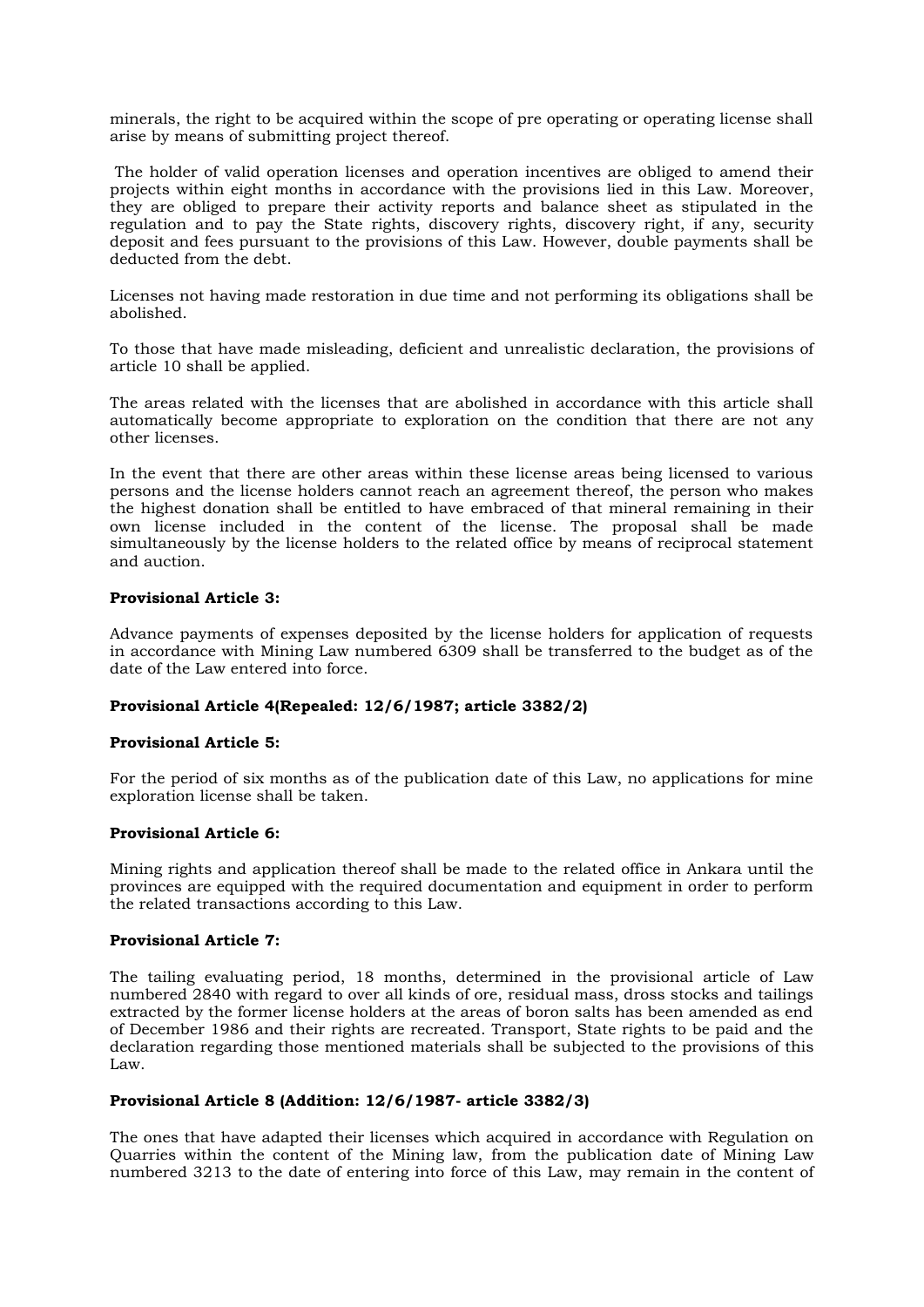minerals, the right to be acquired within the scope of pre operating or operating license shall arise by means of submitting project thereof.

The holder of valid operation licenses and operation incentives are obliged to amend their projects within eight months in accordance with the provisions lied in this Law. Moreover, they are obliged to prepare their activity reports and balance sheet as stipulated in the regulation and to pay the State rights, discovery rights, discovery right, if any, security deposit and fees pursuant to the provisions of this Law. However, double payments shall be deducted from the debt.

Licenses not having made restoration in due time and not performing its obligations shall be abolished.

To those that have made misleading, deficient and unrealistic declaration, the provisions of article 10 shall be applied.

The areas related with the licenses that are abolished in accordance with this article shall automatically become appropriate to exploration on the condition that there are not any other licenses.

In the event that there are other areas within these license areas being licensed to various persons and the license holders cannot reach an agreement thereof, the person who makes the highest donation shall be entitled to have embraced of that mineral remaining in their own license included in the content of the license. The proposal shall be made simultaneously by the license holders to the related office by means of reciprocal statement and auction.

**Provisional Article 3:**

Advance payments of expenses deposited by the license holders for application of requests in accordance with Mining Law numbered 6309 shall be transferred to the budget as of the date of the Law entered into force.

**Provisional Article 4(Repealed: 12/6/1987; article 3382/2)**

**Provisional Article 5:**

For the period of six months as of the publication date of this Law, no applications for mine exploration license shall be taken.

**Provisional Article 6:**

Mining rights and application thereof shall be made to the related office in Ankara until the provinces are equipped with the required documentation and equipment in order to perform the related transactions according to this Law.

**Provisional Article 7:**

The tailing evaluating period, 18 months, determined in the provisional article of Law numbered 2840 with regard to over all kinds of ore, residual mass, dross stocks and tailings extracted by the former license holders at the areas of boron salts has been amended as end of December 1986 and their rights are recreated. Transport, State rights to be paid and the declaration regarding those mentioned materials shall be subjected to the provisions of this Law.

**Provisional Article 8 (Addition: 12/6/1987- article 3382/3)**

The ones that have adapted their licenses which acquired in accordance with Regulation on Quarries within the content of the Mining law, from the publication date of Mining Law numbered 3213 to the date of entering into force of this Law, may remain in the content of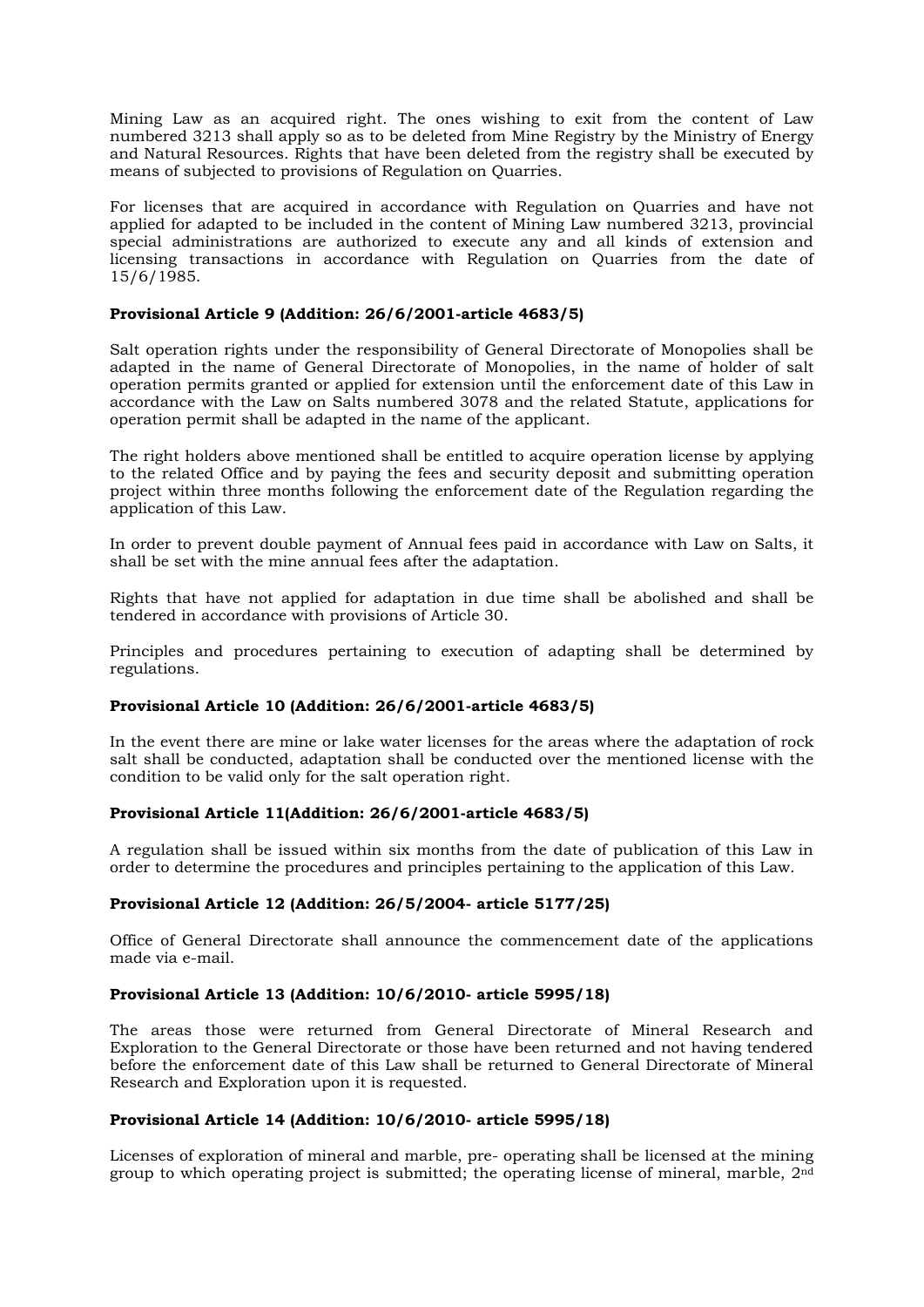Mining Law as an acquired right. The ones wishing to exit from the content of Law numbered 3213 shall apply so as to be deleted from Mine Registry by the Ministry of Energy and Natural Resources. Rights that have been deleted from the registry shall be executed by means of subjected to provisions of Regulation on Quarries.

For licenses that are acquired in accordance with Regulation on Quarries and have not applied for adapted to be included in the content of Mining Law numbered 3213, provincial special administrations are authorized to execute any and all kinds of extension and licensing transactions in accordance with Regulation on Quarries from the date of 15/6/1985.

**Provisional Article 9 (Addition: 26/6/2001-article 4683/5)**

Salt operation rights under the responsibility of General Directorate of Monopolies shall be adapted in the name of General Directorate of Monopolies, in the name of holder of salt operation permits granted or applied for extension until the enforcement date of this Law in accordance with the Law on Salts numbered 3078 and the related Statute, applications for operation permit shall be adapted in the name of the applicant.

The right holders above mentioned shall be entitled to acquire operation license by applying to the related Office and by paying the fees and security deposit and submitting operation project within three months following the enforcement date of the Regulation regarding the application of this Law.

In order to prevent double payment of Annual fees paid in accordance with Law on Salts, it shall be set with the mine annual fees after the adaptation.

Rights that have not applied for adaptation in due time shall be abolished and shall be tendered in accordance with provisions of Article 30.

Principles and procedures pertaining to execution of adapting shall be determined by regulations.

**Provisional Article 10 (Addition: 26/6/2001-article 4683/5)**

In the event there are mine or lake water licenses for the areas where the adaptation of rock salt shall be conducted, adaptation shall be conducted over the mentioned license with the condition to be valid only for the salt operation right.

**Provisional Article 11(Addition: 26/6/2001-article 4683/5)**

A regulation shall be issued within six months from the date of publication of this Law in order to determine the procedures and principles pertaining to the application of this Law.

**Provisional Article 12 (Addition: 26/5/2004- article 5177/25)**

Office of General Directorate shall announce the commencement date of the applications made via e-mail.

**Provisional Article 13 (Addition: 10/6/2010- article 5995/18)**

The areas those were returned from General Directorate of Mineral Research and Exploration to the General Directorate or those have been returned and not having tendered before the enforcement date of this Law shall be returned to General Directorate of Mineral Research and Exploration upon it is requested.

**Provisional Article 14 (Addition: 10/6/2010- article 5995/18)**

Licenses of exploration of mineral and marble, pre- operating shall be licensed at the mining group to which operating project is submitted; the operating license of mineral, marble, 2nd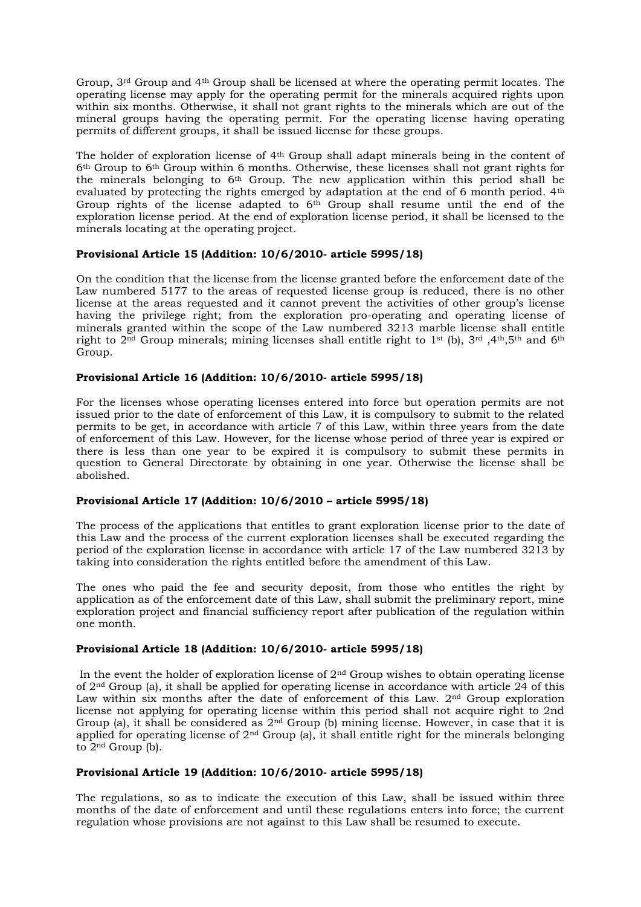Group, 3rd Group and 4th Group shall be licensed at where the operating permit locates. The operating license may apply for the operating permit for the minerals acquired rights upon within six months. Otherwise, it shall not grant rights to the minerals which are out of the mineral groups having the operating permit. For the operating license having operating permits of different groups, it shall be issued license for these groups.

The holder of exploration license of 4th Group shall adapt minerals being in the content of 6th Group to 6th Group within 6 months. Otherwise, these licenses shall not grant rights for the minerals belonging to 6th Group. The new application within this period shall be evaluated by protecting the rights emerged by adaptation at the end of 6 month period. 4th Group rights of the license adapted to 6th Group shall resume until the end of the exploration license period. At the end of exploration license period, it shall be licensed to the minerals locating at the operating project.

**Provisional Article 15 (Addition: 10/6/2010- article 5995/18)**

On the condition that the license from the license granted before the enforcement date of the Law numbered 5177 to the areas of requested license group is reduced, there is no other license at the areas requested and it cannot prevent the activities of other group's license having the privilege right; from the exploration pro-operating and operating license of minerals granted within the scope of the Law numbered 3213 marble license shall entitle right to 2nd Group minerals; mining licenses shall entitle right to 1st (b), 3rd ,4th,5th and 6th Group.

**Provisional Article 16 (Addition: 10/6/2010- article 5995/18)**

For the licenses whose operating licenses entered into force but operation permits are not issued prior to the date of enforcement of this Law, it is compulsory to submit to the related permits to be get, in accordance with article 7 of this Law, within three years from the date of enforcement of this Law. However, for the license whose period of three year is expired or there is less than one year to be expired it is compulsory to submit these permits in question to General Directorate by obtaining in one year. Otherwise the license shall be abolished.

**Provisional Article 17 (Addition: 10/6/2010 – article 5995/18)**

The process of the applications that entitles to grant exploration license prior to the date of this Law and the process of the current exploration licenses shall be executed regarding the period of the exploration license in accordance with article 17 of the Law numbered 3213 by taking into consideration the rights entitled before the amendment of this Law.

The ones who paid the fee and security deposit, from those who entitles the right by application as of the enforcement date of this Law, shall submit the preliminary report, mine exploration project and financial sufficiency report after publication of the regulation within one month.

**Provisional Article 18 (Addition: 10/6/2010- article 5995/18)**

In the event the holder of exploration license of 2nd Group wishes to obtain operating license of 2nd Group (a), it shall be applied for operating license in accordance with article 24 of this Law within six months after the date of enforcement of this Law. 2nd Group exploration license not applying for operating license within this period shall not acquire right to 2nd Group (a), it shall be considered as 2nd Group (b) mining license. However, in case that it is applied for operating license of 2nd Group (a), it shall entitle right for the minerals belonging to 2nd Group (b).

**Provisional Article 19 (Addition: 10/6/2010- article 5995/18)**

The regulations, so as to indicate the execution of this Law, shall be issued within three months of the date of enforcement and until these regulations enters into force; the current regulation whose provisions are not against to this Law shall be resumed to execute.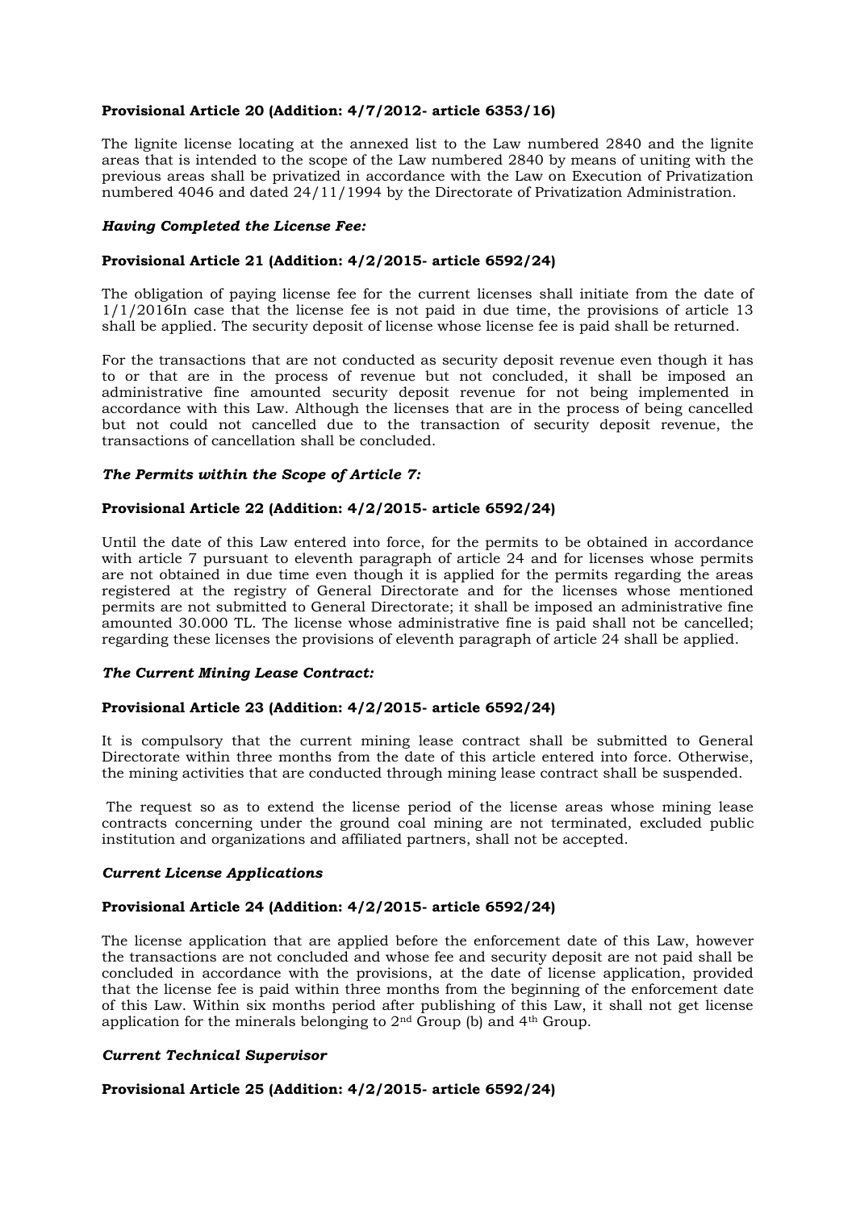**Provisional Article 20 (Addition: 4/7/2012- article 6353/16)**

The lignite license locating at the annexed list to the Law numbered 2840 and the lignite areas that is intended to the scope of the Law numbered 2840 by means of uniting with the previous areas shall be privatized in accordance with the Law on Execution of Privatization numbered 4046 and dated 24/11/1994 by the Directorate of Privatization Administration.

***Having Completed the License Fee:***

**Provisional Article 21 (Addition: 4/2/2015- article 6592/24)**

The obligation of paying license fee for the current licenses shall initiate from the date of 1/1/2016In case that the license fee is not paid in due time, the provisions of article 13 shall be applied. The security deposit of license whose license fee is paid shall be returned.

For the transactions that are not conducted as security deposit revenue even though it has to or that are in the process of revenue but not concluded, it shall be imposed an administrative fine amounted security deposit revenue for not being implemented in accordance with this Law. Although the licenses that are in the process of being cancelled but not could not cancelled due to the transaction of security deposit revenue, the transactions of cancellation shall be concluded.

***The Permits within the Scope of Article 7:***

**Provisional Article 22 (Addition: 4/2/2015- article 6592/24)**

Until the date of this Law entered into force, for the permits to be obtained in accordance with article 7 pursuant to eleventh paragraph of article 24 and for licenses whose permits are not obtained in due time even though it is applied for the permits regarding the areas registered at the registry of General Directorate and for the licenses whose mentioned permits are not submitted to General Directorate; it shall be imposed an administrative fine amounted 30.000 TL. The license whose administrative fine is paid shall not be cancelled; regarding these licenses the provisions of eleventh paragraph of article 24 shall be applied.

***The Current Mining Lease Contract:***

**Provisional Article 23 (Addition: 4/2/2015- article 6592/24)**

It is compulsory that the current mining lease contract shall be submitted to General Directorate within three months from the date of this article entered into force. Otherwise, the mining activities that are conducted through mining lease contract shall be suspended.

The request so as to extend the license period of the license areas whose mining lease contracts concerning under the ground coal mining are not terminated, excluded public institution and organizations and affiliated partners, shall not be accepted.

***Current License Applications***

**Provisional Article 24 (Addition: 4/2/2015- article 6592/24)**

The license application that are applied before the enforcement date of this Law, however the transactions are not concluded and whose fee and security deposit are not paid shall be concluded in accordance with the provisions, at the date of license application, provided that the license fee is paid within three months from the beginning of the enforcement date of this Law. Within six months period after publishing of this Law, it shall not get license application for the minerals belonging to 2nd Group (b) and 4th Group.

***Current Technical Supervisor***

**Provisional Article 25 (Addition: 4/2/2015- article 6592/24)**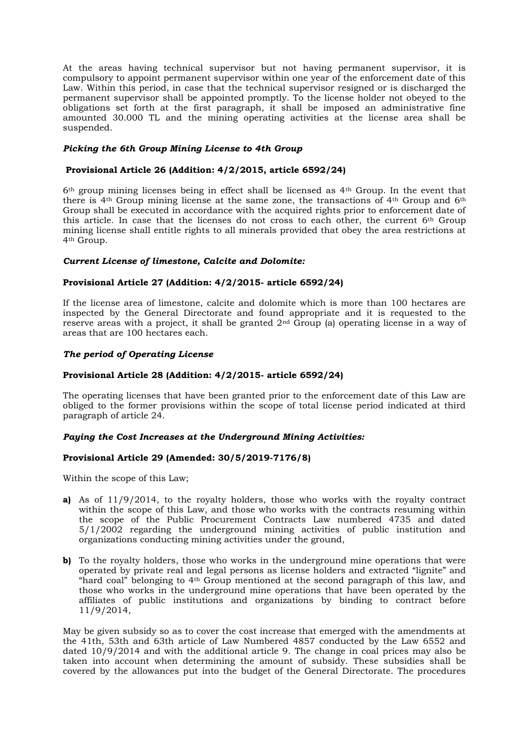At the areas having technical supervisor but not having permanent supervisor, it is compulsory to appoint permanent supervisor within one year of the enforcement date of this Law. Within this period, in case that the technical supervisor resigned or is discharged the permanent supervisor shall be appointed promptly. To the license holder not obeyed to the obligations set forth at the first paragraph, it shall be imposed an administrative fine amounted 30.000 TL and the mining operating activities at the license area shall be suspended.

***Picking the 6th Group Mining License to 4th Group***

**Provisional Article 26 (Addition: 4/2/2015, article 6592/24)**

6th group mining licenses being in effect shall be licensed as 4th Group. In the event that there is 4th Group mining license at the same zone, the transactions of 4th Group and 6th Group shall be executed in accordance with the acquired rights prior to enforcement date of this article. In case that the licenses do not cross to each other, the current 6th Group mining license shall entitle rights to all minerals provided that obey the area restrictions at 4th Group.

***Current License of limestone, Calcite and Dolomite:***

**Provisional Article 27 (Addition: 4/2/2015- article 6592/24)**

If the license area of limestone, calcite and dolomite which is more than 100 hectares are inspected by the General Directorate and found appropriate and it is requested to the reserve areas with a project, it shall be granted 2nd Group (a) operating license in a way of areas that are 100 hectares each.

***The period of Operating License***

**Provisional Article 28 (Addition: 4/2/2015- article 6592/24)**

The operating licenses that have been granted prior to the enforcement date of this Law are obliged to the former provisions within the scope of total license period indicated at third paragraph of article 24.

***Paying the Cost Increases at the Underground Mining Activities:***

**Provisional Article 29 (Amended: 30/5/2019-7176/8)**

Within the scope of this Law;

**a)** As of 11/9/2014, to the royalty holders, those who works with the royalty contract within the scope of this Law, and those who works with the contracts resuming within the scope of the Public Procurement Contracts Law numbered 4735 and dated 5/1/2002 regarding the underground mining activities of public institution and organizations conducting mining activities under the ground,

**b)** To the royalty holders, those who works in the underground mine operations that were operated by private real and legal persons as license holders and extracted "lignite" and "hard coal" belonging to 4th Group mentioned at the second paragraph of this law, and those who works in the underground mine operations that have been operated by the affiliates of public institutions and organizations by binding to contract before 11/9/2014,

May be given subsidy so as to cover the cost increase that emerged with the amendments at the 41th, 53th and 63th article of Law Numbered 4857 conducted by the Law 6552 and dated 10/9/2014 and with the additional article 9. The change in coal prices may also be taken into account when determining the amount of subsidy. These subsidies shall be covered by the allowances put into the budget of the General Directorate. The procedures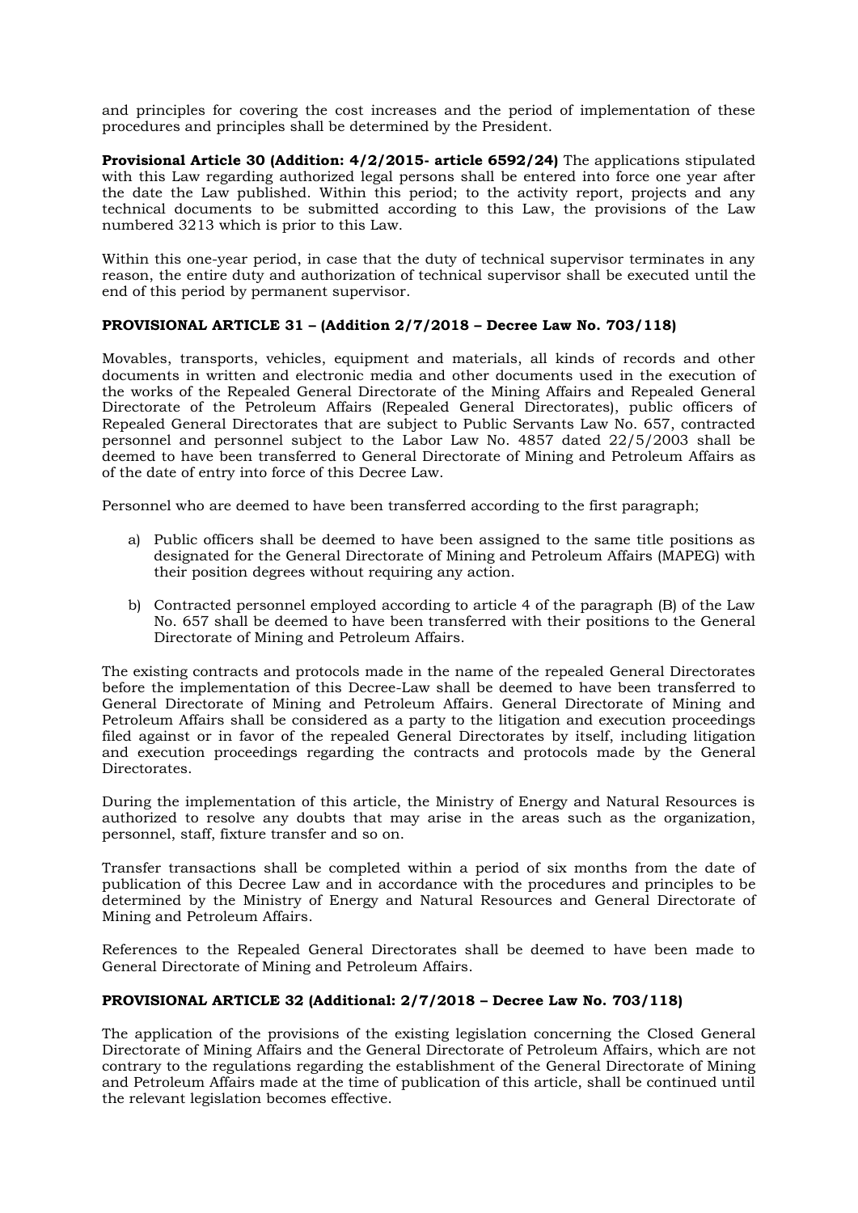and principles for covering the cost increases and the period of implementation of these procedures and principles shall be determined by the President.

**Provisional Article 30 (Addition: 4/2/2015- article 6592/24)** The applications stipulated with this Law regarding authorized legal persons shall be entered into force one year after the date the Law published. Within this period; to the activity report, projects and any technical documents to be submitted according to this Law, the provisions of the Law numbered 3213 which is prior to this Law.

Within this one-year period, in case that the duty of technical supervisor terminates in any reason, the entire duty and authorization of technical supervisor shall be executed until the end of this period by permanent supervisor.

**PROVISIONAL ARTICLE 31 – (Addition 2/7/2018 – Decree Law No. 703/118)**

Movables, transports, vehicles, equipment and materials, all kinds of records and other documents in written and electronic media and other documents used in the execution of the works of the Repealed General Directorate of the Mining Affairs and Repealed General Directorate of the Petroleum Affairs (Repealed General Directorates), public officers of Repealed General Directorates that are subject to Public Servants Law No. 657, contracted personnel and personnel subject to the Labor Law No. 4857 dated 22/5/2003 shall be deemed to have been transferred to General Directorate of Mining and Petroleum Affairs as of the date of entry into force of this Decree Law.

Personnel who are deemed to have been transferred according to the first paragraph;

a) Public officers shall be deemed to have been assigned to the same title positions as designated for the General Directorate of Mining and Petroleum Affairs (MAPEG) with their position degrees without requiring any action.

b) Contracted personnel employed according to article 4 of the paragraph (B) of the Law No. 657 shall be deemed to have been transferred with their positions to the General Directorate of Mining and Petroleum Affairs.

The existing contracts and protocols made in the name of the repealed General Directorates before the implementation of this Decree-Law shall be deemed to have been transferred to General Directorate of Mining and Petroleum Affairs. General Directorate of Mining and Petroleum Affairs shall be considered as a party to the litigation and execution proceedings filed against or in favor of the repealed General Directorates by itself, including litigation and execution proceedings regarding the contracts and protocols made by the General Directorates.

During the implementation of this article, the Ministry of Energy and Natural Resources is authorized to resolve any doubts that may arise in the areas such as the organization, personnel, staff, fixture transfer and so on.

Transfer transactions shall be completed within a period of six months from the date of publication of this Decree Law and in accordance with the procedures and principles to be determined by the Ministry of Energy and Natural Resources and General Directorate of Mining and Petroleum Affairs.

References to the Repealed General Directorates shall be deemed to have been made to General Directorate of Mining and Petroleum Affairs.

**PROVISIONAL ARTICLE 32 (Additional: 2/7/2018 – Decree Law No. 703/118)**

The application of the provisions of the existing legislation concerning the Closed General Directorate of Mining Affairs and the General Directorate of Petroleum Affairs, which are not contrary to the regulations regarding the establishment of the General Directorate of Mining and Petroleum Affairs made at the time of publication of this article, shall be continued until the relevant legislation becomes effective.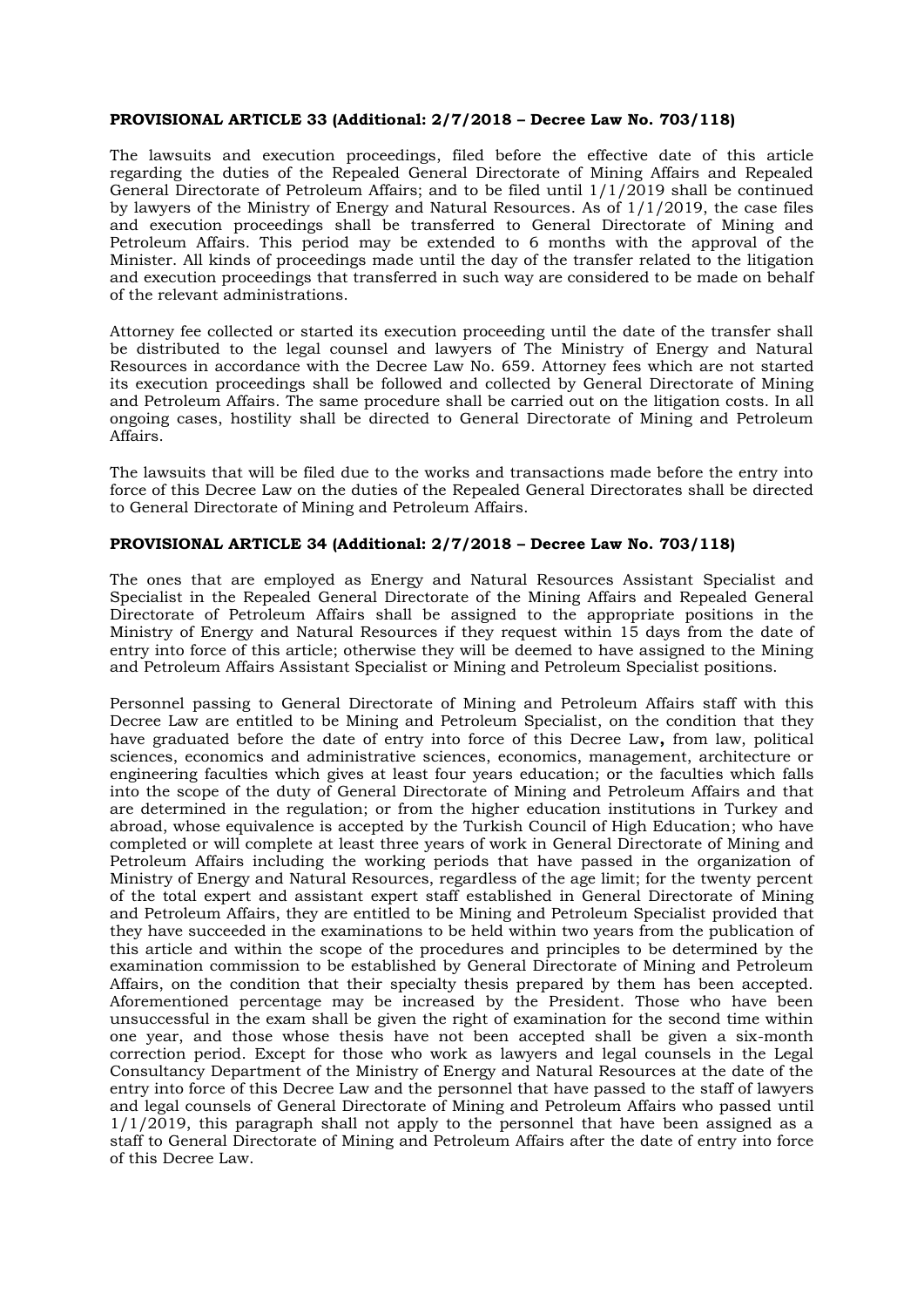**PROVISIONAL ARTICLE 33 (Additional: 2/7/2018 – Decree Law No. 703/118)**

The lawsuits and execution proceedings, filed before the effective date of this article regarding the duties of the Repealed General Directorate of Mining Affairs and Repealed General Directorate of Petroleum Affairs; and to be filed until 1/1/2019 shall be continued by lawyers of the Ministry of Energy and Natural Resources. As of 1/1/2019, the case files and execution proceedings shall be transferred to General Directorate of Mining and Petroleum Affairs. This period may be extended to 6 months with the approval of the Minister. All kinds of proceedings made until the day of the transfer related to the litigation and execution proceedings that transferred in such way are considered to be made on behalf of the relevant administrations.

Attorney fee collected or started its execution proceeding until the date of the transfer shall be distributed to the legal counsel and lawyers of The Ministry of Energy and Natural Resources in accordance with the Decree Law No. 659. Attorney fees which are not started its execution proceedings shall be followed and collected by General Directorate of Mining and Petroleum Affairs. The same procedure shall be carried out on the litigation costs. In all ongoing cases, hostility shall be directed to General Directorate of Mining and Petroleum Affairs.

The lawsuits that will be filed due to the works and transactions made before the entry into force of this Decree Law on the duties of the Repealed General Directorates shall be directed to General Directorate of Mining and Petroleum Affairs.

**PROVISIONAL ARTICLE 34 (Additional: 2/7/2018 – Decree Law No. 703/118)**

The ones that are employed as Energy and Natural Resources Assistant Specialist and Specialist in the Repealed General Directorate of the Mining Affairs and Repealed General Directorate of Petroleum Affairs shall be assigned to the appropriate positions in the Ministry of Energy and Natural Resources if they request within 15 days from the date of entry into force of this article; otherwise they will be deemed to have assigned to the Mining and Petroleum Affairs Assistant Specialist or Mining and Petroleum Specialist positions.

Personnel passing to General Directorate of Mining and Petroleum Affairs staff with this Decree Law are entitled to be Mining and Petroleum Specialist, on the condition that they have graduated before the date of entry into force of this Decree Law**,** from law, political sciences, economics and administrative sciences, economics, management, architecture or engineering faculties which gives at least four years education; or the faculties which falls into the scope of the duty of General Directorate of Mining and Petroleum Affairs and that are determined in the regulation; or from the higher education institutions in Turkey and abroad, whose equivalence is accepted by the Turkish Council of High Education; who have completed or will complete at least three years of work in General Directorate of Mining and Petroleum Affairs including the working periods that have passed in the organization of Ministry of Energy and Natural Resources, regardless of the age limit; for the twenty percent of the total expert and assistant expert staff established in General Directorate of Mining and Petroleum Affairs, they are entitled to be Mining and Petroleum Specialist provided that they have succeeded in the examinations to be held within two years from the publication of this article and within the scope of the procedures and principles to be determined by the examination commission to be established by General Directorate of Mining and Petroleum Affairs, on the condition that their specialty thesis prepared by them has been accepted. Aforementioned percentage may be increased by the President. Those who have been unsuccessful in the exam shall be given the right of examination for the second time within one year, and those whose thesis have not been accepted shall be given a six-month correction period. Except for those who work as lawyers and legal counsels in the Legal Consultancy Department of the Ministry of Energy and Natural Resources at the date of the entry into force of this Decree Law and the personnel that have passed to the staff of lawyers and legal counsels of General Directorate of Mining and Petroleum Affairs who passed until 1/1/2019, this paragraph shall not apply to the personnel that have been assigned as a staff to General Directorate of Mining and Petroleum Affairs after the date of entry into force of this Decree Law.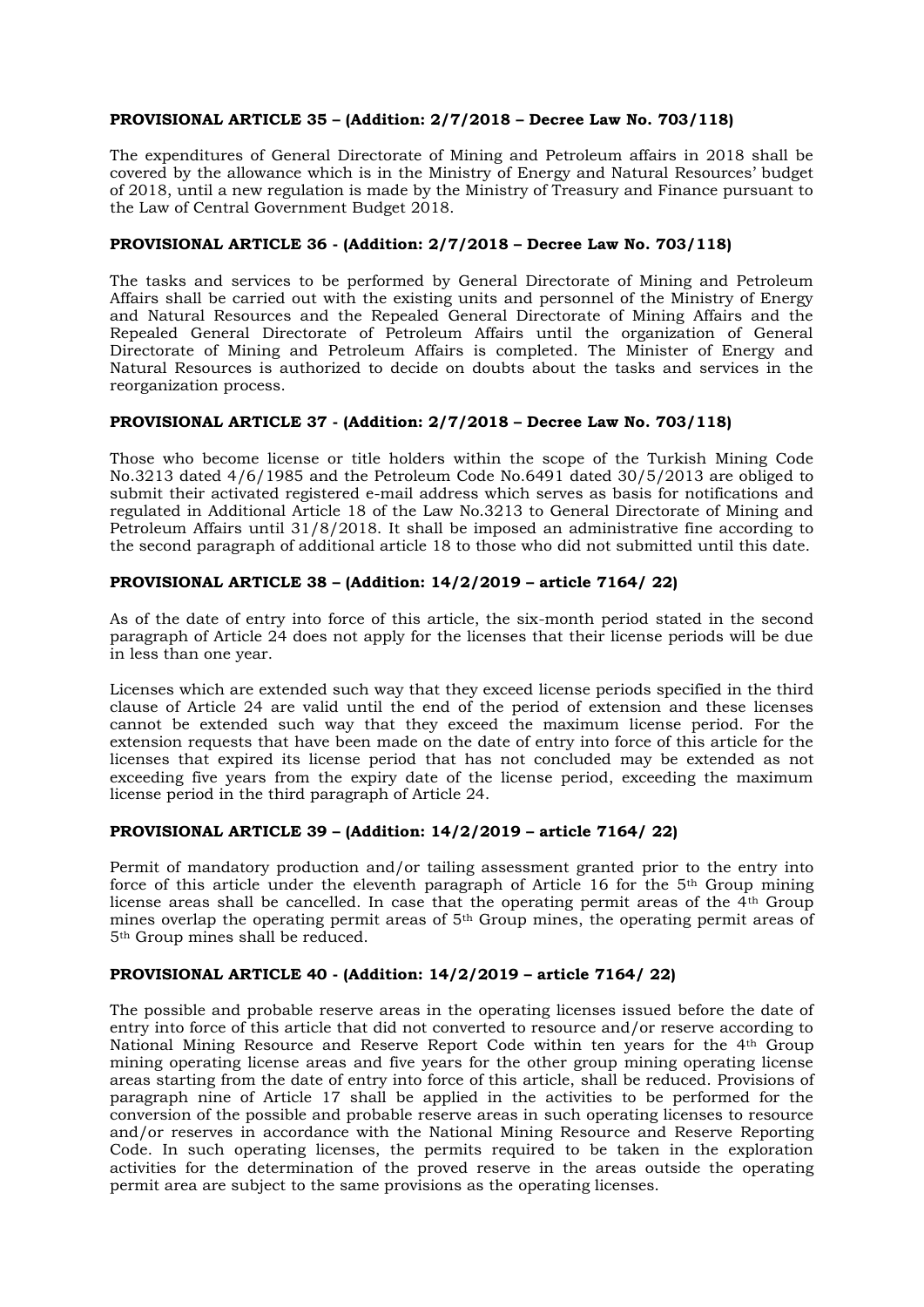**PROVISIONAL ARTICLE 35 – (Addition: 2/7/2018 – Decree Law No. 703/118)**

The expenditures of General Directorate of Mining and Petroleum affairs in 2018 shall be covered by the allowance which is in the Ministry of Energy and Natural Resources' budget of 2018, until a new regulation is made by the Ministry of Treasury and Finance pursuant to the Law of Central Government Budget 2018.

**PROVISIONAL ARTICLE 36 - (Addition: 2/7/2018 – Decree Law No. 703/118)**

The tasks and services to be performed by General Directorate of Mining and Petroleum Affairs shall be carried out with the existing units and personnel of the Ministry of Energy and Natural Resources and the Repealed General Directorate of Mining Affairs and the Repealed General Directorate of Petroleum Affairs until the organization of General Directorate of Mining and Petroleum Affairs is completed. The Minister of Energy and Natural Resources is authorized to decide on doubts about the tasks and services in the reorganization process.

**PROVISIONAL ARTICLE 37 - (Addition: 2/7/2018 – Decree Law No. 703/118)**

Those who become license or title holders within the scope of the Turkish Mining Code No.3213 dated 4/6/1985 and the Petroleum Code No.6491 dated 30/5/2013 are obliged to submit their activated registered e-mail address which serves as basis for notifications and regulated in Additional Article 18 of the Law No.3213 to General Directorate of Mining and Petroleum Affairs until 31/8/2018. It shall be imposed an administrative fine according to the second paragraph of additional article 18 to those who did not submitted until this date.

**PROVISIONAL ARTICLE 38 – (Addition: 14/2/2019 – article 7164/ 22)**

As of the date of entry into force of this article, the six-month period stated in the second paragraph of Article 24 does not apply for the licenses that their license periods will be due in less than one year.

Licenses which are extended such way that they exceed license periods specified in the third clause of Article 24 are valid until the end of the period of extension and these licenses cannot be extended such way that they exceed the maximum license period. For the extension requests that have been made on the date of entry into force of this article for the licenses that expired its license period that has not concluded may be extended as not exceeding five years from the expiry date of the license period, exceeding the maximum license period in the third paragraph of Article 24.

**PROVISIONAL ARTICLE 39 – (Addition: 14/2/2019 – article 7164/ 22)**

Permit of mandatory production and/or tailing assessment granted prior to the entry into force of this article under the eleventh paragraph of Article 16 for the 5th Group mining license areas shall be cancelled. In case that the operating permit areas of the 4th Group mines overlap the operating permit areas of 5th Group mines, the operating permit areas of 5th Group mines shall be reduced.

**PROVISIONAL ARTICLE 40 - (Addition: 14/2/2019 – article 7164/ 22)**

The possible and probable reserve areas in the operating licenses issued before the date of entry into force of this article that did not converted to resource and/or reserve according to National Mining Resource and Reserve Report Code within ten years for the 4th Group mining operating license areas and five years for the other group mining operating license areas starting from the date of entry into force of this article, shall be reduced. Provisions of paragraph nine of Article 17 shall be applied in the activities to be performed for the conversion of the possible and probable reserve areas in such operating licenses to resource and/or reserves in accordance with the National Mining Resource and Reserve Reporting Code. In such operating licenses, the permits required to be taken in the exploration activities for the determination of the proved reserve in the areas outside the operating permit area are subject to the same provisions as the operating licenses.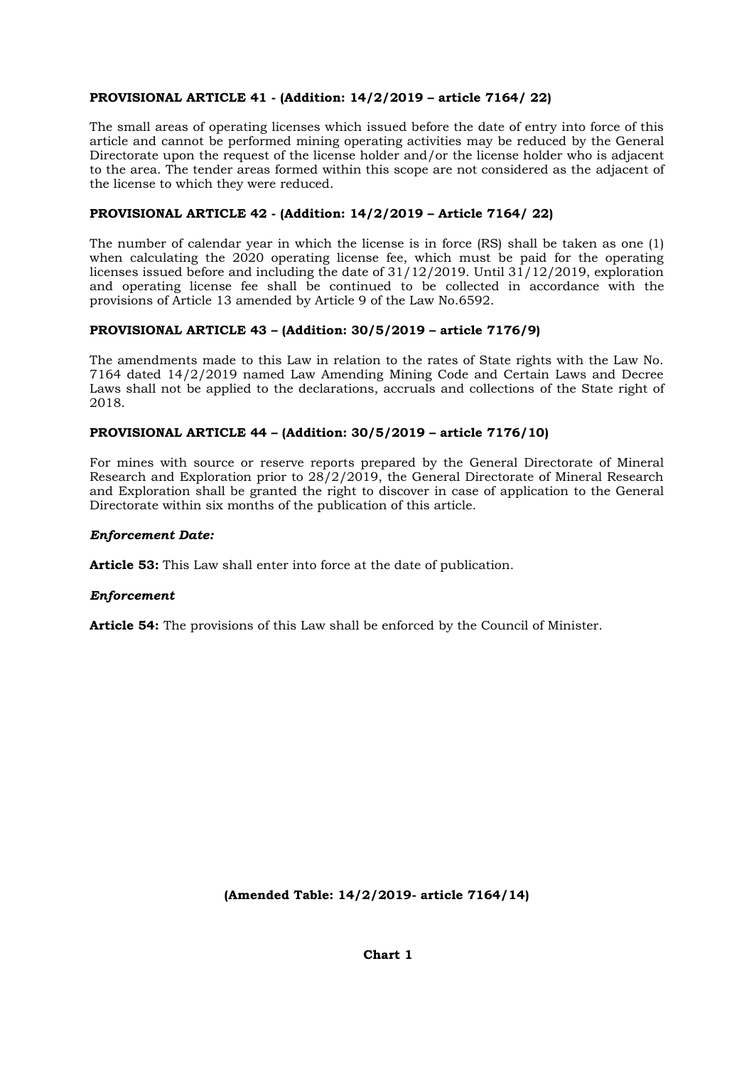**PROVISIONAL ARTICLE 41 - (Addition: 14/2/2019 – article 7164/ 22)**

The small areas of operating licenses which issued before the date of entry into force of this article and cannot be performed mining operating activities may be reduced by the General Directorate upon the request of the license holder and/or the license holder who is adjacent to the area. The tender areas formed within this scope are not considered as the adjacent of the license to which they were reduced.

**PROVISIONAL ARTICLE 42 - (Addition: 14/2/2019 – Article 7164/ 22)**

The number of calendar year in which the license is in force (RS) shall be taken as one (1) when calculating the 2020 operating license fee, which must be paid for the operating licenses issued before and including the date of 31/12/2019. Until 31/12/2019, exploration and operating license fee shall be continued to be collected in accordance with the provisions of Article 13 amended by Article 9 of the Law No.6592.

**PROVISIONAL ARTICLE 43 – (Addition: 30/5/2019 – article 7176/9)**

The amendments made to this Law in relation to the rates of State rights with the Law No. 7164 dated 14/2/2019 named Law Amending Mining Code and Certain Laws and Decree Laws shall not be applied to the declarations, accruals and collections of the State right of 2018.

**PROVISIONAL ARTICLE 44 – (Addition: 30/5/2019 – article 7176/10)**

For mines with source or reserve reports prepared by the General Directorate of Mineral Research and Exploration prior to 28/2/2019, the General Directorate of Mineral Research and Exploration shall be granted the right to discover in case of application to the General Directorate within six months of the publication of this article.

***Enforcement Date:***

**Article 53:** This Law shall enter into force at the date of publication.

***Enforcement***

**Article 54:** The provisions of this Law shall be enforced by the Council of Minister.

**(Amended Table: 14/2/2019- article 7164/14)**

**Chart 1**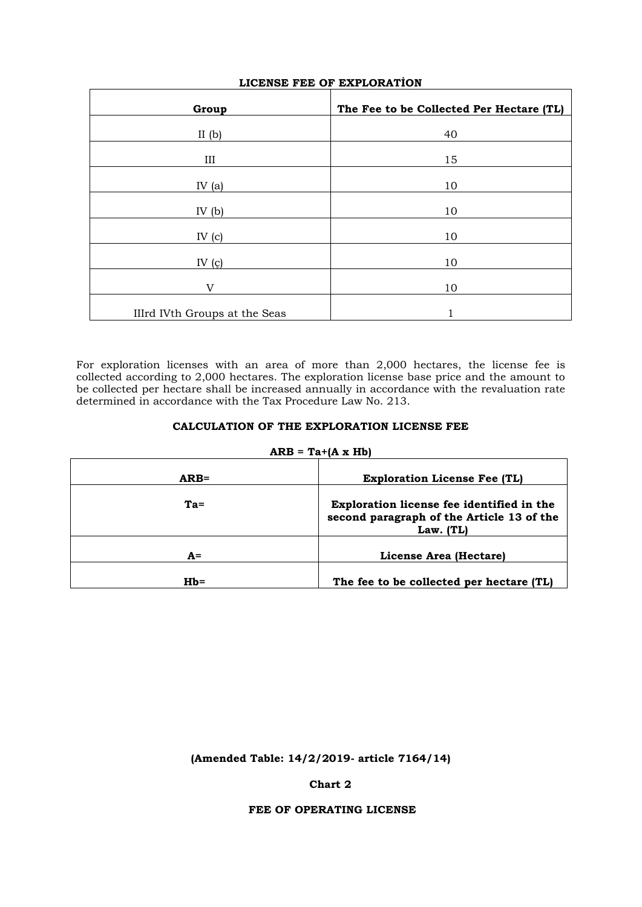**LICENSE FEE OF EXPLORATİON**

| Group | The Fee to be Collected Per Hectare (TL) |
|---|---|
| II (b) | 40 |
| III | 15 |
| IV (a) | 10 |
| IV (b) | 10 |
| IV (c) | 10 |
| IV (ç) | 10 |
| V | 10 |
| IIIrd IVth Groups at the Seas | 1 |

For exploration licenses with an area of more than 2,000 hectares, the license fee is collected according to 2,000 hectares. The exploration license base price and the amount to be collected per hectare shall be increased annually in accordance with the revaluation rate determined in accordance with the Tax Procedure Law No. 213.

**CALCULATION OF THE EXPLORATION LICENSE FEE**

**ARB = Ta+(A x Hb)**

| ARB= | Exploration License Fee (TL) |
|---|---|
| Ta= | Exploration license fee identified in the second paragraph of the Article 13 of the Law. (TL) |
| A= | License Area (Hectare) |
| Hb= | The fee to be collected per hectare (TL) |

**(Amended Table: 14/2/2019- article 7164/14)**

**Chart 2**

**FEE OF OPERATING LICENSE**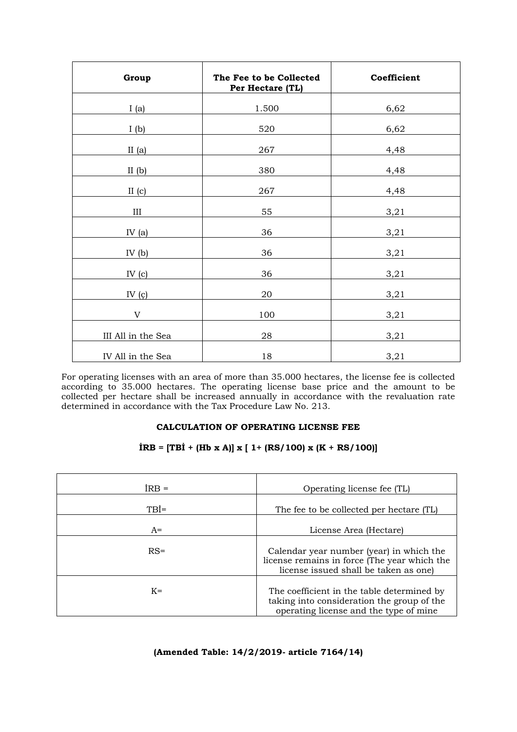| Group | The Fee to be Collected Per Hectare (TL) | Coefficient |
|---|---|---|
| I (a) | 1.500 | 6,62 |
| I (b) | 520 | 6,62 |
| II (a) | 267 | 4,48 |
| II (b) | 380 | 4,48 |
| II (c) | 267 | 4,48 |
| III | 55 | 3,21 |
| IV (a) | 36 | 3,21 |
| IV (b) | 36 | 3,21 |
| IV (c) | 36 | 3,21 |
| IV (ç) | 20 | 3,21 |
| V | 100 | 3,21 |
| III All in the Sea | 28 | 3,21 |
| IV All in the Sea | 18 | 3,21 |

For operating licenses with an area of more than 35.000 hectares, the license fee is collected according to 35.000 hectares. The operating license base price and the amount to be collected per hectare shall be increased annually in accordance with the revaluation rate determined in accordance with the Tax Procedure Law No. 213.

**CALCULATION OF OPERATING LICENSE FEE**

$$İRB = [TBİ + (Hb \times A)] \times [\,1 + (RS/100) \times (K + RS/100)]$$

| | |
|---|---|
| İRB = | Operating license fee (TL) |
| TBİ= | The fee to be collected per hectare (TL) |
| A= | License Area (Hectare) |
| RS= | Calendar year number (year) in which the license remains in force (The year which the license issued shall be taken as one) |
| K= | The coefficient in the table determined by taking into consideration the group of the operating license and the type of mine |

**(Amended Table: 14/2/2019- article 7164/14)**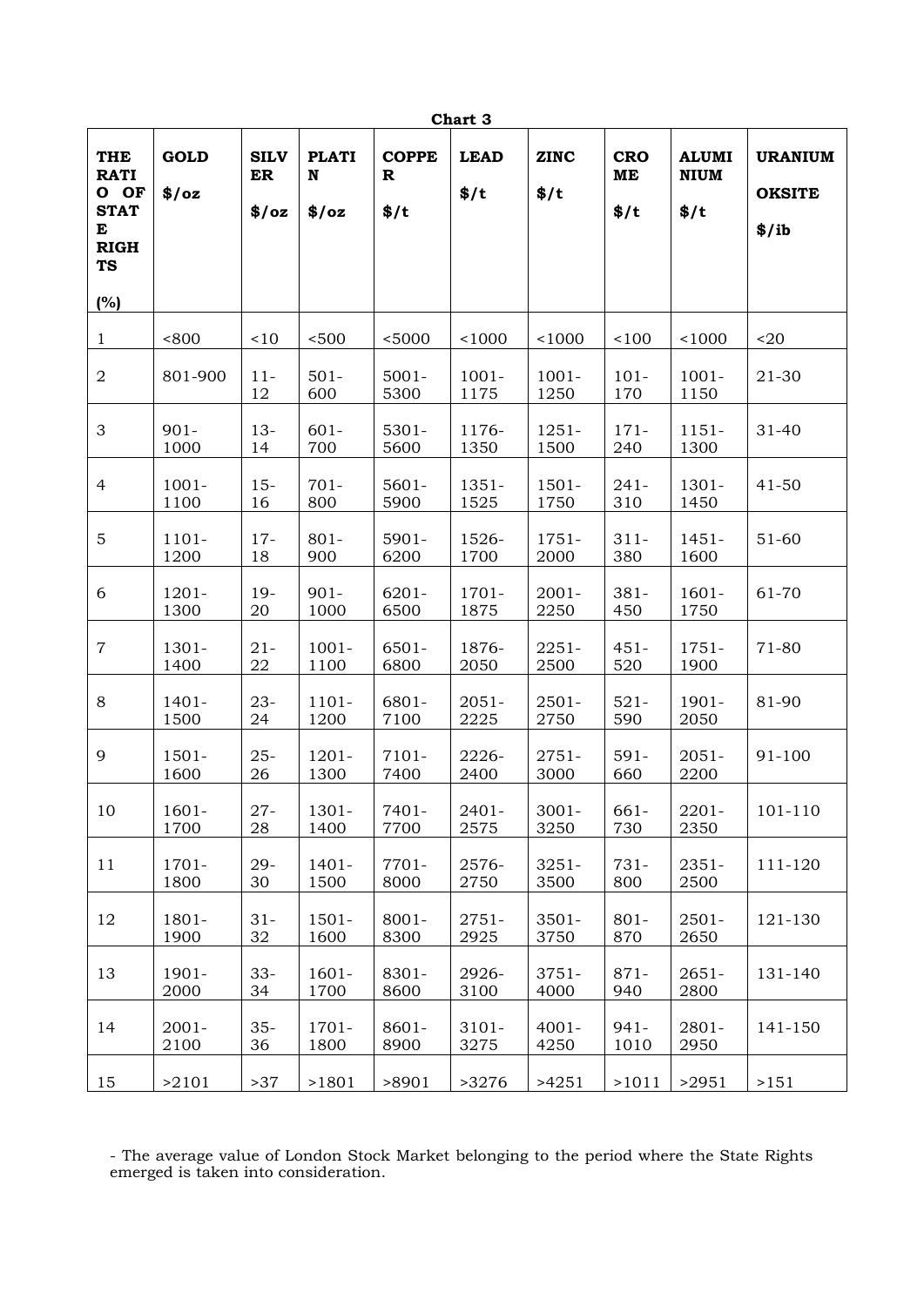**Chart 3**

| THE RATIO OF STATE RIGHTS (%) | GOLD $/oz | SILVER $/oz | PLATIN $/oz | COPPER $/t | LEAD $/t | ZINC $/t | CROME $/t | ALUMINIUM $/t | URANIUM OKSITE $/ib |
|---|---|---|---|---|---|---|---|---|---|
| 1 | <800 | <10 | <500 | <5000 | <1000 | <1000 | <100 | <1000 | <20 |
| 2 | 801-900 | 11-12 | 501-600 | 5001-5300 | 1001-1175 | 1001-1250 | 101-170 | 1001-1150 | 21-30 |
| 3 | 901-1000 | 13-14 | 601-700 | 5301-5600 | 1176-1350 | 1251-1500 | 171-240 | 1151-1300 | 31-40 |
| 4 | 1001-1100 | 15-16 | 701-800 | 5601-5900 | 1351-1525 | 1501-1750 | 241-310 | 1301-1450 | 41-50 |
| 5 | 1101-1200 | 17-18 | 801-900 | 5901-6200 | 1526-1700 | 1751-2000 | 311-380 | 1451-1600 | 51-60 |
| 6 | 1201-1300 | 19-20 | 901-1000 | 6201-6500 | 1701-1875 | 2001-2250 | 381-450 | 1601-1750 | 61-70 |
| 7 | 1301-1400 | 21-22 | 1001-1100 | 6501-6800 | 1876-2050 | 2251-2500 | 451-520 | 1751-1900 | 71-80 |
| 8 | 1401-1500 | 23-24 | 1101-1200 | 6801-7100 | 2051-2225 | 2501-2750 | 521-590 | 1901-2050 | 81-90 |
| 9 | 1501-1600 | 25-26 | 1201-1300 | 7101-7400 | 2226-2400 | 2751-3000 | 591-660 | 2051-2200 | 91-100 |
| 10 | 1601-1700 | 27-28 | 1301-1400 | 7401-7700 | 2401-2575 | 3001-3250 | 661-730 | 2201-2350 | 101-110 |
| 11 | 1701-1800 | 29-30 | 1401-1500 | 7701-8000 | 2576-2750 | 3251-3500 | 731-800 | 2351-2500 | 111-120 |
| 12 | 1801-1900 | 31-32 | 1501-1600 | 8001-8300 | 2751-2925 | 3501-3750 | 801-870 | 2501-2650 | 121-130 |
| 13 | 1901-2000 | 33-34 | 1601-1700 | 8301-8600 | 2926-3100 | 3751-4000 | 871-940 | 2651-2800 | 131-140 |
| 14 | 2001-2100 | 35-36 | 1701-1800 | 8601-8900 | 3101-3275 | 4001-4250 | 941-1010 | 2801-2950 | 141-150 |
| 15 | >2101 | >37 | >1801 | >8901 | >3276 | >4251 | >1011 | >2951 | >151 |

- The average value of London Stock Market belonging to the period where the State Rights emerged is taken into consideration.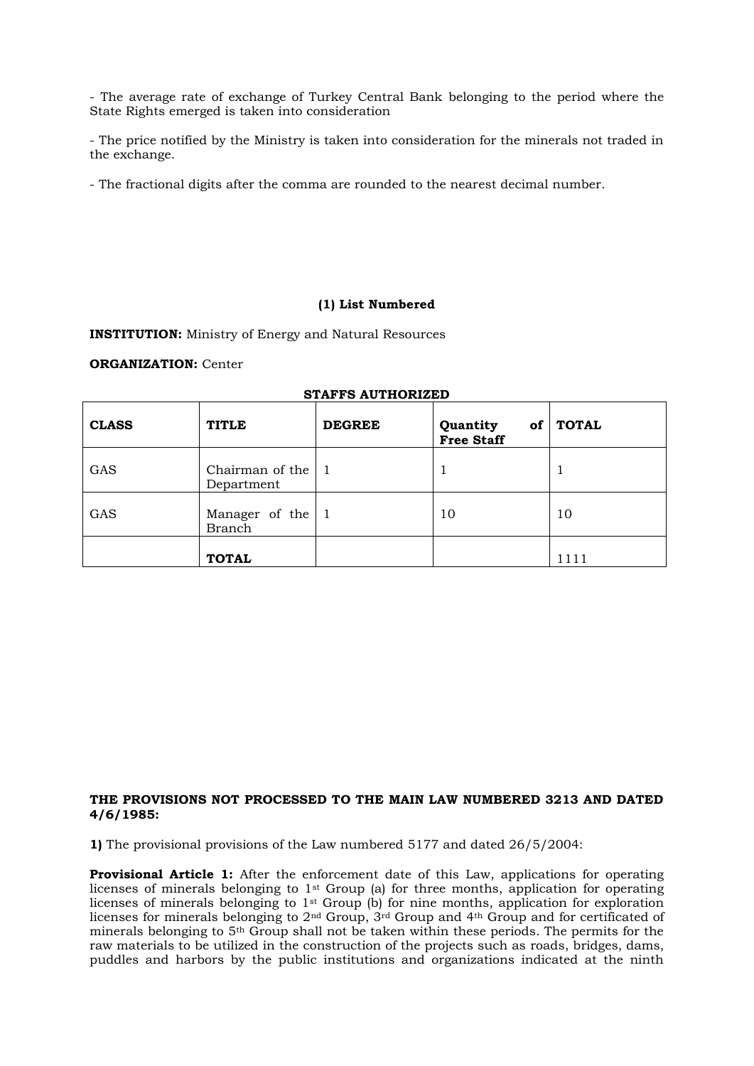- The average rate of exchange of Turkey Central Bank belonging to the period where the State Rights emerged is taken into consideration

- The price notified by the Ministry is taken into consideration for the minerals not traded in the exchange.

- The fractional digits after the comma are rounded to the nearest decimal number.

**(1) List Numbered**

**INSTITUTION:** Ministry of Energy and Natural Resources

**ORGANIZATION:** Center

**STAFFS AUTHORIZED**

| CLASS | TITLE | DEGREE | Quantity of Free Staff | TOTAL |
|---|---|---|---|---|
| GAS | Chairman of the Department | 1 | 1 | 1 |
| GAS | Manager of the Branch | 1 | 10 | 10 |
| | **TOTAL** | | | 1111 |

**THE PROVISIONS NOT PROCESSED TO THE MAIN LAW NUMBERED 3213 AND DATED 4/6/1985:**

**1)** The provisional provisions of the Law numbered 5177 and dated 26/5/2004:

**Provisional Article 1:** After the enforcement date of this Law, applications for operating licenses of minerals belonging to 1st Group (a) for three months, application for operating licenses of minerals belonging to 1st Group (b) for nine months, application for exploration licenses for minerals belonging to 2nd Group, 3rd Group and 4th Group and for certificated of minerals belonging to 5th Group shall not be taken within these periods. The permits for the raw materials to be utilized in the construction of the projects such as roads, bridges, dams, puddles and harbors by the public institutions and organizations indicated at the ninth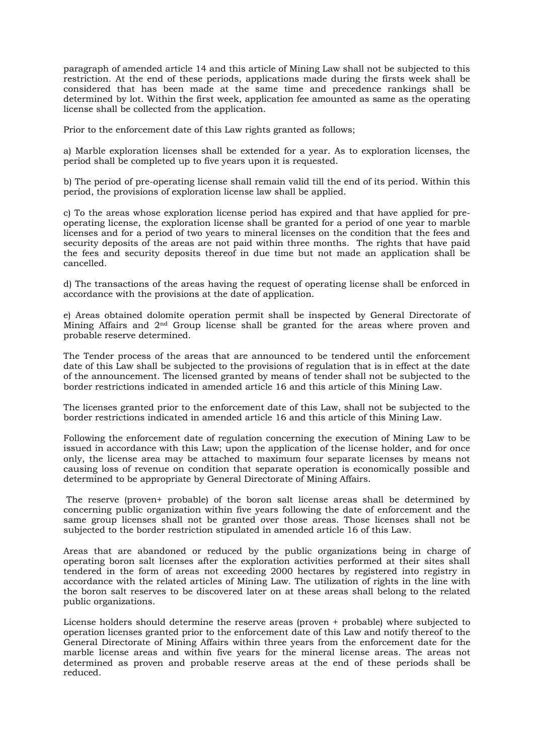paragraph of amended article 14 and this article of Mining Law shall not be subjected to this restriction. At the end of these periods, applications made during the firsts week shall be considered that has been made at the same time and precedence rankings shall be determined by lot. Within the first week, application fee amounted as same as the operating license shall be collected from the application.

Prior to the enforcement date of this Law rights granted as follows;

a) Marble exploration licenses shall be extended for a year. As to exploration licenses, the period shall be completed up to five years upon it is requested.

b) The period of pre-operating license shall remain valid till the end of its period. Within this period, the provisions of exploration license law shall be applied.

c) To the areas whose exploration license period has expired and that have applied for pre-operating license, the exploration license shall be granted for a period of one year to marble licenses and for a period of two years to mineral licenses on the condition that the fees and security deposits of the areas are not paid within three months. The rights that have paid the fees and security deposits thereof in due time but not made an application shall be cancelled.

d) The transactions of the areas having the request of operating license shall be enforced in accordance with the provisions at the date of application.

e) Areas obtained dolomite operation permit shall be inspected by General Directorate of Mining Affairs and 2nd Group license shall be granted for the areas where proven and probable reserve determined.

The Tender process of the areas that are announced to be tendered until the enforcement date of this Law shall be subjected to the provisions of regulation that is in effect at the date of the announcement. The licensed granted by means of tender shall not be subjected to the border restrictions indicated in amended article 16 and this article of this Mining Law.

The licenses granted prior to the enforcement date of this Law, shall not be subjected to the border restrictions indicated in amended article 16 and this article of this Mining Law.

Following the enforcement date of regulation concerning the execution of Mining Law to be issued in accordance with this Law; upon the application of the license holder, and for once only, the license area may be attached to maximum four separate licenses by means not causing loss of revenue on condition that separate operation is economically possible and determined to be appropriate by General Directorate of Mining Affairs.

The reserve (proven+ probable) of the boron salt license areas shall be determined by concerning public organization within five years following the date of enforcement and the same group licenses shall not be granted over those areas. Those licenses shall not be subjected to the border restriction stipulated in amended article 16 of this Law.

Areas that are abandoned or reduced by the public organizations being in charge of operating boron salt licenses after the exploration activities performed at their sites shall tendered in the form of areas not exceeding 2000 hectares by registered into registry in accordance with the related articles of Mining Law. The utilization of rights in the line with the boron salt reserves to be discovered later on at these areas shall belong to the related public organizations.

License holders should determine the reserve areas (proven + probable) where subjected to operation licenses granted prior to the enforcement date of this Law and notify thereof to the General Directorate of Mining Affairs within three years from the enforcement date for the marble license areas and within five years for the mineral license areas. The areas not determined as proven and probable reserve areas at the end of these periods shall be reduced.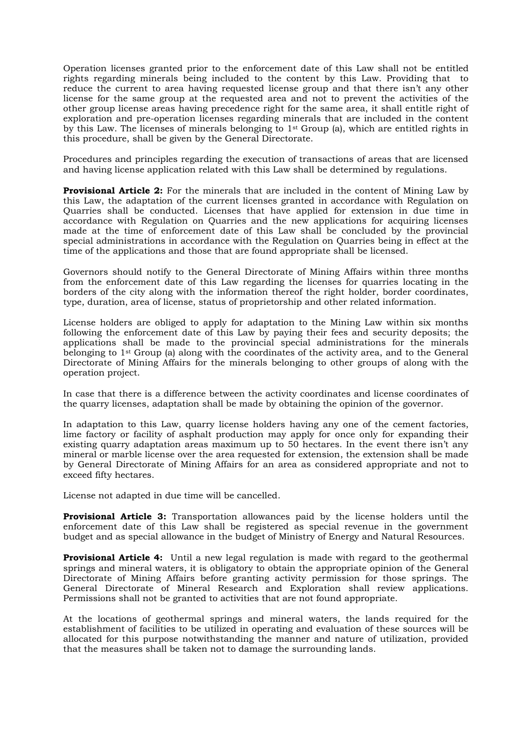Operation licenses granted prior to the enforcement date of this Law shall not be entitled rights regarding minerals being included to the content by this Law. Providing that to reduce the current to area having requested license group and that there isn't any other license for the same group at the requested area and not to prevent the activities of the other group license areas having precedence right for the same area, it shall entitle right of exploration and pre-operation licenses regarding minerals that are included in the content by this Law. The licenses of minerals belonging to 1st Group (a), which are entitled rights in this procedure, shall be given by the General Directorate.

Procedures and principles regarding the execution of transactions of areas that are licensed and having license application related with this Law shall be determined by regulations.

**Provisional Article 2:** For the minerals that are included in the content of Mining Law by this Law, the adaptation of the current licenses granted in accordance with Regulation on Quarries shall be conducted. Licenses that have applied for extension in due time in accordance with Regulation on Quarries and the new applications for acquiring licenses made at the time of enforcement date of this Law shall be concluded by the provincial special administrations in accordance with the Regulation on Quarries being in effect at the time of the applications and those that are found appropriate shall be licensed.

Governors should notify to the General Directorate of Mining Affairs within three months from the enforcement date of this Law regarding the licenses for quarries locating in the borders of the city along with the information thereof the right holder, border coordinates, type, duration, area of license, status of proprietorship and other related information.

License holders are obliged to apply for adaptation to the Mining Law within six months following the enforcement date of this Law by paying their fees and security deposits; the applications shall be made to the provincial special administrations for the minerals belonging to 1st Group (a) along with the coordinates of the activity area, and to the General Directorate of Mining Affairs for the minerals belonging to other groups of along with the operation project.

In case that there is a difference between the activity coordinates and license coordinates of the quarry licenses, adaptation shall be made by obtaining the opinion of the governor.

In adaptation to this Law, quarry license holders having any one of the cement factories, lime factory or facility of asphalt production may apply for once only for expanding their existing quarry adaptation areas maximum up to 50 hectares. In the event there isn't any mineral or marble license over the area requested for extension, the extension shall be made by General Directorate of Mining Affairs for an area as considered appropriate and not to exceed fifty hectares.

License not adapted in due time will be cancelled.

**Provisional Article 3:** Transportation allowances paid by the license holders until the enforcement date of this Law shall be registered as special revenue in the government budget and as special allowance in the budget of Ministry of Energy and Natural Resources.

**Provisional Article 4:** Until a new legal regulation is made with regard to the geothermal springs and mineral waters, it is obligatory to obtain the appropriate opinion of the General Directorate of Mining Affairs before granting activity permission for those springs. The General Directorate of Mineral Research and Exploration shall review applications. Permissions shall not be granted to activities that are not found appropriate.

At the locations of geothermal springs and mineral waters, the lands required for the establishment of facilities to be utilized in operating and evaluation of these sources will be allocated for this purpose notwithstanding the manner and nature of utilization, provided that the measures shall be taken not to damage the surrounding lands.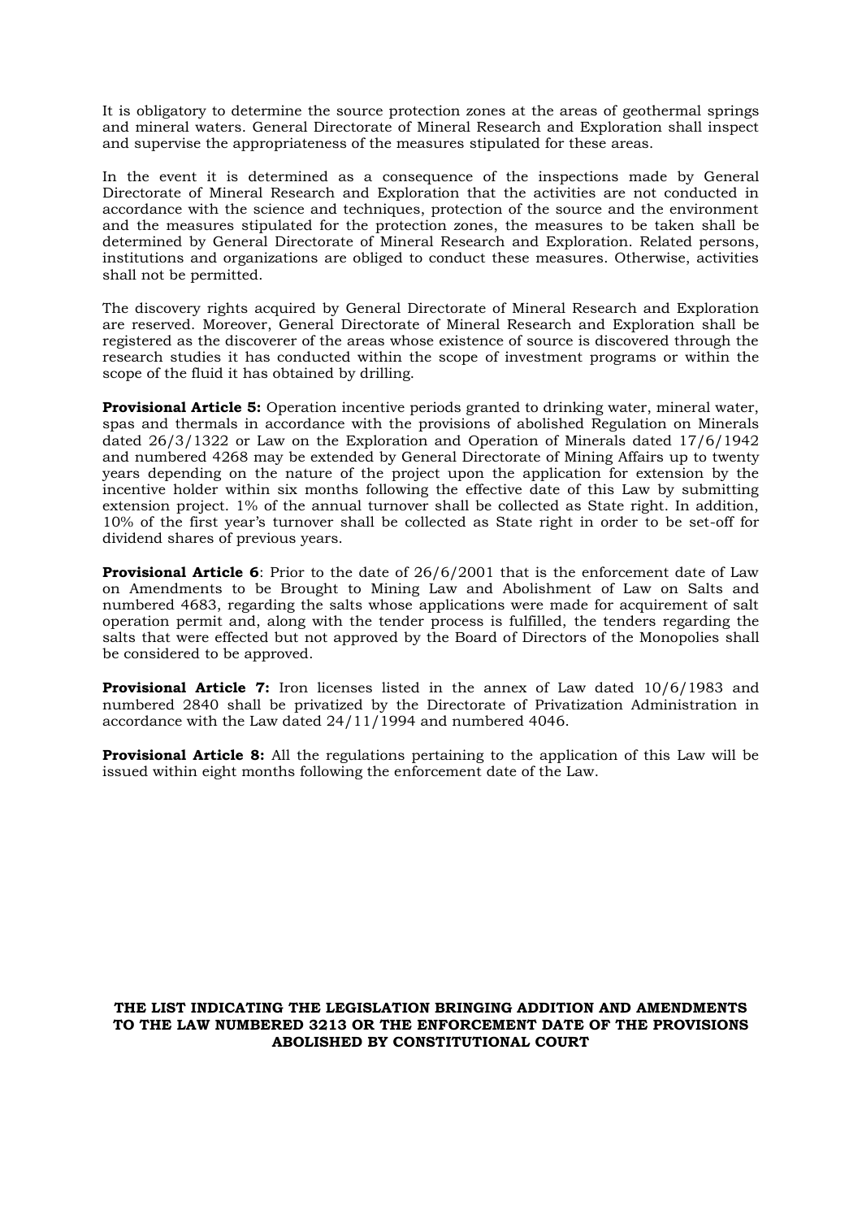It is obligatory to determine the source protection zones at the areas of geothermal springs and mineral waters. General Directorate of Mineral Research and Exploration shall inspect and supervise the appropriateness of the measures stipulated for these areas.

In the event it is determined as a consequence of the inspections made by General Directorate of Mineral Research and Exploration that the activities are not conducted in accordance with the science and techniques, protection of the source and the environment and the measures stipulated for the protection zones, the measures to be taken shall be determined by General Directorate of Mineral Research and Exploration. Related persons, institutions and organizations are obliged to conduct these measures. Otherwise, activities shall not be permitted.

The discovery rights acquired by General Directorate of Mineral Research and Exploration are reserved. Moreover, General Directorate of Mineral Research and Exploration shall be registered as the discoverer of the areas whose existence of source is discovered through the research studies it has conducted within the scope of investment programs or within the scope of the fluid it has obtained by drilling.

**Provisional Article 5:** Operation incentive periods granted to drinking water, mineral water, spas and thermals in accordance with the provisions of abolished Regulation on Minerals dated 26/3/1322 or Law on the Exploration and Operation of Minerals dated 17/6/1942 and numbered 4268 may be extended by General Directorate of Mining Affairs up to twenty years depending on the nature of the project upon the application for extension by the incentive holder within six months following the effective date of this Law by submitting extension project. 1% of the annual turnover shall be collected as State right. In addition, 10% of the first year's turnover shall be collected as State right in order to be set-off for dividend shares of previous years.

**Provisional Article 6**: Prior to the date of 26/6/2001 that is the enforcement date of Law on Amendments to be Brought to Mining Law and Abolishment of Law on Salts and numbered 4683, regarding the salts whose applications were made for acquirement of salt operation permit and, along with the tender process is fulfilled, the tenders regarding the salts that were effected but not approved by the Board of Directors of the Monopolies shall be considered to be approved.

**Provisional Article 7:** Iron licenses listed in the annex of Law dated 10/6/1983 and numbered 2840 shall be privatized by the Directorate of Privatization Administration in accordance with the Law dated 24/11/1994 and numbered 4046.

**Provisional Article 8:** All the regulations pertaining to the application of this Law will be issued within eight months following the enforcement date of the Law.

**THE LIST INDICATING THE LEGISLATION BRINGING ADDITION AND AMENDMENTS TO THE LAW NUMBERED 3213 OR THE ENFORCEMENT DATE OF THE PROVISIONS ABOLISHED BY CONSTITUTIONAL COURT**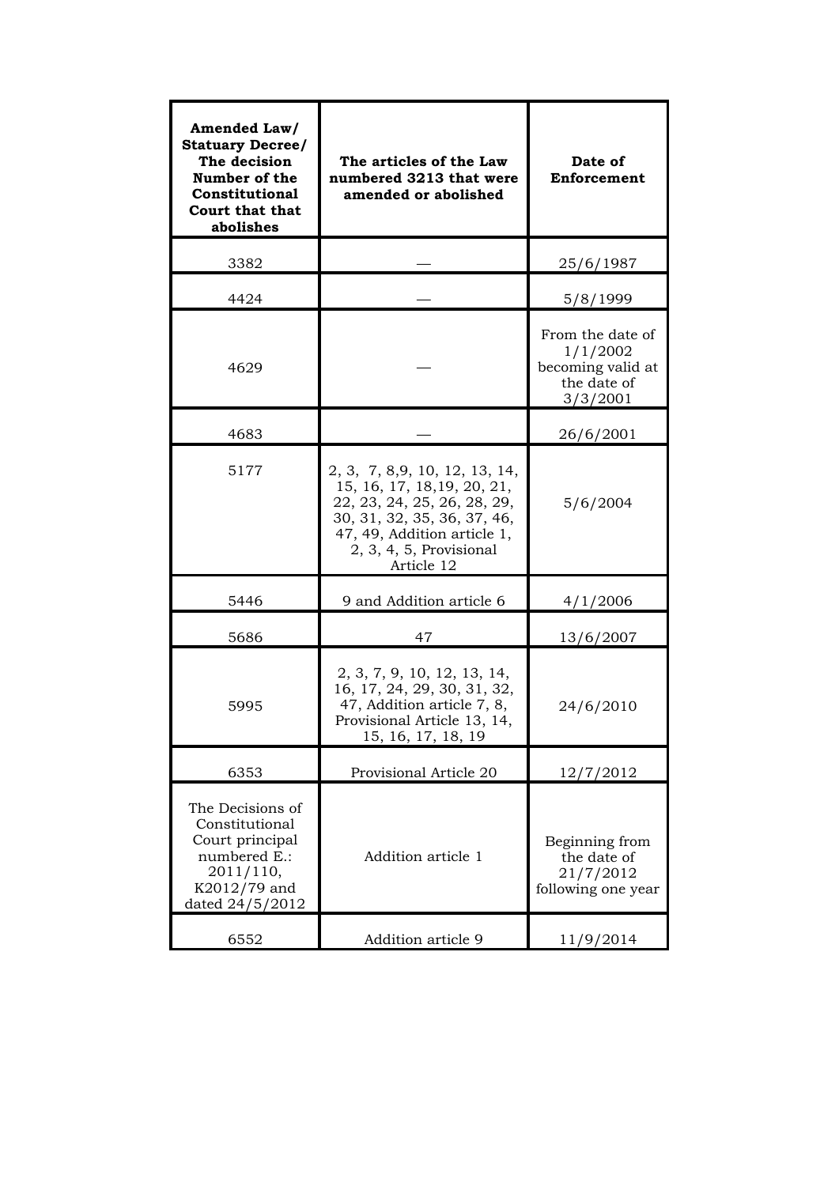| Amended Law/ Statuary Decree/ The decision Number of the Constitutional Court that that abolishes | The articles of the Law numbered 3213 that were amended or abolished | Date of Enforcement |
|---|---|---|
| 3382 | — | 25/6/1987 |
| 4424 | — | 5/8/1999 |
| 4629 | — | From the date of 1/1/2002 becoming valid at the date of 3/3/2001 |
| 4683 | — | 26/6/2001 |
| 5177 | 2, 3, 7, 8,9, 10, 12, 13, 14, 15, 16, 17, 18,19, 20, 21, 22, 23, 24, 25, 26, 28, 29, 30, 31, 32, 35, 36, 37, 46, 47, 49, Addition article 1, 2, 3, 4, 5, Provisional Article 12 | 5/6/2004 |
| 5446 | 9 and Addition article 6 | 4/1/2006 |
| 5686 | 47 | 13/6/2007 |
| 5995 | 2, 3, 7, 9, 10, 12, 13, 14, 16, 17, 24, 29, 30, 31, 32, 47, Addition article 7, 8, Provisional Article 13, 14, 15, 16, 17, 18, 19 | 24/6/2010 |
| 6353 | Provisional Article 20 | 12/7/2012 |
| The Decisions of Constitutional Court principal numbered E.: 2011/110, K2012/79 and dated 24/5/2012 | Addition article 1 | Beginning from the date of 21/7/2012 following one year |
| 6552 | Addition article 9 | 11/9/2014 |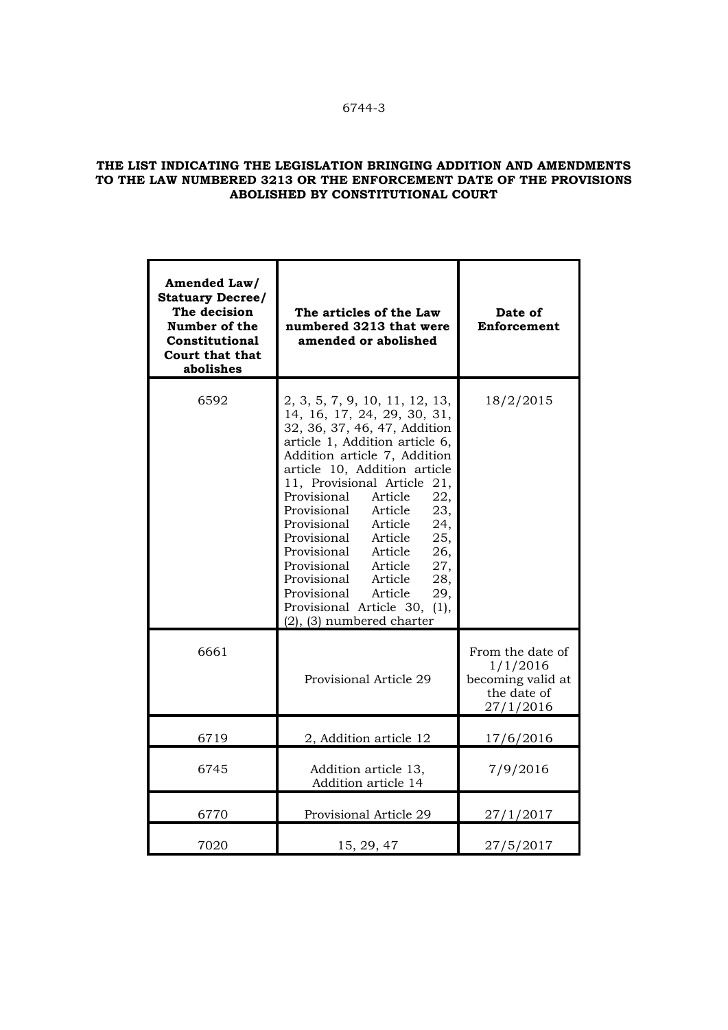6744-3

**THE LIST INDICATING THE LEGISLATION BRINGING ADDITION AND AMENDMENTS TO THE LAW NUMBERED 3213 OR THE ENFORCEMENT DATE OF THE PROVISIONS ABOLISHED BY CONSTITUTIONAL COURT**

| Amended Law/ Statuary Decree/ The decision Number of the Constitutional Court that that abolishes | The articles of the Law numbered 3213 that were amended or abolished | Date of Enforcement |
|---|---|---|
| 6592 | 2, 3, 5, 7, 9, 10, 11, 12, 13, 14, 16, 17, 24, 29, 30, 31, 32, 36, 37, 46, 47, Addition article 1, Addition article 6, Addition article 7, Addition article 10, Addition article 11, Provisional Article 21, Provisional Article 22, Provisional Article 23, Provisional Article 24, Provisional Article 25, Provisional Article 26, Provisional Article 27, Provisional Article 28, Provisional Article 29, Provisional Article 30, (1), (2), (3) numbered charter | 18/2/2015 |
| 6661 | Provisional Article 29 | From the date of 1/1/2016 becoming valid at the date of 27/1/2016 |
| 6719 | 2, Addition article 12 | 17/6/2016 |
| 6745 | Addition article 13, Addition article 14 | 7/9/2016 |
| 6770 | Provisional Article 29 | 27/1/2017 |
| 7020 | 15, 29, 47 | 27/5/2017 |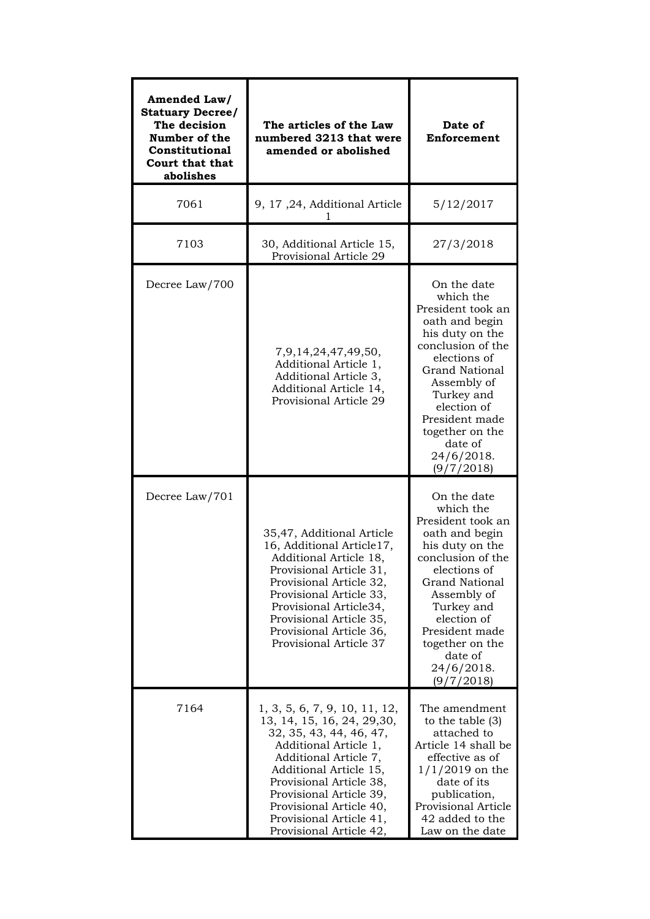| Amended Law/ Statuary Decree/ The decision Number of the Constitutional Court that that abolishes | The articles of the Law numbered 3213 that were amended or abolished | Date of Enforcement |
|---|---|---|
| 7061 | 9, 17 ,24, Additional Article 1 | 5/12/2017 |
| 7103 | 30, Additional Article 15, Provisional Article 29 | 27/3/2018 |
| Decree Law/700 | 7,9,14,24,47,49,50, Additional Article 1, Additional Article 3, Additional Article 14, Provisional Article 29 | On the date which the President took an oath and begin his duty on the conclusion of the elections of Grand National Assembly of Turkey and election of President made together on the date of 24/6/2018. (9/7/2018) |
| Decree Law/701 | 35,47, Additional Article 16, Additional Article17, Additional Article 18, Provisional Article 31, Provisional Article 32, Provisional Article 33, Provisional Article34, Provisional Article 35, Provisional Article 36, Provisional Article 37 | On the date which the President took an oath and begin his duty on the conclusion of the elections of Grand National Assembly of Turkey and election of President made together on the date of 24/6/2018. (9/7/2018) |
| 7164 | 1, 3, 5, 6, 7, 9, 10, 11, 12, 13, 14, 15, 16, 24, 29,30, 32, 35, 43, 44, 46, 47, Additional Article 1, Additional Article 7, Additional Article 15, Provisional Article 38, Provisional Article 39, Provisional Article 40, Provisional Article 41, Provisional Article 42, | The amendment to the table (3) attached to Article 14 shall be effective as of 1/1/2019 on the date of its publication, Provisional Article 42 added to the Law on the date |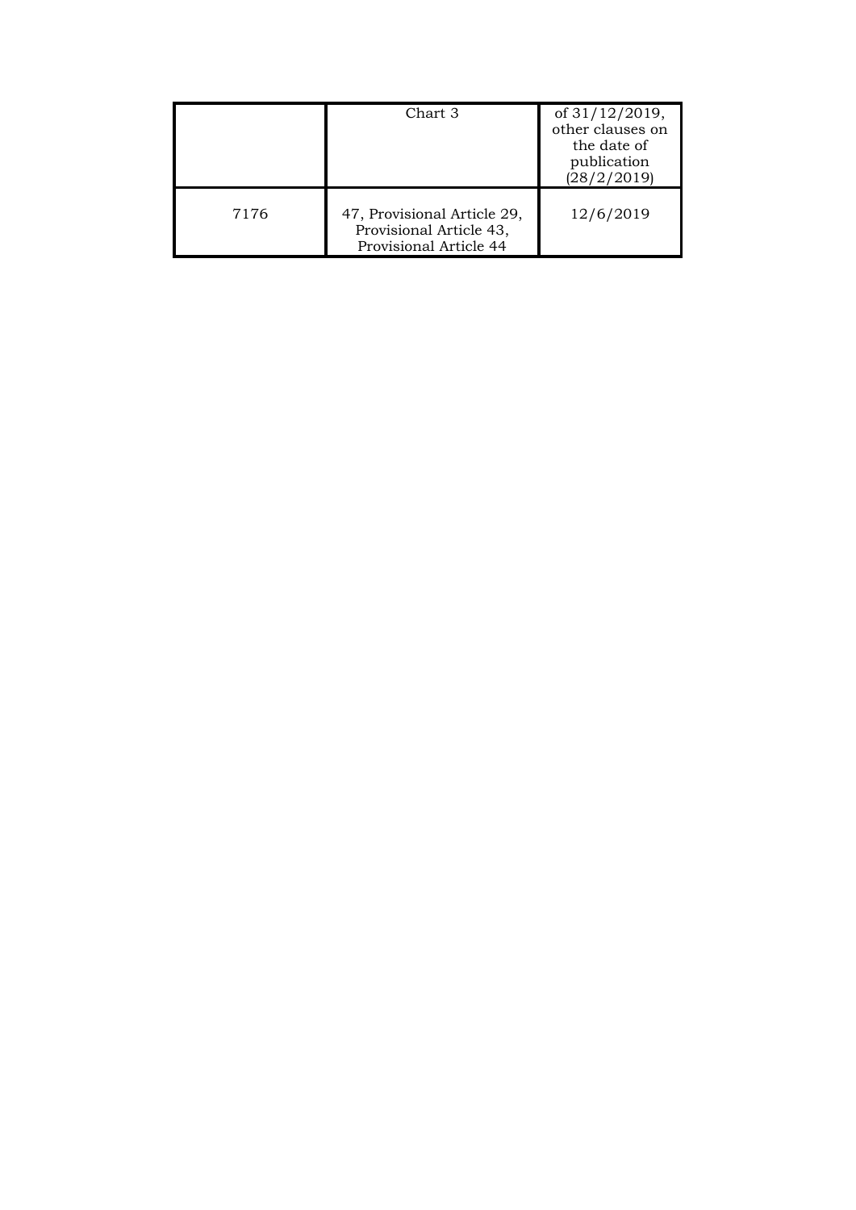| | | |
|---|---|---|
| | Chart 3 | of 31/12/2019, other clauses on the date of publication (28/2/2019) |
| 7176 | 47, Provisional Article 29, Provisional Article 43, Provisional Article 44 | 12/6/2019 |